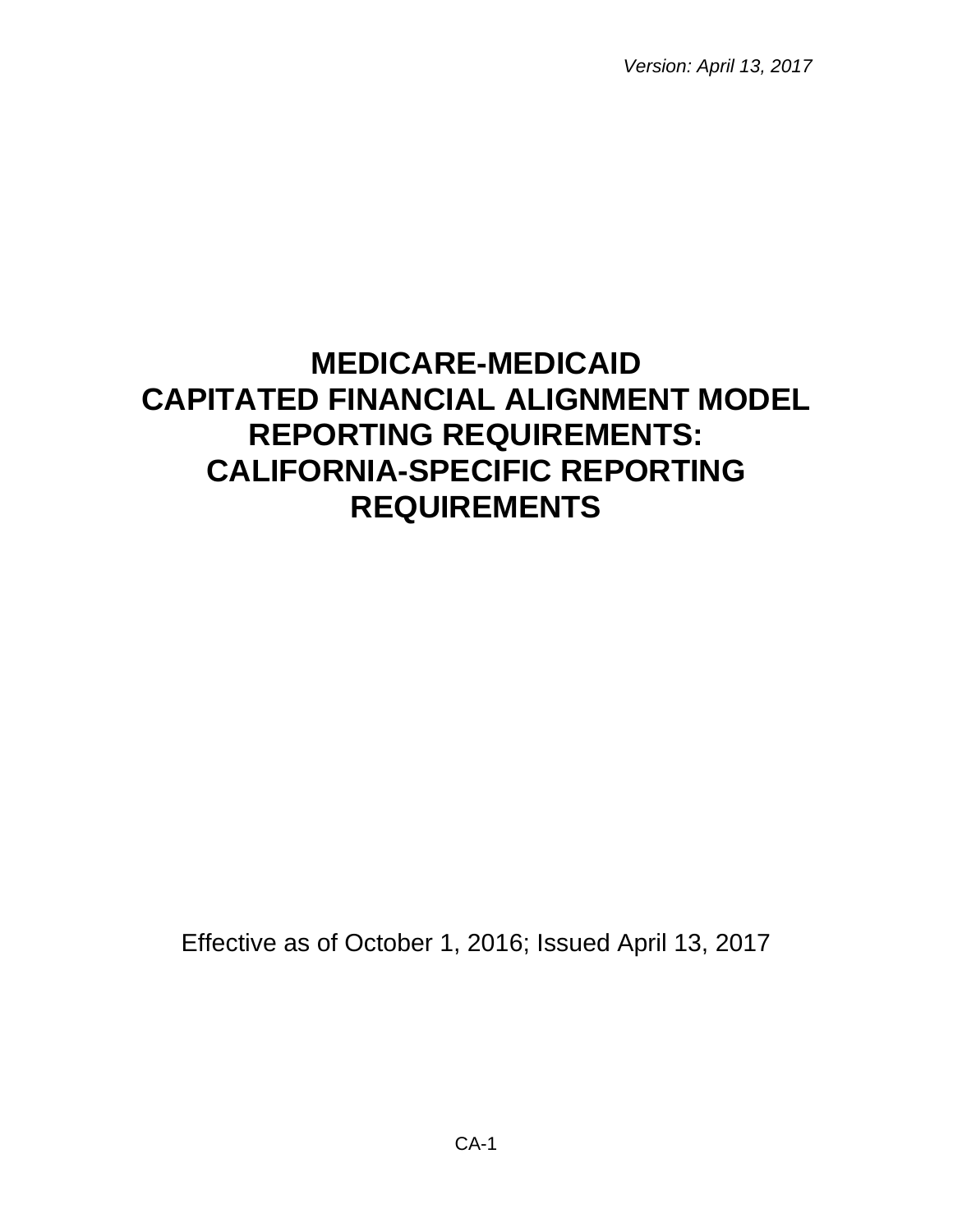*Version: April 13, 2017*

# MEDICARE-MEDICAID CAPITATED FINANCIAL ALIGNMENT MODEL REPORTING REQUIREMENTS: CALIFORNIA-SPECIFIC REPORTING REQUIREMENTS

Effective as of October 1, 2016; Issued April 13, 2017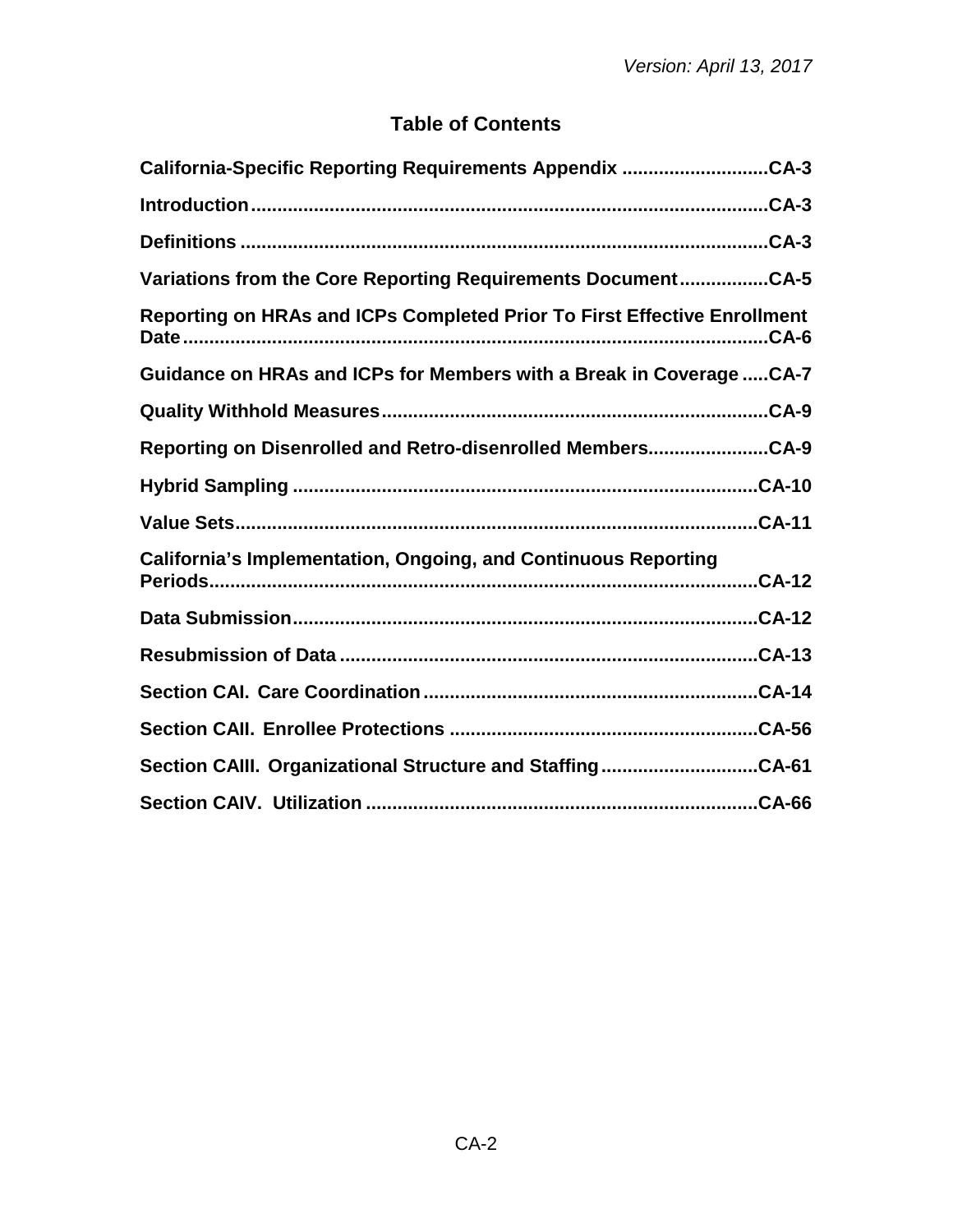# Table of Contents

**California-Specific Reporting Requirements Appendix ............................CA-3**

**Introduction.................................................................................................CA-3**

**Definitions ...................................................................................................CA-3**

**Variations from the Core Reporting Requirements Document.................CA-5**

**Reporting on HRAs and ICPs Completed Prior To First Effective Enrollment Date..............................................................................................................CA-6**

**Guidance on HRAs and ICPs for Members with a Break in Coverage .....CA-7**

**Quality Withhold Measures.........................................................................CA-9**

**Reporting on Disenrolled and Retro-disenrolled Members.......................CA-9**

**Hybrid Sampling .......................................................................................CA-10**

**Value Sets..................................................................................................CA-11**

**California's Implementation, Ongoing, and Continuous Reporting Periods.......................................................................................................CA-12**

**Data Submission.......................................................................................CA-12**

**Resubmission of Data ..............................................................................CA-13**

**Section CAI. Care Coordination ...............................................................CA-14**

**Section CAII. Enrollee Protections ..........................................................CA-56**

**Section CAIII. Organizational Structure and Staffing..............................CA-61**

**Section CAIV. Utilization ..........................................................................CA-66**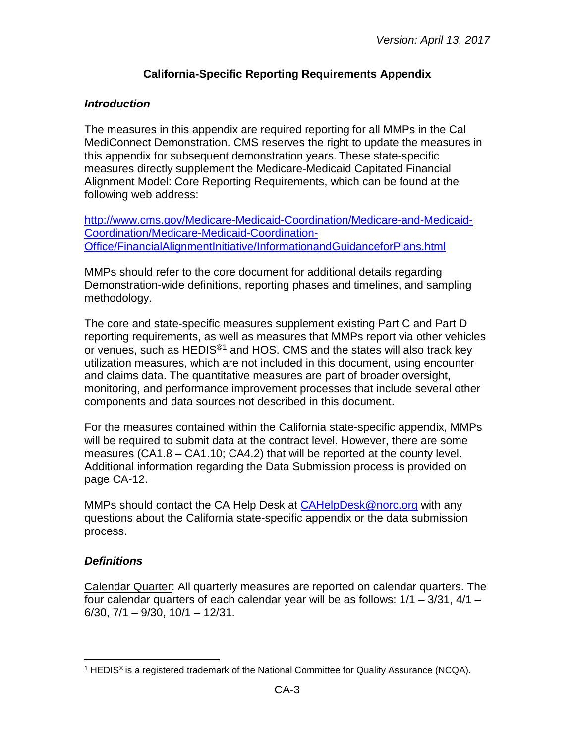## California-Specific Reporting Requirements Appendix

### *Introduction*

The measures in this appendix are required reporting for all MMPs in the Cal MediConnect Demonstration. CMS reserves the right to update the measures in this appendix for subsequent demonstration years. These state-specific measures directly supplement the Medicare-Medicaid Capitated Financial Alignment Model: Core Reporting Requirements, which can be found at the following web address:

[http://www.cms.gov/Medicare-Medicaid-Coordination/Medicare-and-Medicaid-Coordination/Medicare-Medicaid-Coordination-Office/FinancialAlignmentInitiative/InformationandGuidanceforPlans.html](http://www.cms.gov/Medicare-Medicaid-Coordination/Medicare-and-Medicaid-Coordination/Medicare-Medicaid-Coordination-Office/FinancialAlignmentInitiative/InformationandGuidanceforPlans.html)

MMPs should refer to the core document for additional details regarding Demonstration-wide definitions, reporting phases and timelines, and sampling methodology.

The core and state-specific measures supplement existing Part C and Part D reporting requirements, as well as measures that MMPs report via other vehicles or venues, such as HEDIS®[1] and HOS. CMS and the states will also track key utilization measures, which are not included in this document, using encounter and claims data. The quantitative measures are part of broader oversight, monitoring, and performance improvement processes that include several other components and data sources not described in this document.

For the measures contained within the California state-specific appendix, MMPs will be required to submit data at the contract level. However, there are some measures (CA1.8 – CA1.10; CA4.2) that will be reported at the county level. Additional information regarding the Data Submission process is provided on page CA-12.

MMPs should contact the CA Help Desk at [CAHelpDesk@norc.org](mailto:CAHelpDesk@norc.org) with any questions about the California state-specific appendix or the data submission process.

### *Definitions*

Calendar Quarter: All quarterly measures are reported on calendar quarters. The four calendar quarters of each calendar year will be as follows: 1/1 – 3/31, 4/1 – 6/30, 7/1 – 9/30, 10/1 – 12/31.

---

[1] HEDIS® is a registered trademark of the National Committee for Quality Assurance (NCQA).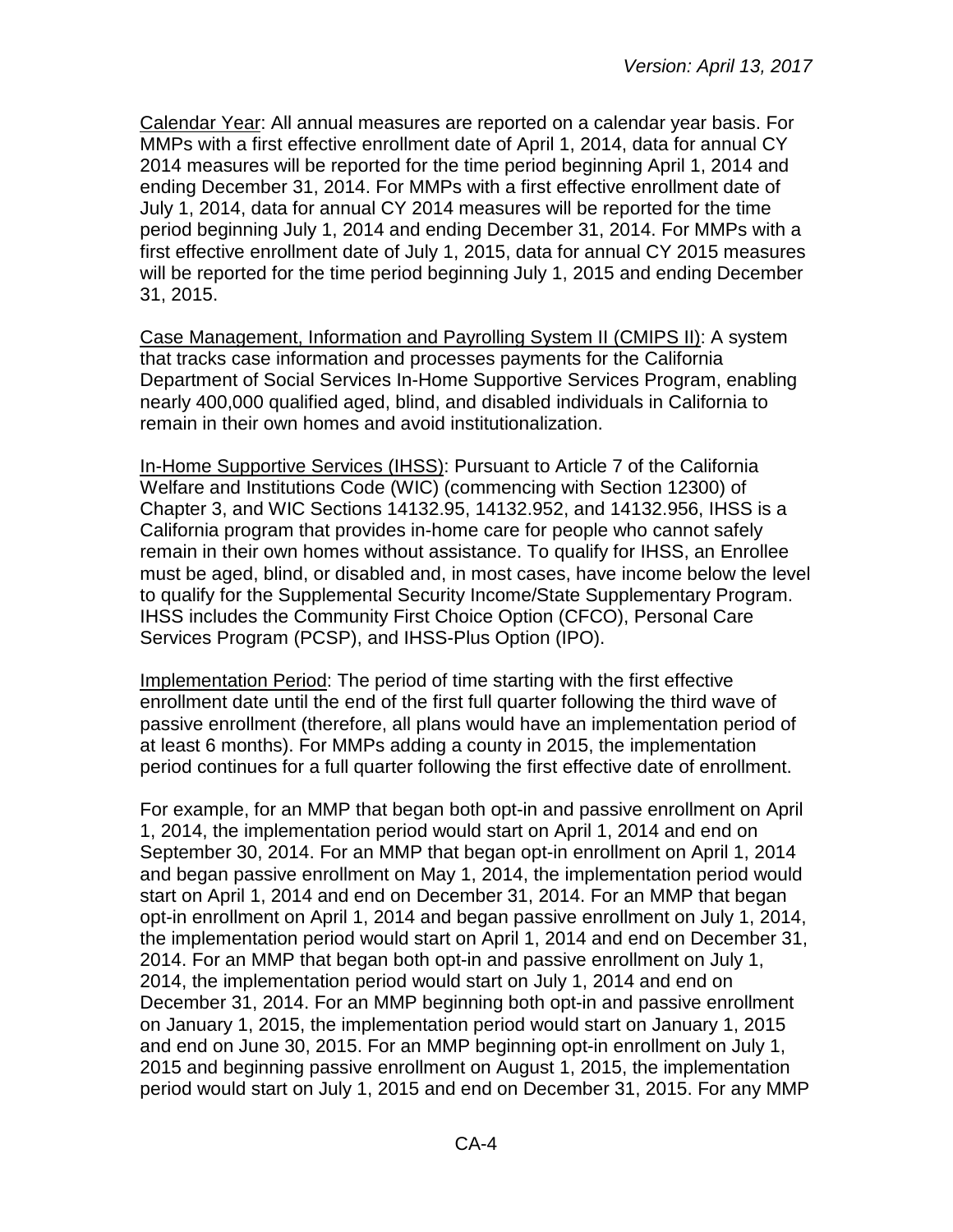Calendar Year: All annual measures are reported on a calendar year basis. For MMPs with a first effective enrollment date of April 1, 2014, data for annual CY 2014 measures will be reported for the time period beginning April 1, 2014 and ending December 31, 2014. For MMPs with a first effective enrollment date of July 1, 2014, data for annual CY 2014 measures will be reported for the time period beginning July 1, 2014 and ending December 31, 2014. For MMPs with a first effective enrollment date of July 1, 2015, data for annual CY 2015 measures will be reported for the time period beginning July 1, 2015 and ending December 31, 2015.

Case Management, Information and Payrolling System II (CMIPS II): A system that tracks case information and processes payments for the California Department of Social Services In-Home Supportive Services Program, enabling nearly 400,000 qualified aged, blind, and disabled individuals in California to remain in their own homes and avoid institutionalization.

In-Home Supportive Services (IHSS): Pursuant to Article 7 of the California Welfare and Institutions Code (WIC) (commencing with Section 12300) of Chapter 3, and WIC Sections 14132.95, 14132.952, and 14132.956, IHSS is a California program that provides in-home care for people who cannot safely remain in their own homes without assistance. To qualify for IHSS, an Enrollee must be aged, blind, or disabled and, in most cases, have income below the level to qualify for the Supplemental Security Income/State Supplementary Program. IHSS includes the Community First Choice Option (CFCO), Personal Care Services Program (PCSP), and IHSS-Plus Option (IPO).

Implementation Period: The period of time starting with the first effective enrollment date until the end of the first full quarter following the third wave of passive enrollment (therefore, all plans would have an implementation period of at least 6 months). For MMPs adding a county in 2015, the implementation period continues for a full quarter following the first effective date of enrollment.

For example, for an MMP that began both opt-in and passive enrollment on April 1, 2014, the implementation period would start on April 1, 2014 and end on September 30, 2014. For an MMP that began opt-in enrollment on April 1, 2014 and began passive enrollment on May 1, 2014, the implementation period would start on April 1, 2014 and end on December 31, 2014. For an MMP that began opt-in enrollment on April 1, 2014 and began passive enrollment on July 1, 2014, the implementation period would start on April 1, 2014 and end on December 31, 2014. For an MMP that began both opt-in and passive enrollment on July 1, 2014, the implementation period would start on July 1, 2014 and end on December 31, 2014. For an MMP beginning both opt-in and passive enrollment on January 1, 2015, the implementation period would start on January 1, 2015 and end on June 30, 2015. For an MMP beginning opt-in enrollment on July 1, 2015 and beginning passive enrollment on August 1, 2015, the implementation period would start on July 1, 2015 and end on December 31, 2015. For any MMP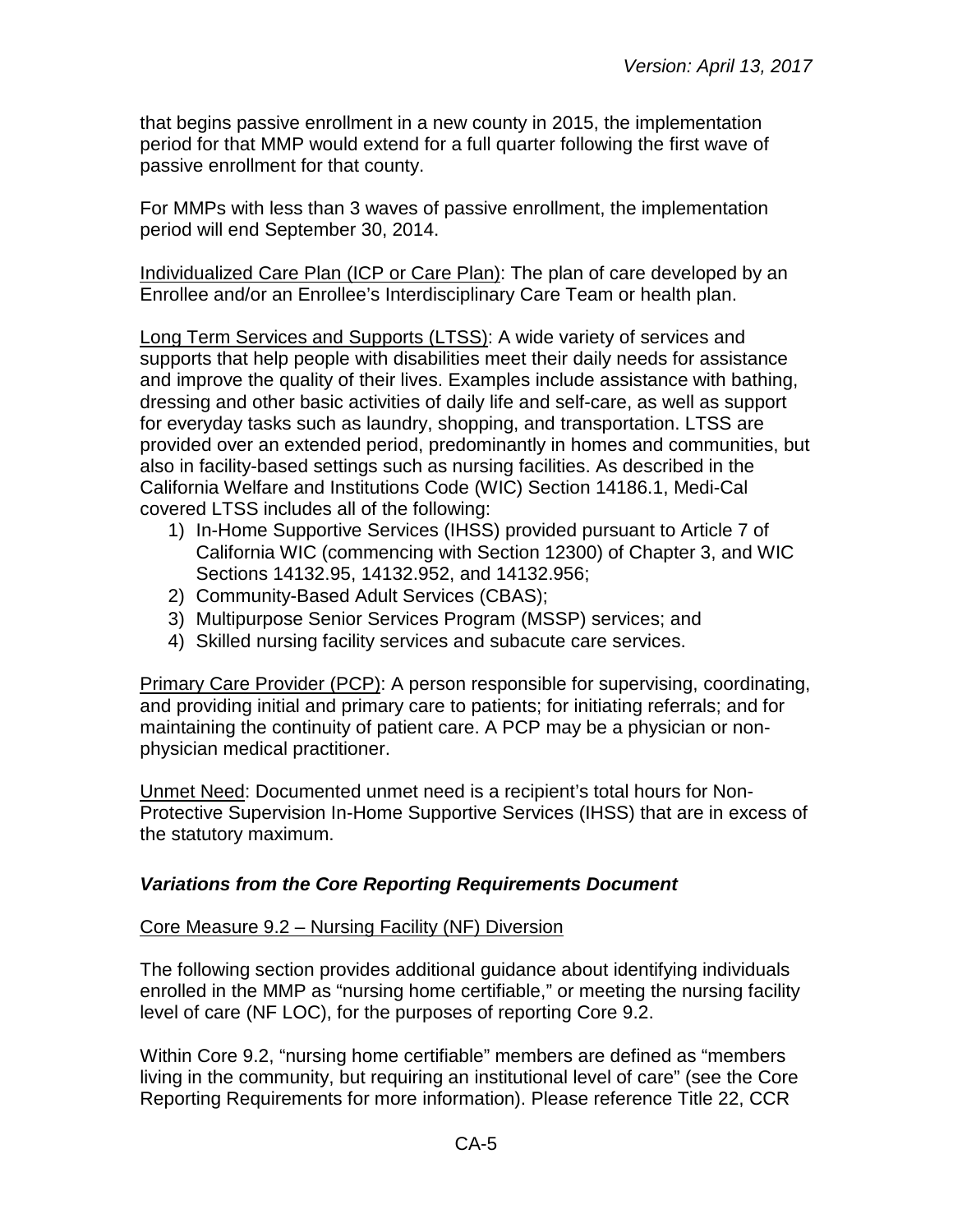that begins passive enrollment in a new county in 2015, the implementation period for that MMP would extend for a full quarter following the first wave of passive enrollment for that county.

For MMPs with less than 3 waves of passive enrollment, the implementation period will end September 30, 2014.

Individualized Care Plan (ICP or Care Plan): The plan of care developed by an Enrollee and/or an Enrollee's Interdisciplinary Care Team or health plan.

Long Term Services and Supports (LTSS): A wide variety of services and supports that help people with disabilities meet their daily needs for assistance and improve the quality of their lives. Examples include assistance with bathing, dressing and other basic activities of daily life and self-care, as well as support for everyday tasks such as laundry, shopping, and transportation. LTSS are provided over an extended period, predominantly in homes and communities, but also in facility-based settings such as nursing facilities. As described in the California Welfare and Institutions Code (WIC) Section 14186.1, Medi-Cal covered LTSS includes all of the following:

1) In-Home Supportive Services (IHSS) provided pursuant to Article 7 of California WIC (commencing with Section 12300) of Chapter 3, and WIC Sections 14132.95, 14132.952, and 14132.956;
2) Community-Based Adult Services (CBAS);
3) Multipurpose Senior Services Program (MSSP) services; and
4) Skilled nursing facility services and subacute care services.

Primary Care Provider (PCP): A person responsible for supervising, coordinating, and providing initial and primary care to patients; for initiating referrals; and for maintaining the continuity of patient care. A PCP may be a physician or non-physician medical practitioner.

Unmet Need: Documented unmet need is a recipient's total hours for Non-Protective Supervision In-Home Supportive Services (IHSS) that are in excess of the statutory maximum.

### *Variations from the Core Reporting Requirements Document*

Core Measure 9.2 – Nursing Facility (NF) Diversion

The following section provides additional guidance about identifying individuals enrolled in the MMP as "nursing home certifiable," or meeting the nursing facility level of care (NF LOC), for the purposes of reporting Core 9.2.

Within Core 9.2, "nursing home certifiable" members are defined as "members living in the community, but requiring an institutional level of care" (see the Core Reporting Requirements for more information). Please reference Title 22, CCR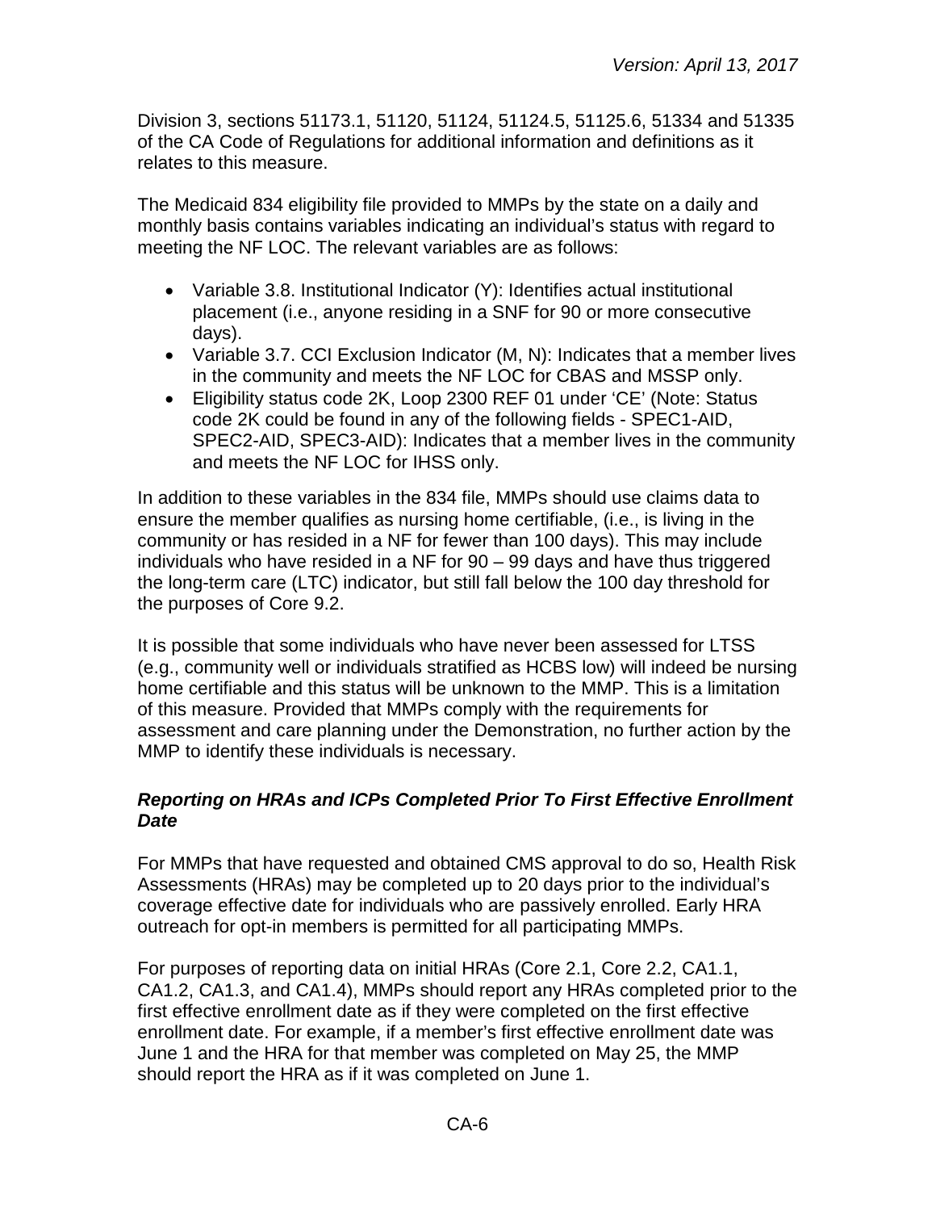Division 3, sections 51173.1, 51120, 51124, 51124.5, 51125.6, 51334 and 51335 of the CA Code of Regulations for additional information and definitions as it relates to this measure.

The Medicaid 834 eligibility file provided to MMPs by the state on a daily and monthly basis contains variables indicating an individual's status with regard to meeting the NF LOC. The relevant variables are as follows:

- Variable 3.8. Institutional Indicator (Y): Identifies actual institutional placement (i.e., anyone residing in a SNF for 90 or more consecutive days).
- Variable 3.7. CCI Exclusion Indicator (M, N): Indicates that a member lives in the community and meets the NF LOC for CBAS and MSSP only.
- Eligibility status code 2K, Loop 2300 REF 01 under 'CE' (Note: Status code 2K could be found in any of the following fields - SPEC1-AID, SPEC2-AID, SPEC3-AID): Indicates that a member lives in the community and meets the NF LOC for IHSS only.

In addition to these variables in the 834 file, MMPs should use claims data to ensure the member qualifies as nursing home certifiable, (i.e., is living in the community or has resided in a NF for fewer than 100 days). This may include individuals who have resided in a NF for 90 – 99 days and have thus triggered the long-term care (LTC) indicator, but still fall below the 100 day threshold for the purposes of Core 9.2.

It is possible that some individuals who have never been assessed for LTSS (e.g., community well or individuals stratified as HCBS low) will indeed be nursing home certifiable and this status will be unknown to the MMP. This is a limitation of this measure. Provided that MMPs comply with the requirements for assessment and care planning under the Demonstration, no further action by the MMP to identify these individuals is necessary.

### *Reporting on HRAs and ICPs Completed Prior To First Effective Enrollment Date*

For MMPs that have requested and obtained CMS approval to do so, Health Risk Assessments (HRAs) may be completed up to 20 days prior to the individual's coverage effective date for individuals who are passively enrolled. Early HRA outreach for opt-in members is permitted for all participating MMPs.

For purposes of reporting data on initial HRAs (Core 2.1, Core 2.2, CA1.1, CA1.2, CA1.3, and CA1.4), MMPs should report any HRAs completed prior to the first effective enrollment date as if they were completed on the first effective enrollment date. For example, if a member's first effective enrollment date was June 1 and the HRA for that member was completed on May 25, the MMP should report the HRA as if it was completed on June 1.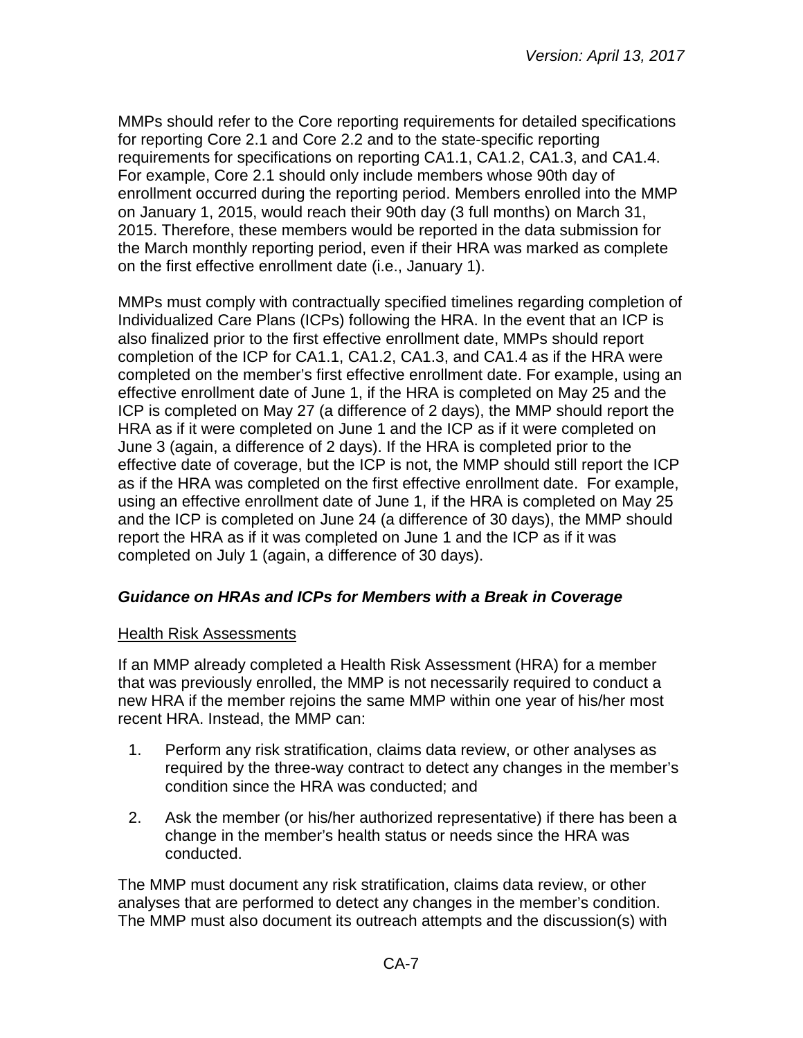MMPs should refer to the Core reporting requirements for detailed specifications for reporting Core 2.1 and Core 2.2 and to the state-specific reporting requirements for specifications on reporting CA1.1, CA1.2, CA1.3, and CA1.4. For example, Core 2.1 should only include members whose 90th day of enrollment occurred during the reporting period. Members enrolled into the MMP on January 1, 2015, would reach their 90th day (3 full months) on March 31, 2015. Therefore, these members would be reported in the data submission for the March monthly reporting period, even if their HRA was marked as complete on the first effective enrollment date (i.e., January 1).

MMPs must comply with contractually specified timelines regarding completion of Individualized Care Plans (ICPs) following the HRA. In the event that an ICP is also finalized prior to the first effective enrollment date, MMPs should report completion of the ICP for CA1.1, CA1.2, CA1.3, and CA1.4 as if the HRA were completed on the member's first effective enrollment date. For example, using an effective enrollment date of June 1, if the HRA is completed on May 25 and the ICP is completed on May 27 (a difference of 2 days), the MMP should report the HRA as if it were completed on June 1 and the ICP as if it were completed on June 3 (again, a difference of 2 days). If the HRA is completed prior to the effective date of coverage, but the ICP is not, the MMP should still report the ICP as if the HRA was completed on the first effective enrollment date. For example, using an effective enrollment date of June 1, if the HRA is completed on May 25 and the ICP is completed on June 24 (a difference of 30 days), the MMP should report the HRA as if it was completed on June 1 and the ICP as if it was completed on July 1 (again, a difference of 30 days).

### *Guidance on HRAs and ICPs for Members with a Break in Coverage*

Health Risk Assessments

If an MMP already completed a Health Risk Assessment (HRA) for a member that was previously enrolled, the MMP is not necessarily required to conduct a new HRA if the member rejoins the same MMP within one year of his/her most recent HRA. Instead, the MMP can:

1. Perform any risk stratification, claims data review, or other analyses as required by the three-way contract to detect any changes in the member's condition since the HRA was conducted; and
2. Ask the member (or his/her authorized representative) if there has been a change in the member's health status or needs since the HRA was conducted.

The MMP must document any risk stratification, claims data review, or other analyses that are performed to detect any changes in the member's condition. The MMP must also document its outreach attempts and the discussion(s) with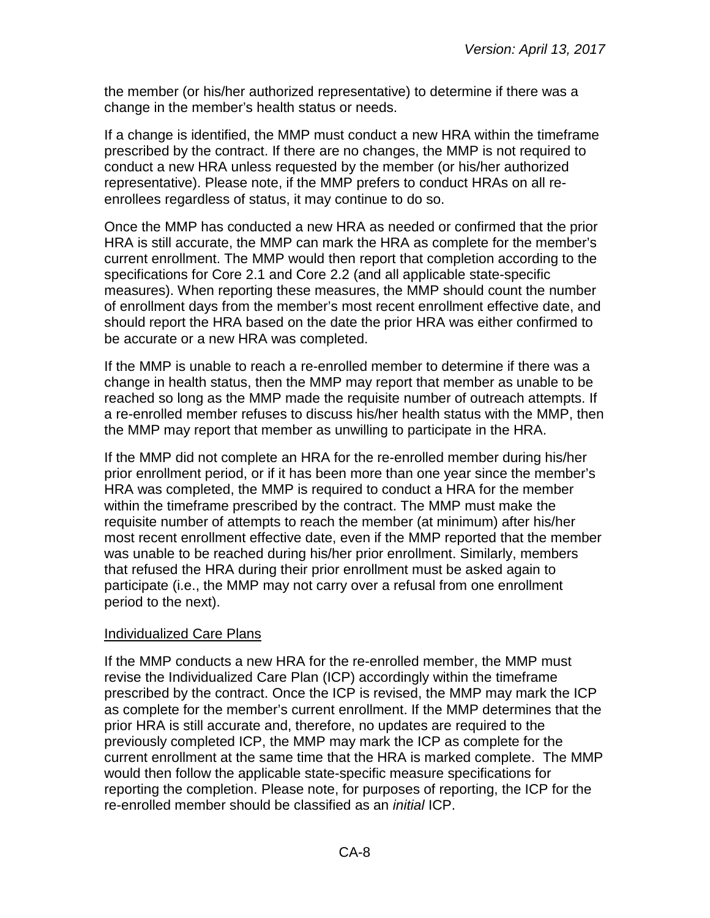the member (or his/her authorized representative) to determine if there was a change in the member's health status or needs.

If a change is identified, the MMP must conduct a new HRA within the timeframe prescribed by the contract. If there are no changes, the MMP is not required to conduct a new HRA unless requested by the member (or his/her authorized representative). Please note, if the MMP prefers to conduct HRAs on all re-enrollees regardless of status, it may continue to do so.

Once the MMP has conducted a new HRA as needed or confirmed that the prior HRA is still accurate, the MMP can mark the HRA as complete for the member's current enrollment. The MMP would then report that completion according to the specifications for Core 2.1 and Core 2.2 (and all applicable state-specific measures). When reporting these measures, the MMP should count the number of enrollment days from the member's most recent enrollment effective date, and should report the HRA based on the date the prior HRA was either confirmed to be accurate or a new HRA was completed.

If the MMP is unable to reach a re-enrolled member to determine if there was a change in health status, then the MMP may report that member as unable to be reached so long as the MMP made the requisite number of outreach attempts. If a re-enrolled member refuses to discuss his/her health status with the MMP, then the MMP may report that member as unwilling to participate in the HRA.

If the MMP did not complete an HRA for the re-enrolled member during his/her prior enrollment period, or if it has been more than one year since the member's HRA was completed, the MMP is required to conduct a HRA for the member within the timeframe prescribed by the contract. The MMP must make the requisite number of attempts to reach the member (at minimum) after his/her most recent enrollment effective date, even if the MMP reported that the member was unable to be reached during his/her prior enrollment. Similarly, members that refused the HRA during their prior enrollment must be asked again to participate (i.e., the MMP may not carry over a refusal from one enrollment period to the next).

Individualized Care Plans

If the MMP conducts a new HRA for the re-enrolled member, the MMP must revise the Individualized Care Plan (ICP) accordingly within the timeframe prescribed by the contract. Once the ICP is revised, the MMP may mark the ICP as complete for the member's current enrollment. If the MMP determines that the prior HRA is still accurate and, therefore, no updates are required to the previously completed ICP, the MMP may mark the ICP as complete for the current enrollment at the same time that the HRA is marked complete. The MMP would then follow the applicable state-specific measure specifications for reporting the completion. Please note, for purposes of reporting, the ICP for the re-enrolled member should be classified as an *initial* ICP.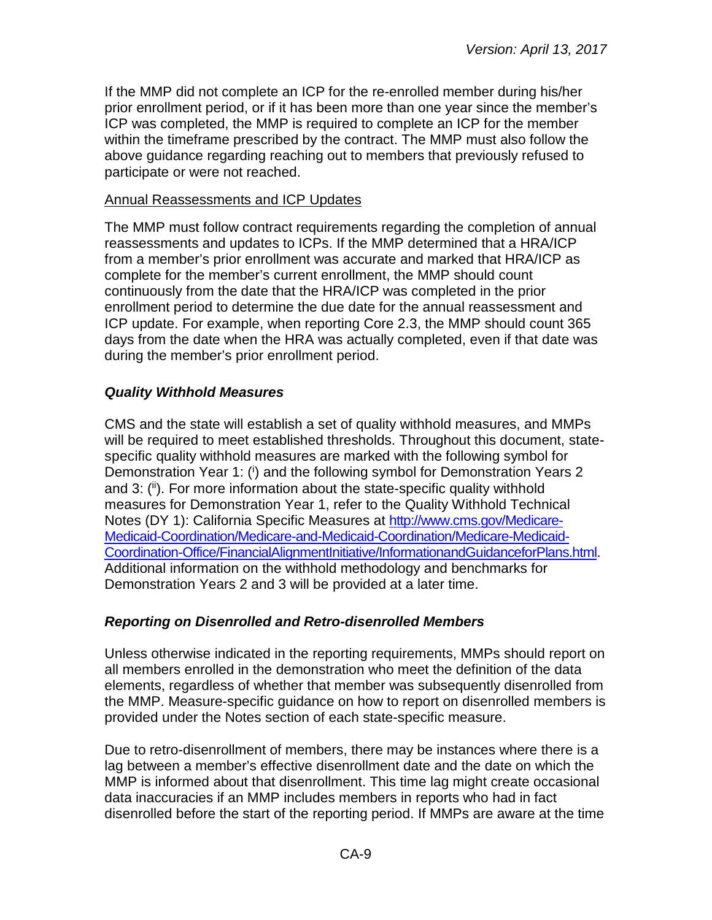If the MMP did not complete an ICP for the re-enrolled member during his/her prior enrollment period, or if it has been more than one year since the member's ICP was completed, the MMP is required to complete an ICP for the member within the timeframe prescribed by the contract. The MMP must also follow the above guidance regarding reaching out to members that previously refused to participate or were not reached.

Annual Reassessments and ICP Updates

The MMP must follow contract requirements regarding the completion of annual reassessments and updates to ICPs. If the MMP determined that a HRA/ICP from a member's prior enrollment was accurate and marked that HRA/ICP as complete for the member's current enrollment, the MMP should count continuously from the date that the HRA/ICP was completed in the prior enrollment period to determine the due date for the annual reassessment and ICP update. For example, when reporting Core 2.3, the MMP should count 365 days from the date when the HRA was actually completed, even if that date was during the member's prior enrollment period.

### *Quality Withhold Measures*

CMS and the state will establish a set of quality withhold measures, and MMPs will be required to meet established thresholds. Throughout this document, state-specific quality withhold measures are marked with the following symbol for Demonstration Year 1: ([i]) and the following symbol for Demonstration Years 2 and 3: ([ii]). For more information about the state-specific quality withhold measures for Demonstration Year 1, refer to the Quality Withhold Technical Notes (DY 1): California Specific Measures at http://www.cms.gov/Medicare-Medicaid-Coordination/Medicare-and-Medicaid-Coordination/Medicare-Medicaid-Coordination-Office/FinancialAlignmentInitiative/InformationandGuidanceforPlans.html. Additional information on the withhold methodology and benchmarks for Demonstration Years 2 and 3 will be provided at a later time.

### *Reporting on Disenrolled and Retro-disenrolled Members*

Unless otherwise indicated in the reporting requirements, MMPs should report on all members enrolled in the demonstration who meet the definition of the data elements, regardless of whether that member was subsequently disenrolled from the MMP. Measure-specific guidance on how to report on disenrolled members is provided under the Notes section of each state-specific measure.

Due to retro-disenrollment of members, there may be instances where there is a lag between a member's effective disenrollment date and the date on which the MMP is informed about that disenrollment. This time lag might create occasional data inaccuracies if an MMP includes members in reports who had in fact disenrolled before the start of the reporting period. If MMPs are aware at the time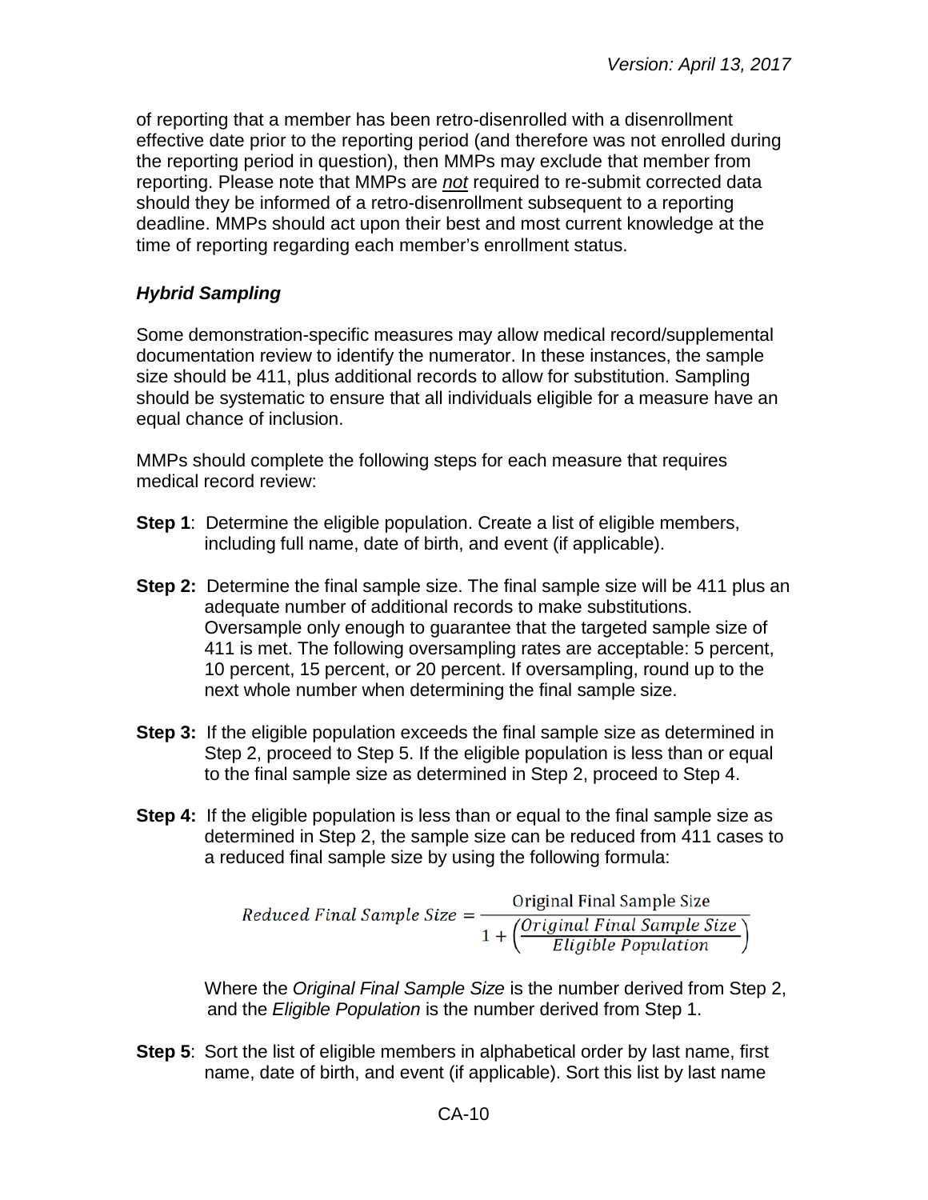of reporting that a member has been retro-disenrolled with a disenrollment effective date prior to the reporting period (and therefore was not enrolled during the reporting period in question), then MMPs may exclude that member from reporting. Please note that MMPs are ***not*** required to re-submit corrected data should they be informed of a retro-disenrollment subsequent to a reporting deadline. MMPs should act upon their best and most current knowledge at the time of reporting regarding each member's enrollment status.

### *Hybrid Sampling*

Some demonstration-specific measures may allow medical record/supplemental documentation review to identify the numerator. In these instances, the sample size should be 411, plus additional records to allow for substitution. Sampling should be systematic to ensure that all individuals eligible for a measure have an equal chance of inclusion.

MMPs should complete the following steps for each measure that requires medical record review:

**Step 1**: Determine the eligible population. Create a list of eligible members, including full name, date of birth, and event (if applicable).

**Step 2:** Determine the final sample size. The final sample size will be 411 plus an adequate number of additional records to make substitutions. Oversample only enough to guarantee that the targeted sample size of 411 is met. The following oversampling rates are acceptable: 5 percent, 10 percent, 15 percent, or 20 percent. If oversampling, round up to the next whole number when determining the final sample size.

**Step 3:** If the eligible population exceeds the final sample size as determined in Step 2, proceed to Step 5. If the eligible population is less than or equal to the final sample size as determined in Step 2, proceed to Step 4.

**Step 4:** If the eligible population is less than or equal to the final sample size as determined in Step 2, the sample size can be reduced from 411 cases to a reduced final sample size by using the following formula:

$$Reduced\ Final\ Sample\ Size = \frac{\text{Original Final Sample Size}}{1 + \left(\frac{Original\ Final\ Sample\ Size}{Eligible\ Population}\right)}$$

Where the *Original Final Sample Size* is the number derived from Step 2, and the *Eligible Population* is the number derived from Step 1.

**Step 5**: Sort the list of eligible members in alphabetical order by last name, first name, date of birth, and event (if applicable). Sort this list by last name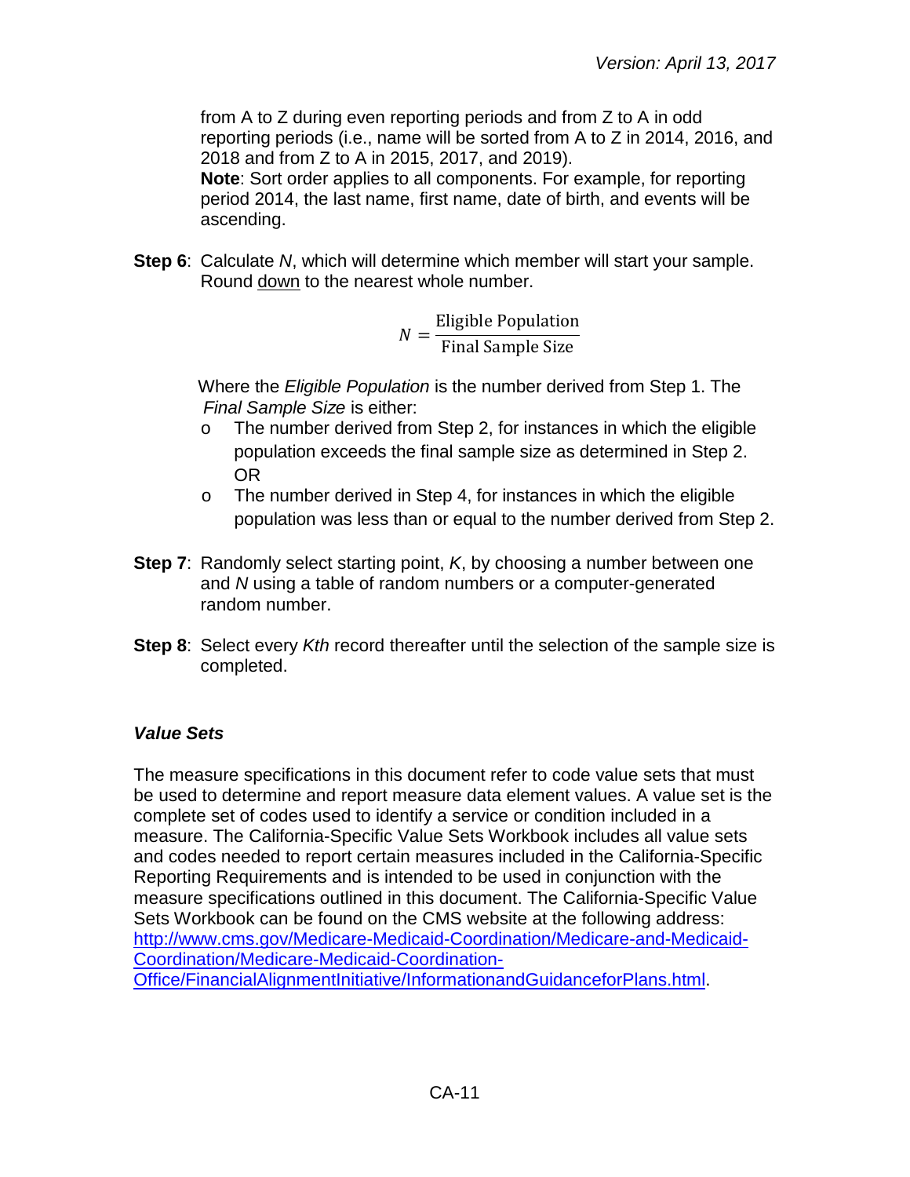from A to Z during even reporting periods and from Z to A in odd reporting periods (i.e., name will be sorted from A to Z in 2014, 2016, and 2018 and from Z to A in 2015, 2017, and 2019).
**Note**: Sort order applies to all components. For example, for reporting period 2014, the last name, first name, date of birth, and events will be ascending.

**Step 6**: Calculate *N*, which will determine which member will start your sample. Round <u>down</u> to the nearest whole number.

$$N = \frac{\text{Eligible Population}}{\text{Final Sample Size}}$$

Where the *Eligible Population* is the number derived from Step 1. The *Final Sample Size* is either:

- The number derived from Step 2, for instances in which the eligible population exceeds the final sample size as determined in Step 2. OR
- The number derived in Step 4, for instances in which the eligible population was less than or equal to the number derived from Step 2.

**Step 7**: Randomly select starting point, *K*, by choosing a number between one and *N* using a table of random numbers or a computer-generated random number.

**Step 8**: Select every *Kth* record thereafter until the selection of the sample size is completed.

### *Value Sets*

The measure specifications in this document refer to code value sets that must be used to determine and report measure data element values. A value set is the complete set of codes used to identify a service or condition included in a measure. The California-Specific Value Sets Workbook includes all value sets and codes needed to report certain measures included in the California-Specific Reporting Requirements and is intended to be used in conjunction with the measure specifications outlined in this document. The California-Specific Value Sets Workbook can be found on the CMS website at the following address: [http://www.cms.gov/Medicare-Medicaid-Coordination/Medicare-and-Medicaid-Coordination/Medicare-Medicaid-Coordination-Office/FinancialAlignmentInitiative/InformationandGuidanceforPlans.html](http://www.cms.gov/Medicare-Medicaid-Coordination/Medicare-and-Medicaid-Coordination/Medicare-Medicaid-Coordination-Office/FinancialAlignmentInitiative/InformationandGuidanceforPlans.html).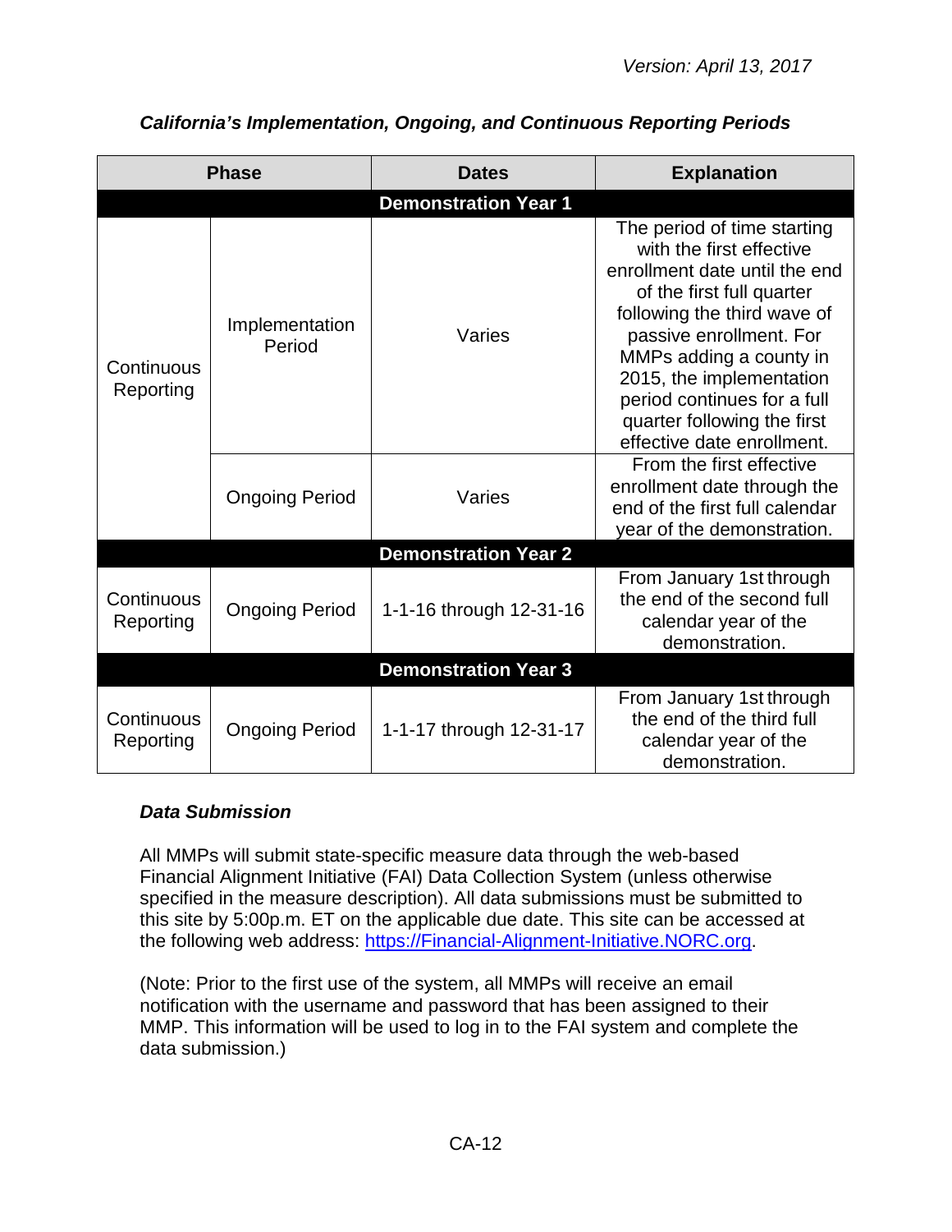*Version: April 13, 2017*

***California's Implementation, Ongoing, and Continuous Reporting Periods***

| Phase | | Dates | Explanation |
|---|---|---|---|
| **Demonstration Year 1** | | | |
| Continuous Reporting | Implementation Period | Varies | The period of time starting with the first effective enrollment date until the end of the first full quarter following the third wave of passive enrollment. For MMPs adding a county in 2015, the implementation period continues for a full quarter following the first effective date enrollment. |
| | Ongoing Period | Varies | From the first effective enrollment date through the end of the first full calendar year of the demonstration. |
| **Demonstration Year 2** | | | |
| Continuous Reporting | Ongoing Period | 1-1-16 through 12-31-16 | From January 1st through the end of the second full calendar year of the demonstration. |
| **Demonstration Year 3** | | | |
| Continuous Reporting | Ongoing Period | 1-1-17 through 12-31-17 | From January 1st through the end of the third full calendar year of the demonstration. |

***Data Submission***

All MMPs will submit state-specific measure data through the web-based Financial Alignment Initiative (FAI) Data Collection System (unless otherwise specified in the measure description). All data submissions must be submitted to this site by 5:00p.m. ET on the applicable due date. This site can be accessed at the following web address: [https://Financial-Alignment-Initiative.NORC.org](https://Financial-Alignment-Initiative.NORC.org).

(Note: Prior to the first use of the system, all MMPs will receive an email notification with the username and password that has been assigned to their MMP. This information will be used to log in to the FAI system and complete the data submission.)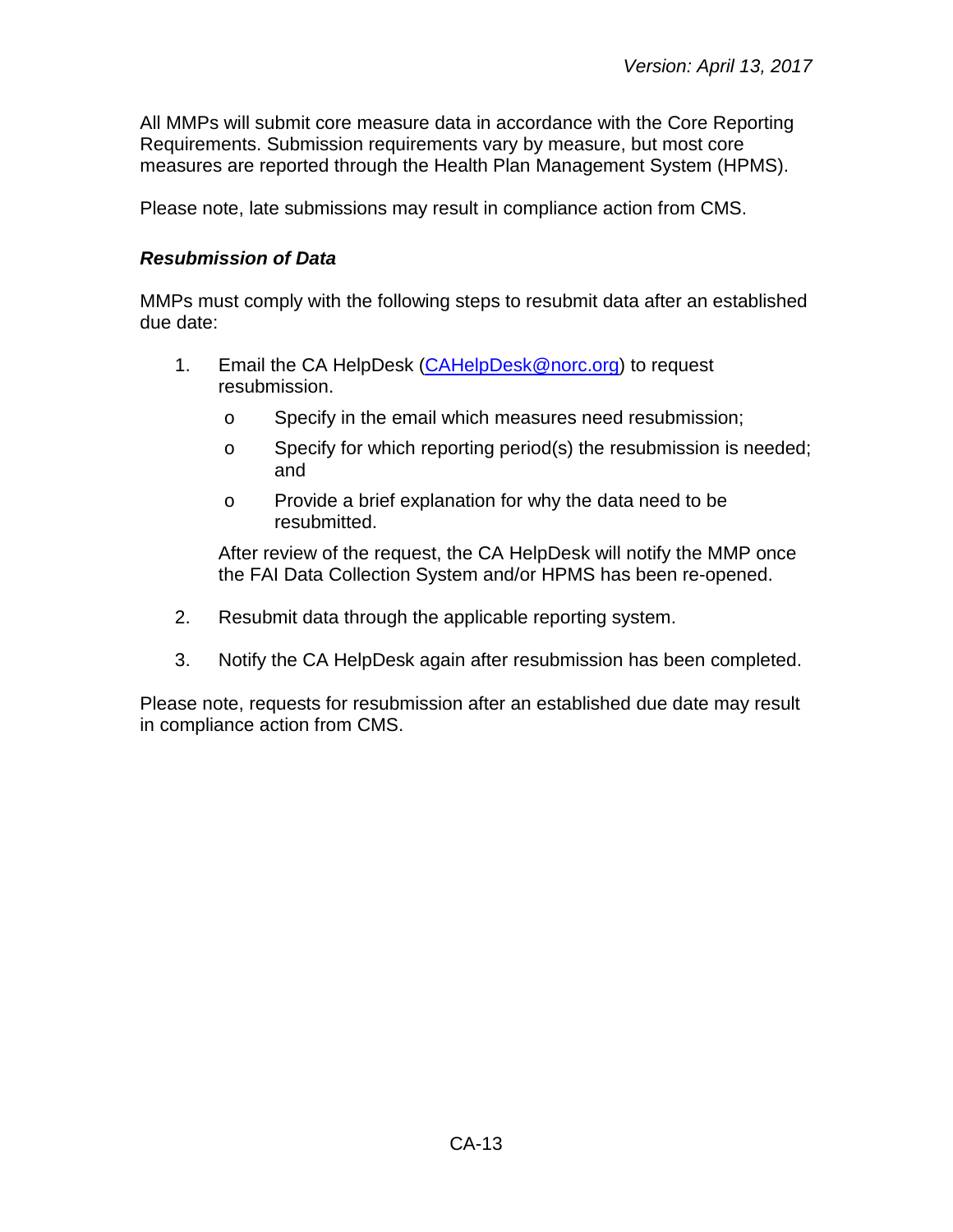All MMPs will submit core measure data in accordance with the Core Reporting Requirements. Submission requirements vary by measure, but most core measures are reported through the Health Plan Management System (HPMS).

Please note, late submissions may result in compliance action from CMS.

### ***Resubmission of Data***

MMPs must comply with the following steps to resubmit data after an established due date:

1. Email the CA HelpDesk ([CAHelpDesk@norc.org](mailto:CAHelpDesk@norc.org)) to request resubmission.
   - Specify in the email which measures need resubmission;
   - Specify for which reporting period(s) the resubmission is needed; and
   - Provide a brief explanation for why the data need to be resubmitted.

   After review of the request, the CA HelpDesk will notify the MMP once the FAI Data Collection System and/or HPMS has been re-opened.

2. Resubmit data through the applicable reporting system.

3. Notify the CA HelpDesk again after resubmission has been completed.

Please note, requests for resubmission after an established due date may result in compliance action from CMS.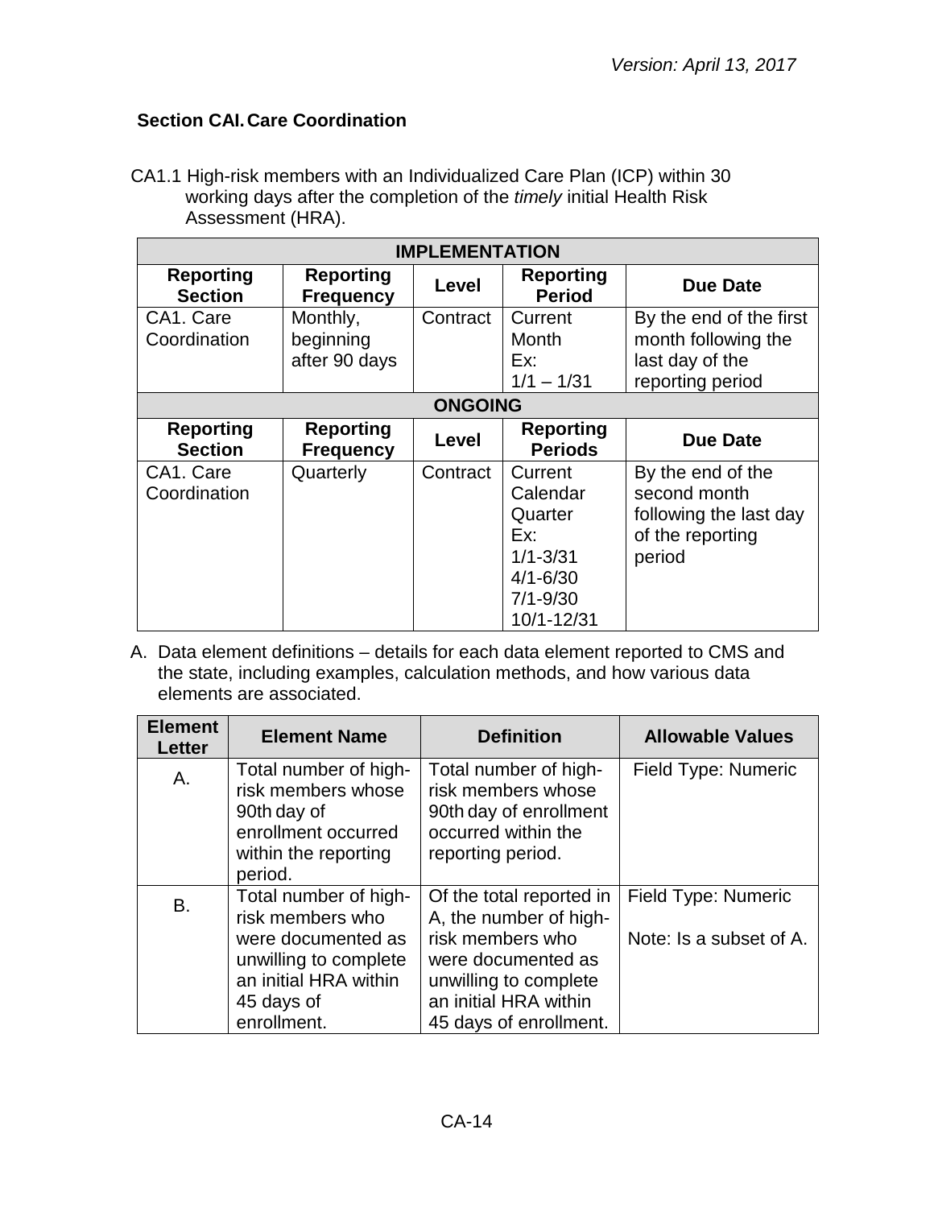Version: April 13, 2017

## Section CAI. Care Coordination

CA1.1 High-risk members with an Individualized Care Plan (ICP) within 30 working days after the completion of the *timely* initial Health Risk Assessment (HRA).

| IMPLEMENTATION | | | | |
|---|---|---|---|---|
| **Reporting Section** | **Reporting Frequency** | **Level** | **Reporting Period** | **Due Date** |
| CA1. Care Coordination | Monthly, beginning after 90 days | Contract | Current Month<br>Ex:<br>1/1 – 1/31 | By the end of the first month following the last day of the reporting period |
| **ONGOING** | | | | |
| **Reporting Section** | **Reporting Frequency** | **Level** | **Reporting Periods** | **Due Date** |
| CA1. Care Coordination | Quarterly | Contract | Current Calendar Quarter<br>Ex:<br>1/1-3/31<br>4/1-6/30<br>7/1-9/30<br>10/1-12/31 | By the end of the second month following the last day of the reporting period |

A. Data element definitions – details for each data element reported to CMS and the state, including examples, calculation methods, and how various data elements are associated.

| Element Letter | Element Name | Definition | Allowable Values |
|---|---|---|---|
| A. | Total number of high-risk members whose 90th day of enrollment occurred within the reporting period. | Total number of high-risk members whose 90th day of enrollment occurred within the reporting period. | Field Type: Numeric |
| B. | Total number of high-risk members who were documented as unwilling to complete an initial HRA within 45 days of enrollment. | Of the total reported in A, the number of high-risk members who were documented as unwilling to complete an initial HRA within 45 days of enrollment. | Field Type: Numeric<br><br>Note: Is a subset of A. |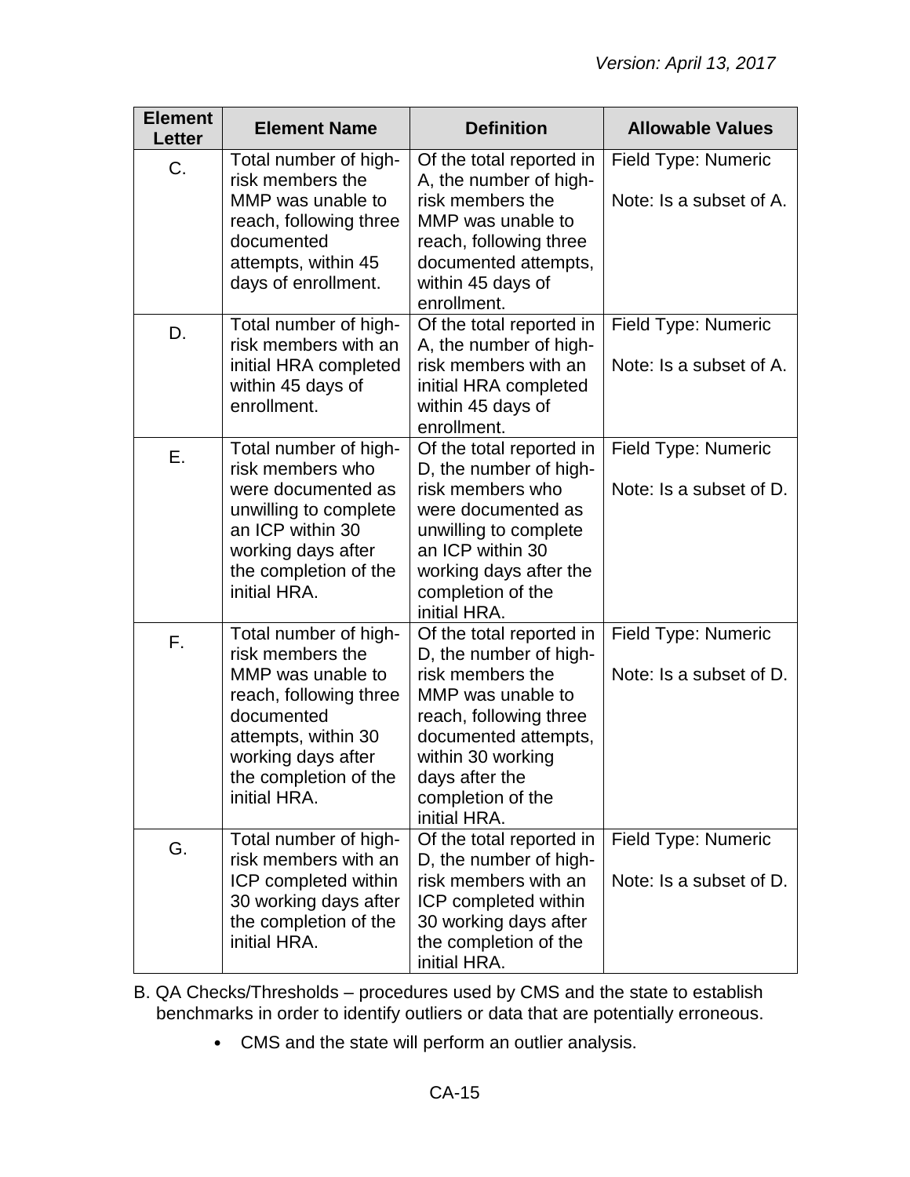| Element Letter | Element Name | Definition | Allowable Values |
|---|---|---|---|
| C. | Total number of high-risk members the MMP was unable to reach, following three documented attempts, within 45 days of enrollment. | Of the total reported in A, the number of high-risk members the MMP was unable to reach, following three documented attempts, within 45 days of enrollment. | Field Type: Numeric<br><br>Note: Is a subset of A. |
| D. | Total number of high-risk members with an initial HRA completed within 45 days of enrollment. | Of the total reported in A, the number of high-risk members with an initial HRA completed within 45 days of enrollment. | Field Type: Numeric<br><br>Note: Is a subset of A. |
| E. | Total number of high-risk members who were documented as unwilling to complete an ICP within 30 working days after the completion of the initial HRA. | Of the total reported in D, the number of high-risk members who were documented as unwilling to complete an ICP within 30 working days after the completion of the initial HRA. | Field Type: Numeric<br><br>Note: Is a subset of D. |
| F. | Total number of high-risk members the MMP was unable to reach, following three documented attempts, within 30 working days after the completion of the initial HRA. | Of the total reported in D, the number of high-risk members the MMP was unable to reach, following three documented attempts, within 30 working days after the completion of the initial HRA. | Field Type: Numeric<br><br>Note: Is a subset of D. |
| G. | Total number of high-risk members with an ICP completed within 30 working days after the completion of the initial HRA. | Of the total reported in D, the number of high-risk members with an ICP completed within 30 working days after the completion of the initial HRA. | Field Type: Numeric<br><br>Note: Is a subset of D. |

B. QA Checks/Thresholds – procedures used by CMS and the state to establish benchmarks in order to identify outliers or data that are potentially erroneous.

- CMS and the state will perform an outlier analysis.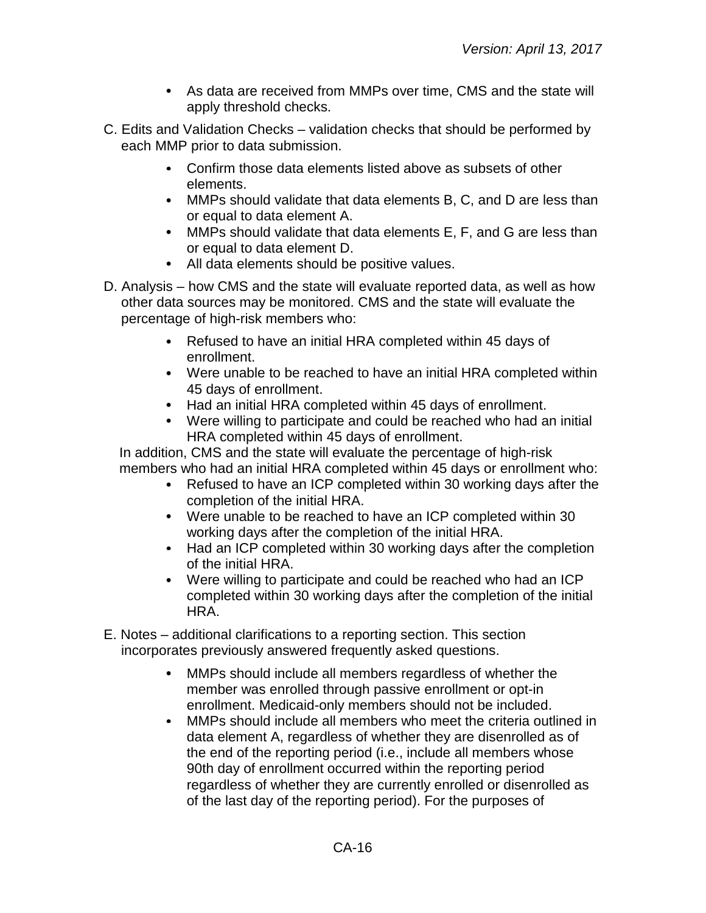- As data are received from MMPs over time, CMS and the state will apply threshold checks.

C. Edits and Validation Checks – validation checks that should be performed by each MMP prior to data submission.

- Confirm those data elements listed above as subsets of other elements.
- MMPs should validate that data elements B, C, and D are less than or equal to data element A.
- MMPs should validate that data elements E, F, and G are less than or equal to data element D.
- All data elements should be positive values.

D. Analysis – how CMS and the state will evaluate reported data, as well as how other data sources may be monitored. CMS and the state will evaluate the percentage of high-risk members who:

- Refused to have an initial HRA completed within 45 days of enrollment.
- Were unable to be reached to have an initial HRA completed within 45 days of enrollment.
- Had an initial HRA completed within 45 days of enrollment.
- Were willing to participate and could be reached who had an initial HRA completed within 45 days of enrollment.

In addition, CMS and the state will evaluate the percentage of high-risk members who had an initial HRA completed within 45 days or enrollment who:

- Refused to have an ICP completed within 30 working days after the completion of the initial HRA.
- Were unable to be reached to have an ICP completed within 30 working days after the completion of the initial HRA.
- Had an ICP completed within 30 working days after the completion of the initial HRA.
- Were willing to participate and could be reached who had an ICP completed within 30 working days after the completion of the initial HRA.

E. Notes – additional clarifications to a reporting section. This section incorporates previously answered frequently asked questions.

- MMPs should include all members regardless of whether the member was enrolled through passive enrollment or opt-in enrollment. Medicaid-only members should not be included.
- MMPs should include all members who meet the criteria outlined in data element A, regardless of whether they are disenrolled as of the end of the reporting period (i.e., include all members whose 90th day of enrollment occurred within the reporting period regardless of whether they are currently enrolled or disenrolled as of the last day of the reporting period). For the purposes of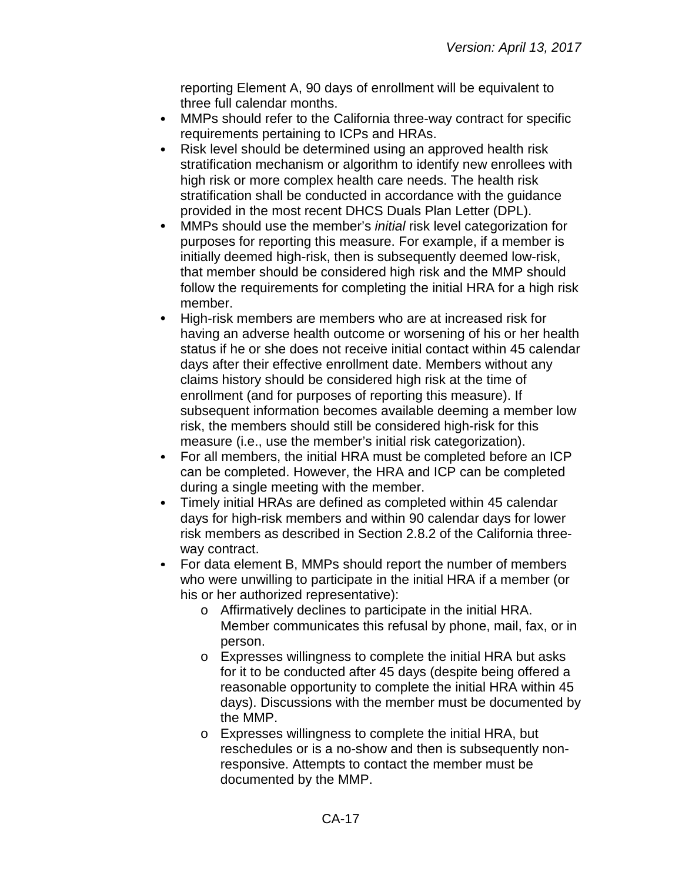reporting Element A, 90 days of enrollment will be equivalent to three full calendar months.

- MMPs should refer to the California three-way contract for specific requirements pertaining to ICPs and HRAs.
- Risk level should be determined using an approved health risk stratification mechanism or algorithm to identify new enrollees with high risk or more complex health care needs. The health risk stratification shall be conducted in accordance with the guidance provided in the most recent DHCS Duals Plan Letter (DPL).
- MMPs should use the member's *initial* risk level categorization for purposes for reporting this measure. For example, if a member is initially deemed high-risk, then is subsequently deemed low-risk, that member should be considered high risk and the MMP should follow the requirements for completing the initial HRA for a high risk member.
- High-risk members are members who are at increased risk for having an adverse health outcome or worsening of his or her health status if he or she does not receive initial contact within 45 calendar days after their effective enrollment date. Members without any claims history should be considered high risk at the time of enrollment (and for purposes of reporting this measure). If subsequent information becomes available deeming a member low risk, the members should still be considered high-risk for this measure (i.e., use the member's initial risk categorization).
- For all members, the initial HRA must be completed before an ICP can be completed. However, the HRA and ICP can be completed during a single meeting with the member.
- Timely initial HRAs are defined as completed within 45 calendar days for high-risk members and within 90 calendar days for lower risk members as described in Section 2.8.2 of the California three-way contract.
- For data element B, MMPs should report the number of members who were unwilling to participate in the initial HRA if a member (or his or her authorized representative):
  - Affirmatively declines to participate in the initial HRA. Member communicates this refusal by phone, mail, fax, or in person.
  - Expresses willingness to complete the initial HRA but asks for it to be conducted after 45 days (despite being offered a reasonable opportunity to complete the initial HRA within 45 days). Discussions with the member must be documented by the MMP.
  - Expresses willingness to complete the initial HRA, but reschedules or is a no-show and then is subsequently non-responsive. Attempts to contact the member must be documented by the MMP.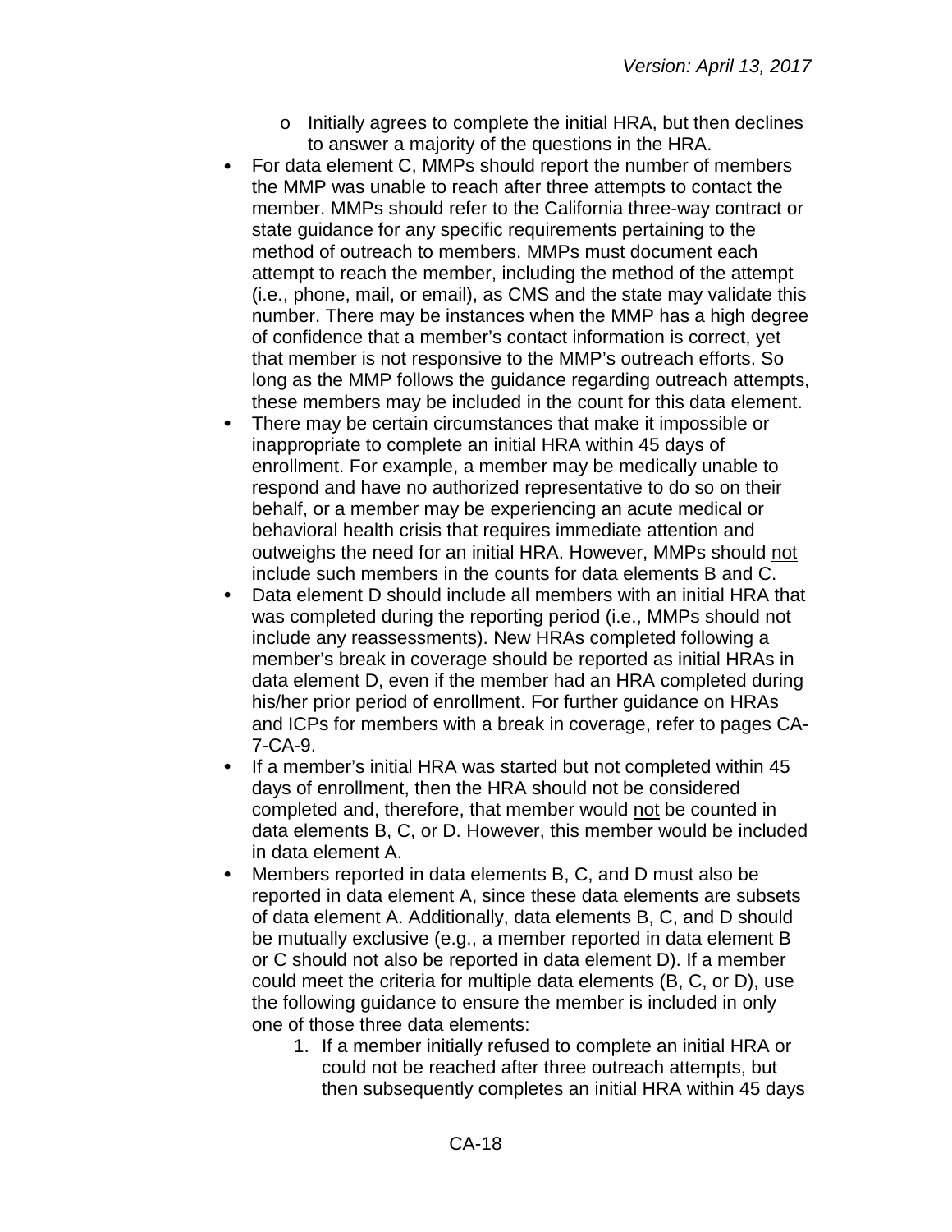- Initially agrees to complete the initial HRA, but then declines to answer a majority of the questions in the HRA.

- For data element C, MMPs should report the number of members the MMP was unable to reach after three attempts to contact the member. MMPs should refer to the California three-way contract or state guidance for any specific requirements pertaining to the method of outreach to members. MMPs must document each attempt to reach the member, including the method of the attempt (i.e., phone, mail, or email), as CMS and the state may validate this number. There may be instances when the MMP has a high degree of confidence that a member's contact information is correct, yet that member is not responsive to the MMP's outreach efforts. So long as the MMP follows the guidance regarding outreach attempts, these members may be included in the count for this data element.
- There may be certain circumstances that make it impossible or inappropriate to complete an initial HRA within 45 days of enrollment. For example, a member may be medically unable to respond and have no authorized representative to do so on their behalf, or a member may be experiencing an acute medical or behavioral health crisis that requires immediate attention and outweighs the need for an initial HRA. However, MMPs should <u>not</u> include such members in the counts for data elements B and C.
- Data element D should include all members with an initial HRA that was completed during the reporting period (i.e., MMPs should not include any reassessments). New HRAs completed following a member's break in coverage should be reported as initial HRAs in data element D, even if the member had an HRA completed during his/her prior period of enrollment. For further guidance on HRAs and ICPs for members with a break in coverage, refer to pages CA-7-CA-9.
- If a member's initial HRA was started but not completed within 45 days of enrollment, then the HRA should not be considered completed and, therefore, that member would <u>not</u> be counted in data elements B, C, or D. However, this member would be included in data element A.
- Members reported in data elements B, C, and D must also be reported in data element A, since these data elements are subsets of data element A. Additionally, data elements B, C, and D should be mutually exclusive (e.g., a member reported in data element B or C should not also be reported in data element D). If a member could meet the criteria for multiple data elements (B, C, or D), use the following guidance to ensure the member is included in only one of those three data elements:
    1. If a member initially refused to complete an initial HRA or could not be reached after three outreach attempts, but then subsequently completes an initial HRA within 45 days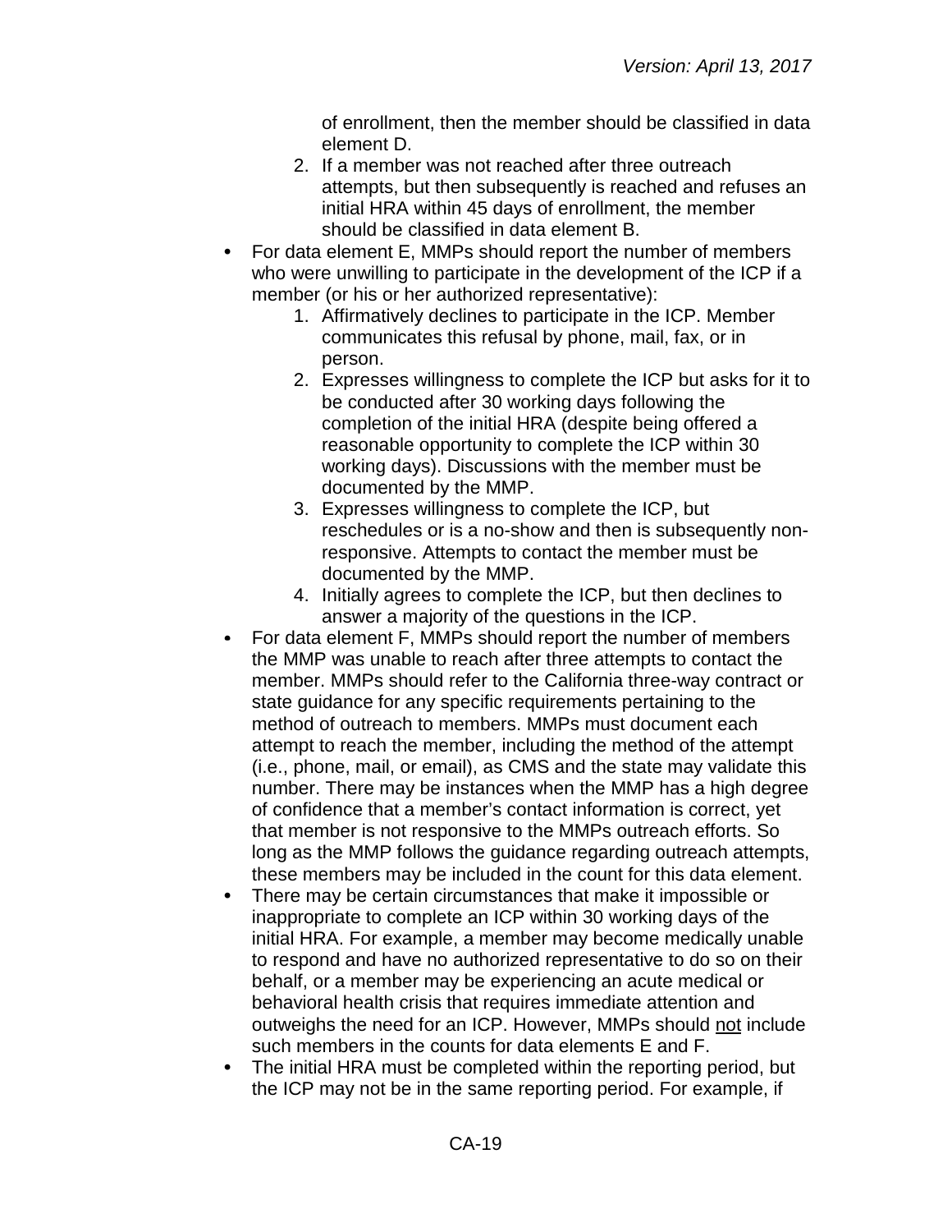of enrollment, then the member should be classified in data element D.

2. If a member was not reached after three outreach attempts, but then subsequently is reached and refuses an initial HRA within 45 days of enrollment, the member should be classified in data element B.

- For data element E, MMPs should report the number of members who were unwilling to participate in the development of the ICP if a member (or his or her authorized representative):
  1. Affirmatively declines to participate in the ICP. Member communicates this refusal by phone, mail, fax, or in person.
  2. Expresses willingness to complete the ICP but asks for it to be conducted after 30 working days following the completion of the initial HRA (despite being offered a reasonable opportunity to complete the ICP within 30 working days). Discussions with the member must be documented by the MMP.
  3. Expresses willingness to complete the ICP, but reschedules or is a no-show and then is subsequently non-responsive. Attempts to contact the member must be documented by the MMP.
  4. Initially agrees to complete the ICP, but then declines to answer a majority of the questions in the ICP.
- For data element F, MMPs should report the number of members the MMP was unable to reach after three attempts to contact the member. MMPs should refer to the California three-way contract or state guidance for any specific requirements pertaining to the method of outreach to members. MMPs must document each attempt to reach the member, including the method of the attempt (i.e., phone, mail, or email), as CMS and the state may validate this number. There may be instances when the MMP has a high degree of confidence that a member's contact information is correct, yet that member is not responsive to the MMPs outreach efforts. So long as the MMP follows the guidance regarding outreach attempts, these members may be included in the count for this data element.
- There may be certain circumstances that make it impossible or inappropriate to complete an ICP within 30 working days of the initial HRA. For example, a member may become medically unable to respond and have no authorized representative to do so on their behalf, or a member may be experiencing an acute medical or behavioral health crisis that requires immediate attention and outweighs the need for an ICP. However, MMPs should not include such members in the counts for data elements E and F.
- The initial HRA must be completed within the reporting period, but the ICP may not be in the same reporting period. For example, if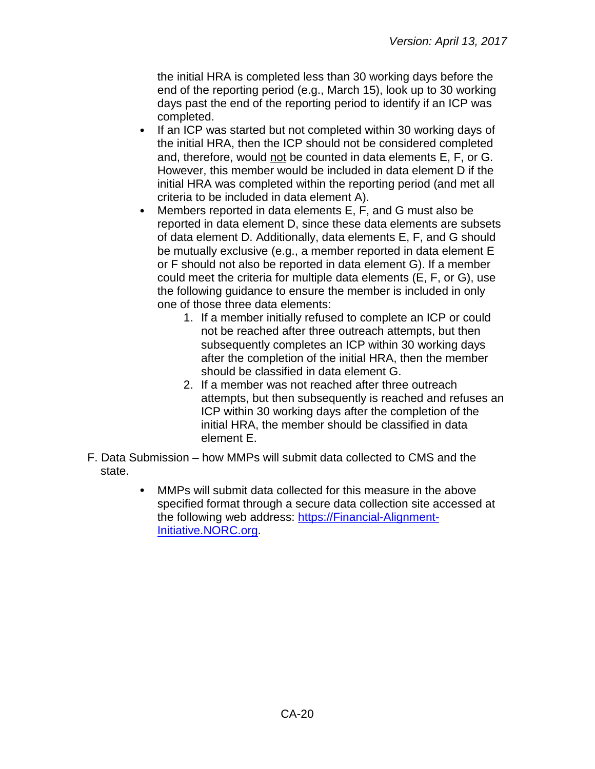the initial HRA is completed less than 30 working days before the end of the reporting period (e.g., March 15), look up to 30 working days past the end of the reporting period to identify if an ICP was completed.

- If an ICP was started but not completed within 30 working days of the initial HRA, then the ICP should not be considered completed and, therefore, would not be counted in data elements E, F, or G. However, this member would be included in data element D if the initial HRA was completed within the reporting period (and met all criteria to be included in data element A).
- Members reported in data elements E, F, and G must also be reported in data element D, since these data elements are subsets of data element D. Additionally, data elements E, F, and G should be mutually exclusive (e.g., a member reported in data element E or F should not also be reported in data element G). If a member could meet the criteria for multiple data elements (E, F, or G), use the following guidance to ensure the member is included in only one of those three data elements:
    1. If a member initially refused to complete an ICP or could not be reached after three outreach attempts, but then subsequently completes an ICP within 30 working days after the completion of the initial HRA, then the member should be classified in data element G.
    2. If a member was not reached after three outreach attempts, but then subsequently is reached and refuses an ICP within 30 working days after the completion of the initial HRA, the member should be classified in data element E.

F. Data Submission – how MMPs will submit data collected to CMS and the state.

- MMPs will submit data collected for this measure in the above specified format through a secure data collection site accessed at the following web address: [https://Financial-Alignment-Initiative.NORC.org](https://Financial-Alignment-Initiative.NORC.org).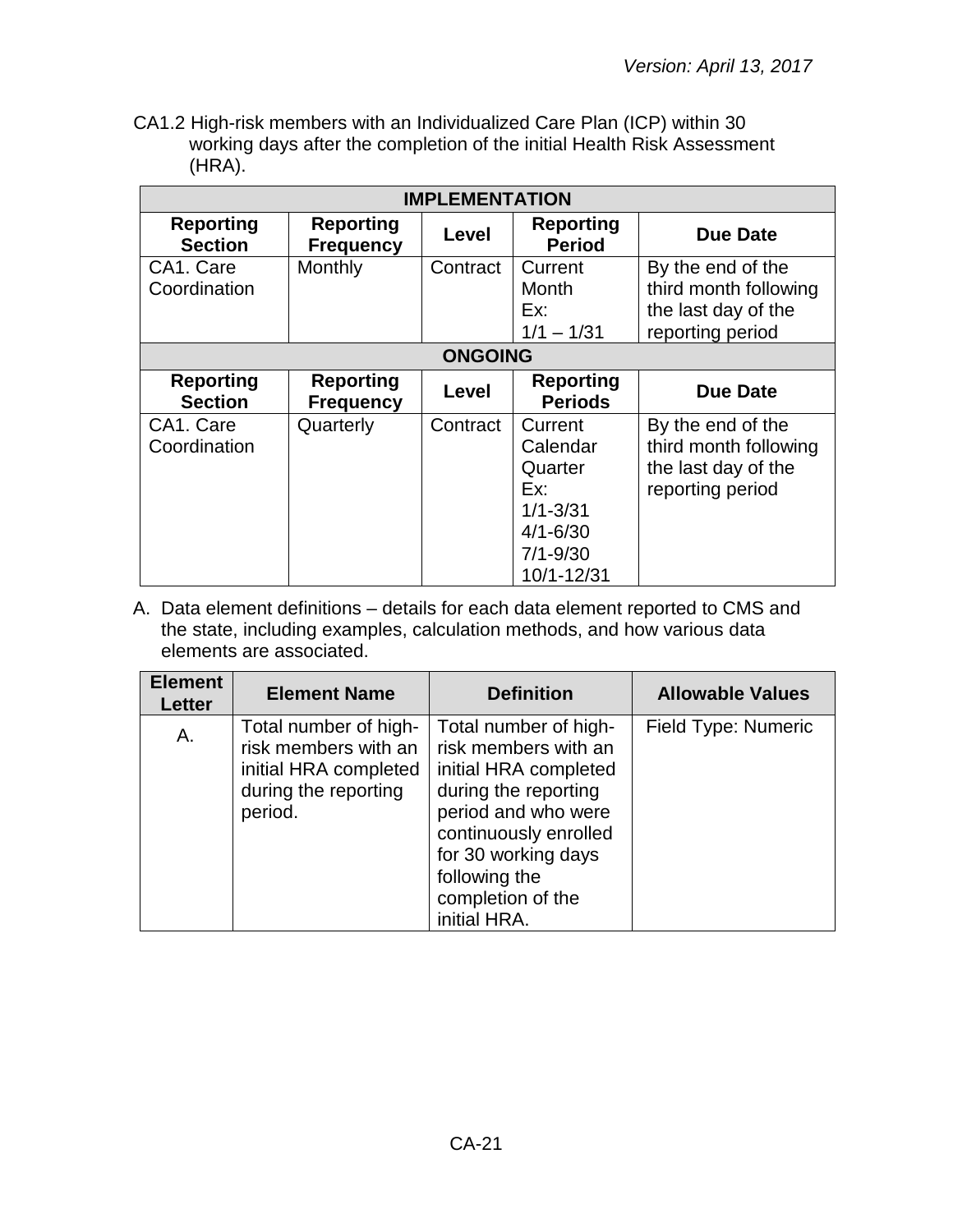CA1.2 High-risk members with an Individualized Care Plan (ICP) within 30 working days after the completion of the initial Health Risk Assessment (HRA).

| IMPLEMENTATION | | | | |
|---|---|---|---|---|
| **Reporting Section** | **Reporting Frequency** | **Level** | **Reporting Period** | **Due Date** |
| CA1. Care Coordination | Monthly | Contract | Current Month<br>Ex:<br>1/1 – 1/31 | By the end of the third month following the last day of the reporting period |
| **ONGOING** | | | | |
| **Reporting Section** | **Reporting Frequency** | **Level** | **Reporting Periods** | **Due Date** |
| CA1. Care Coordination | Quarterly | Contract | Current Calendar Quarter<br>Ex:<br>1/1-3/31<br>4/1-6/30<br>7/1-9/30<br>10/1-12/31 | By the end of the third month following the last day of the reporting period |

A. Data element definitions – details for each data element reported to CMS and the state, including examples, calculation methods, and how various data elements are associated.

| Element Letter | Element Name | Definition | Allowable Values |
|---|---|---|---|
| A. | Total number of high-risk members with an initial HRA completed during the reporting period. | Total number of high-risk members with an initial HRA completed during the reporting period and who were continuously enrolled for 30 working days following the completion of the initial HRA. | Field Type: Numeric |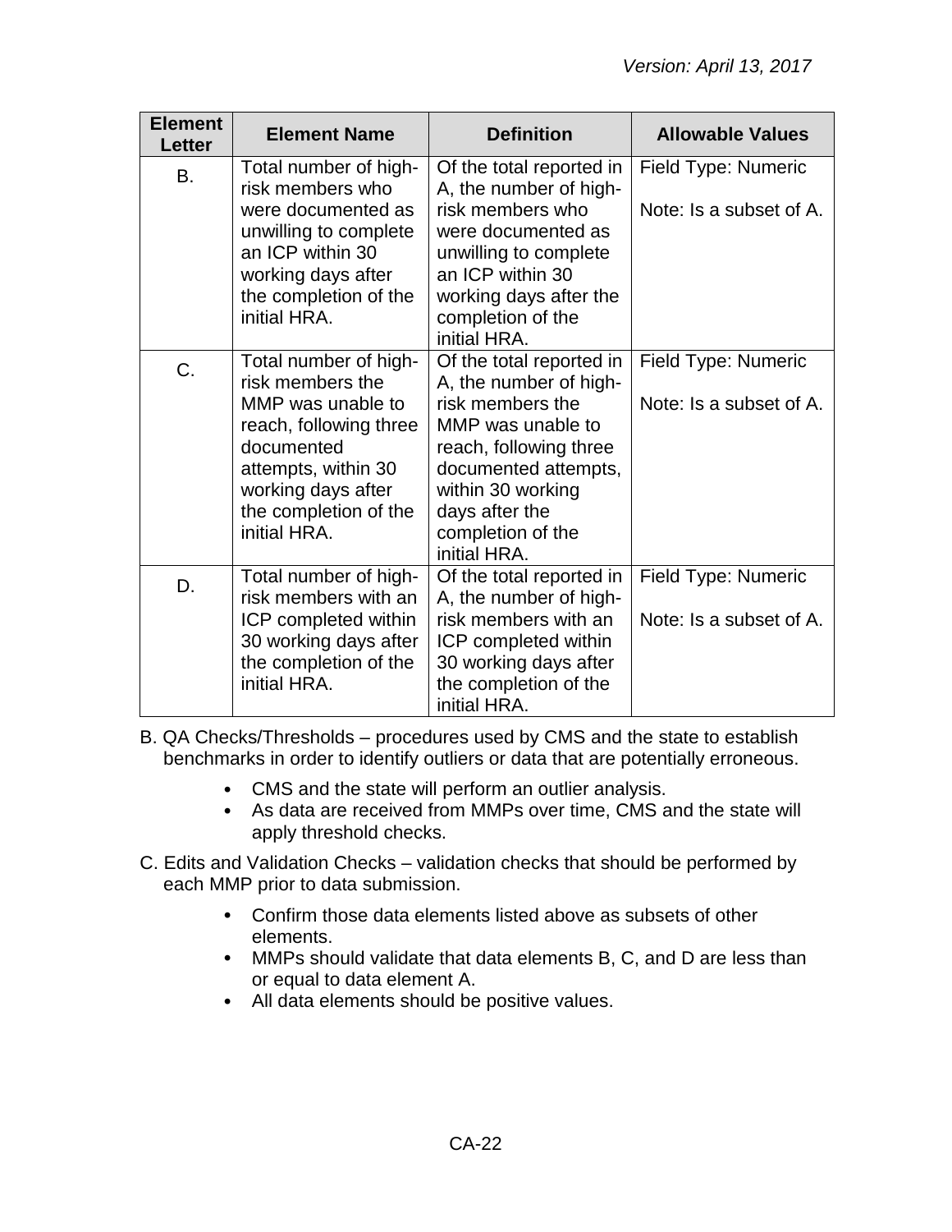| Element Letter | Element Name | Definition | Allowable Values |
|---|---|---|---|
| B. | Total number of high-risk members who were documented as unwilling to complete an ICP within 30 working days after the completion of the initial HRA. | Of the total reported in A, the number of high-risk members who were documented as unwilling to complete an ICP within 30 working days after the completion of the initial HRA. | Field Type: Numeric<br><br>Note: Is a subset of A. |
| C. | Total number of high-risk members the MMP was unable to reach, following three documented attempts, within 30 working days after the completion of the initial HRA. | Of the total reported in A, the number of high-risk members the MMP was unable to reach, following three documented attempts, within 30 working days after the completion of the initial HRA. | Field Type: Numeric<br><br>Note: Is a subset of A. |
| D. | Total number of high-risk members with an ICP completed within 30 working days after the completion of the initial HRA. | Of the total reported in A, the number of high-risk members with an ICP completed within 30 working days after the completion of the initial HRA. | Field Type: Numeric<br><br>Note: Is a subset of A. |

B. QA Checks/Thresholds – procedures used by CMS and the state to establish benchmarks in order to identify outliers or data that are potentially erroneous.

- CMS and the state will perform an outlier analysis.
- As data are received from MMPs over time, CMS and the state will apply threshold checks.

C. Edits and Validation Checks – validation checks that should be performed by each MMP prior to data submission.

- Confirm those data elements listed above as subsets of other elements.
- MMPs should validate that data elements B, C, and D are less than or equal to data element A.
- All data elements should be positive values.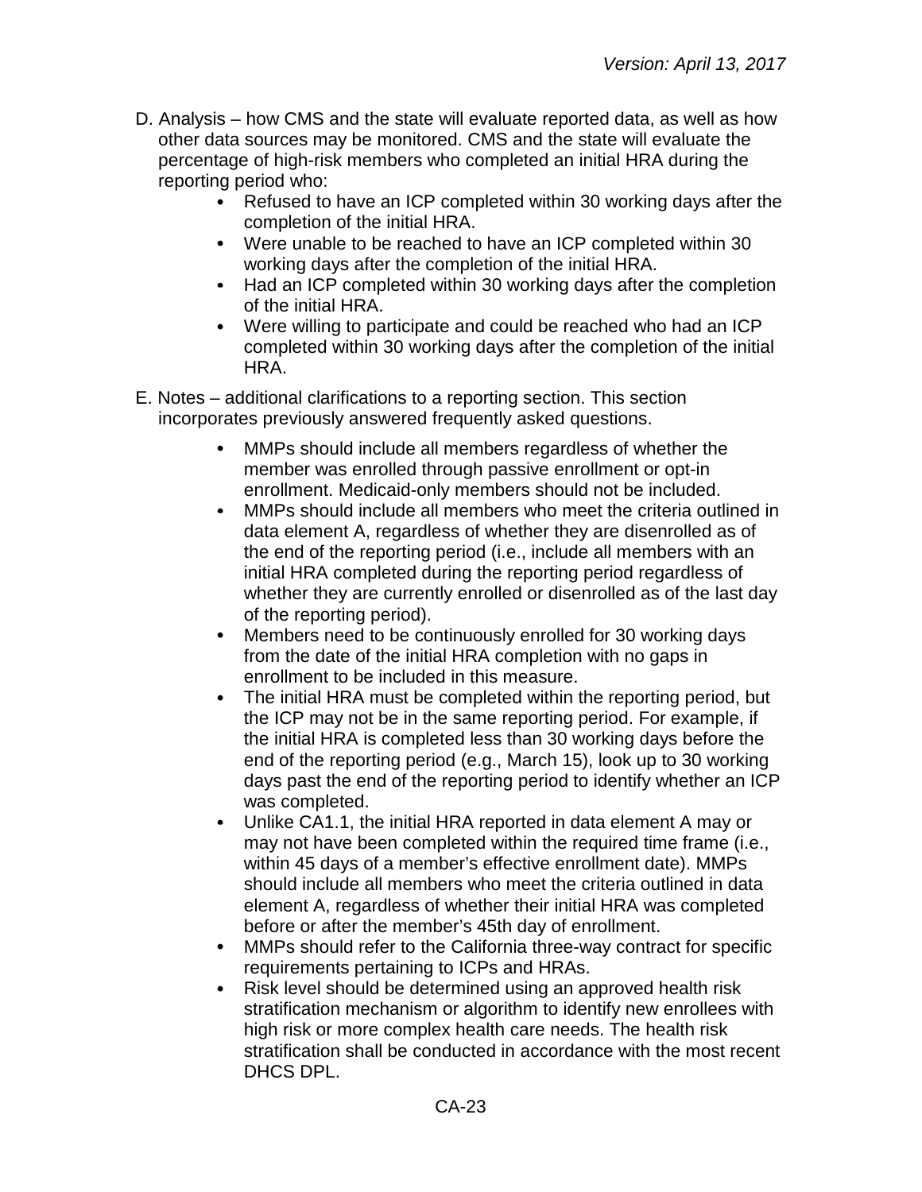D. Analysis – how CMS and the state will evaluate reported data, as well as how other data sources may be monitored. CMS and the state will evaluate the percentage of high-risk members who completed an initial HRA during the reporting period who:

- Refused to have an ICP completed within 30 working days after the completion of the initial HRA.
- Were unable to be reached to have an ICP completed within 30 working days after the completion of the initial HRA.
- Had an ICP completed within 30 working days after the completion of the initial HRA.
- Were willing to participate and could be reached who had an ICP completed within 30 working days after the completion of the initial HRA.

E. Notes – additional clarifications to a reporting section. This section incorporates previously answered frequently asked questions.

- MMPs should include all members regardless of whether the member was enrolled through passive enrollment or opt-in enrollment. Medicaid-only members should not be included.
- MMPs should include all members who meet the criteria outlined in data element A, regardless of whether they are disenrolled as of the end of the reporting period (i.e., include all members with an initial HRA completed during the reporting period regardless of whether they are currently enrolled or disenrolled as of the last day of the reporting period).
- Members need to be continuously enrolled for 30 working days from the date of the initial HRA completion with no gaps in enrollment to be included in this measure.
- The initial HRA must be completed within the reporting period, but the ICP may not be in the same reporting period. For example, if the initial HRA is completed less than 30 working days before the end of the reporting period (e.g., March 15), look up to 30 working days past the end of the reporting period to identify whether an ICP was completed.
- Unlike CA1.1, the initial HRA reported in data element A may or may not have been completed within the required time frame (i.e., within 45 days of a member's effective enrollment date). MMPs should include all members who meet the criteria outlined in data element A, regardless of whether their initial HRA was completed before or after the member's 45th day of enrollment.
- MMPs should refer to the California three-way contract for specific requirements pertaining to ICPs and HRAs.
- Risk level should be determined using an approved health risk stratification mechanism or algorithm to identify new enrollees with high risk or more complex health care needs. The health risk stratification shall be conducted in accordance with the most recent DHCS DPL.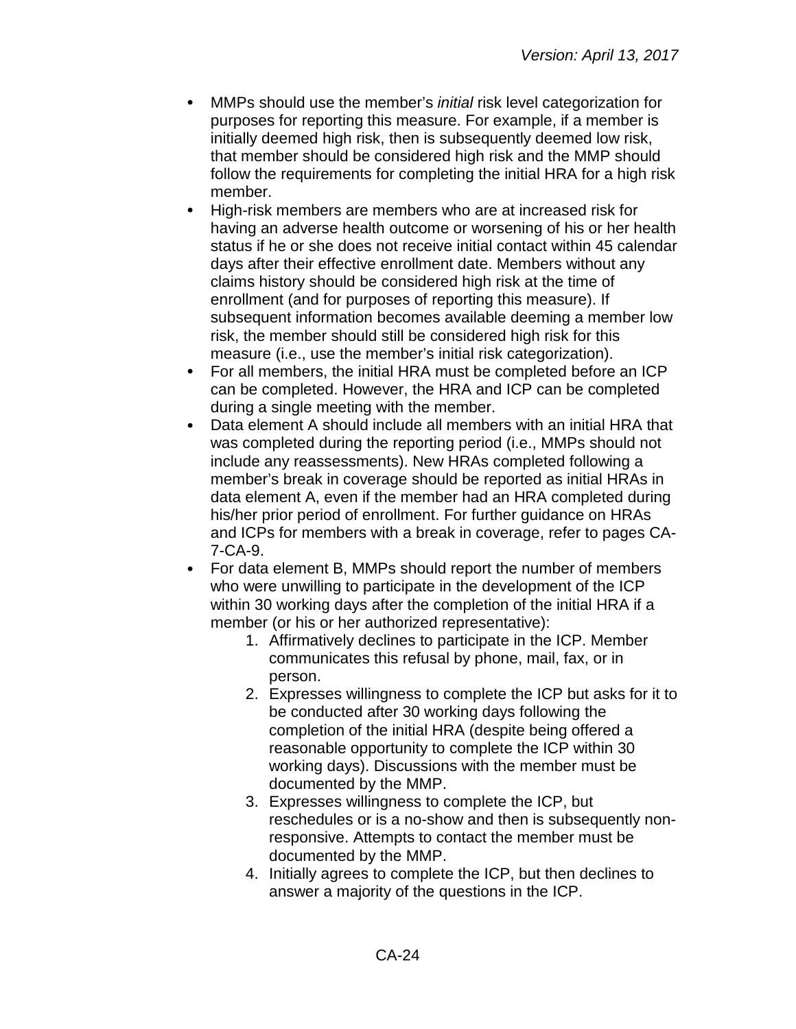- MMPs should use the member's *initial* risk level categorization for purposes for reporting this measure. For example, if a member is initially deemed high risk, then is subsequently deemed low risk, that member should be considered high risk and the MMP should follow the requirements for completing the initial HRA for a high risk member.
- High-risk members are members who are at increased risk for having an adverse health outcome or worsening of his or her health status if he or she does not receive initial contact within 45 calendar days after their effective enrollment date. Members without any claims history should be considered high risk at the time of enrollment (and for purposes of reporting this measure). If subsequent information becomes available deeming a member low risk, the member should still be considered high risk for this measure (i.e., use the member's initial risk categorization).
- For all members, the initial HRA must be completed before an ICP can be completed. However, the HRA and ICP can be completed during a single meeting with the member.
- Data element A should include all members with an initial HRA that was completed during the reporting period (i.e., MMPs should not include any reassessments). New HRAs completed following a member's break in coverage should be reported as initial HRAs in data element A, even if the member had an HRA completed during his/her prior period of enrollment. For further guidance on HRAs and ICPs for members with a break in coverage, refer to pages CA-7-CA-9.
- For data element B, MMPs should report the number of members who were unwilling to participate in the development of the ICP within 30 working days after the completion of the initial HRA if a member (or his or her authorized representative):
    1. Affirmatively declines to participate in the ICP. Member communicates this refusal by phone, mail, fax, or in person.
    2. Expresses willingness to complete the ICP but asks for it to be conducted after 30 working days following the completion of the initial HRA (despite being offered a reasonable opportunity to complete the ICP within 30 working days). Discussions with the member must be documented by the MMP.
    3. Expresses willingness to complete the ICP, but reschedules or is a no-show and then is subsequently non-responsive. Attempts to contact the member must be documented by the MMP.
    4. Initially agrees to complete the ICP, but then declines to answer a majority of the questions in the ICP.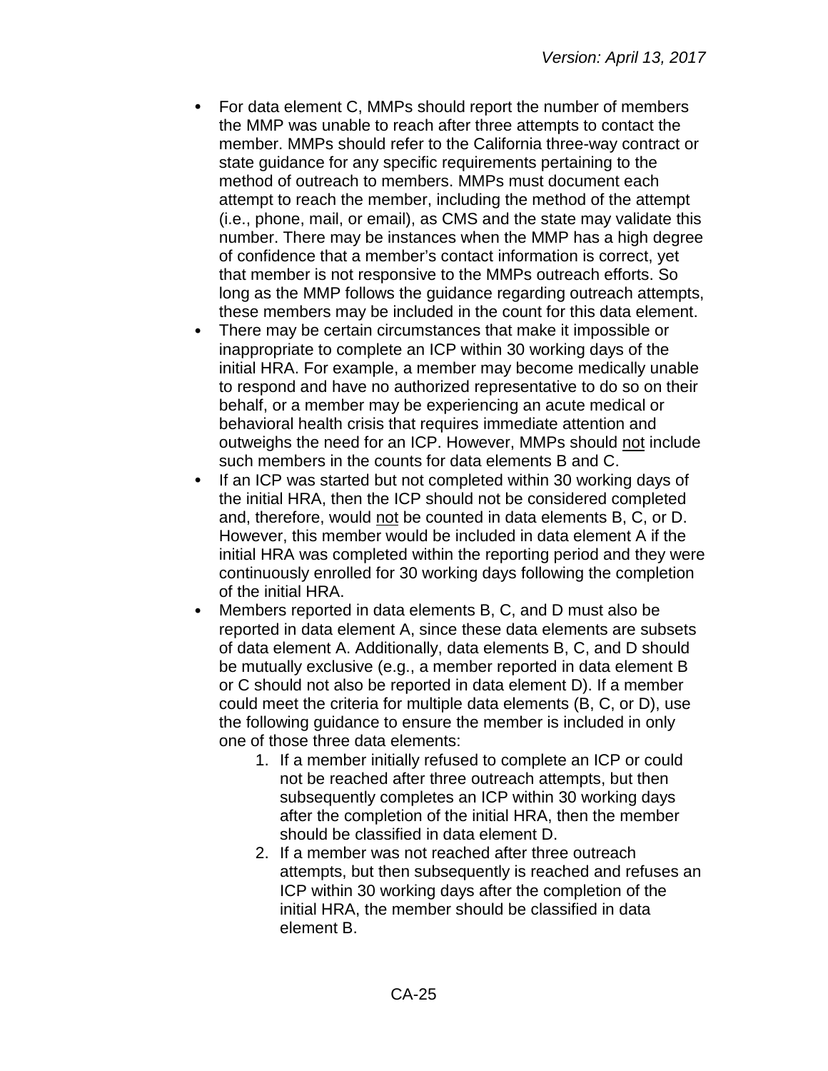- For data element C, MMPs should report the number of members the MMP was unable to reach after three attempts to contact the member. MMPs should refer to the California three-way contract or state guidance for any specific requirements pertaining to the method of outreach to members. MMPs must document each attempt to reach the member, including the method of the attempt (i.e., phone, mail, or email), as CMS and the state may validate this number. There may be instances when the MMP has a high degree of confidence that a member's contact information is correct, yet that member is not responsive to the MMPs outreach efforts. So long as the MMP follows the guidance regarding outreach attempts, these members may be included in the count for this data element.
- There may be certain circumstances that make it impossible or inappropriate to complete an ICP within 30 working days of the initial HRA. For example, a member may become medically unable to respond and have no authorized representative to do so on their behalf, or a member may be experiencing an acute medical or behavioral health crisis that requires immediate attention and outweighs the need for an ICP. However, MMPs should <u>not</u> include such members in the counts for data elements B and C.
- If an ICP was started but not completed within 30 working days of the initial HRA, then the ICP should not be considered completed and, therefore, would <u>not</u> be counted in data elements B, C, or D. However, this member would be included in data element A if the initial HRA was completed within the reporting period and they were continuously enrolled for 30 working days following the completion of the initial HRA.
- Members reported in data elements B, C, and D must also be reported in data element A, since these data elements are subsets of data element A. Additionally, data elements B, C, and D should be mutually exclusive (e.g., a member reported in data element B or C should not also be reported in data element D). If a member could meet the criteria for multiple data elements (B, C, or D), use the following guidance to ensure the member is included in only one of those three data elements:
    1. If a member initially refused to complete an ICP or could not be reached after three outreach attempts, but then subsequently completes an ICP within 30 working days after the completion of the initial HRA, then the member should be classified in data element D.
    2. If a member was not reached after three outreach attempts, but then subsequently is reached and refuses an ICP within 30 working days after the completion of the initial HRA, the member should be classified in data element B.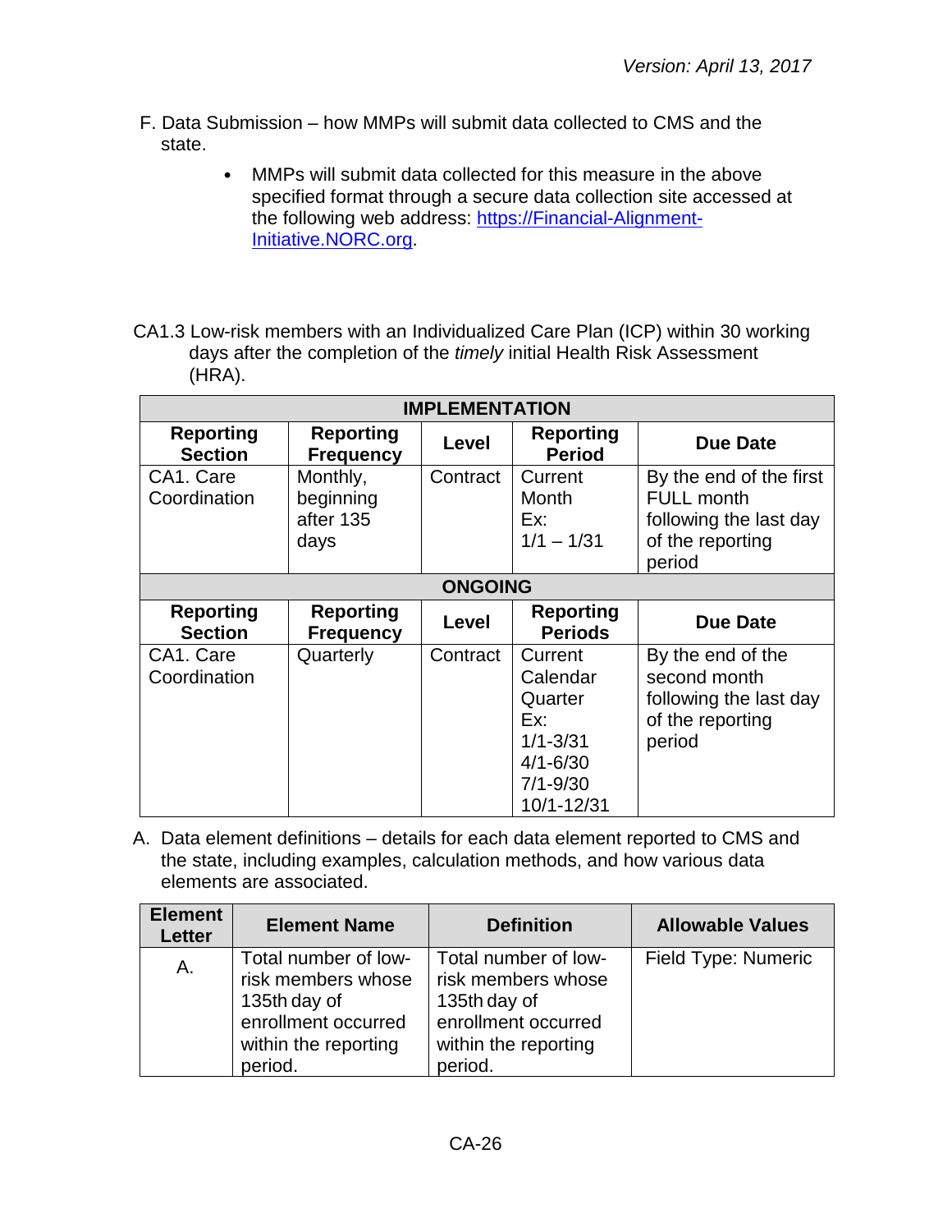F. Data Submission – how MMPs will submit data collected to CMS and the state.

- MMPs will submit data collected for this measure in the above specified format through a secure data collection site accessed at the following web address: [https://Financial-Alignment-Initiative.NORC.org](https://Financial-Alignment-Initiative.NORC.org).

CA1.3 Low-risk members with an Individualized Care Plan (ICP) within 30 working days after the completion of the *timely* initial Health Risk Assessment (HRA).

| **IMPLEMENTATION** | | | | |
|---|---|---|---|---|
| **Reporting Section** | **Reporting Frequency** | **Level** | **Reporting Period** | **Due Date** |
| CA1. Care Coordination | Monthly, beginning after 135 days | Contract | Current Month Ex: 1/1 – 1/31 | By the end of the first FULL month following the last day of the reporting period |
| **ONGOING** | | | | |
| **Reporting Section** | **Reporting Frequency** | **Level** | **Reporting Periods** | **Due Date** |
| CA1. Care Coordination | Quarterly | Contract | Current Calendar Quarter Ex: 1/1-3/31 4/1-6/30 7/1-9/30 10/1-12/31 | By the end of the second month following the last day of the reporting period |

A. Data element definitions – details for each data element reported to CMS and the state, including examples, calculation methods, and how various data elements are associated.

| Element Letter | Element Name | Definition | Allowable Values |
|---|---|---|---|
| A. | Total number of low-risk members whose 135th day of enrollment occurred within the reporting period. | Total number of low-risk members whose 135th day of enrollment occurred within the reporting period. | Field Type: Numeric |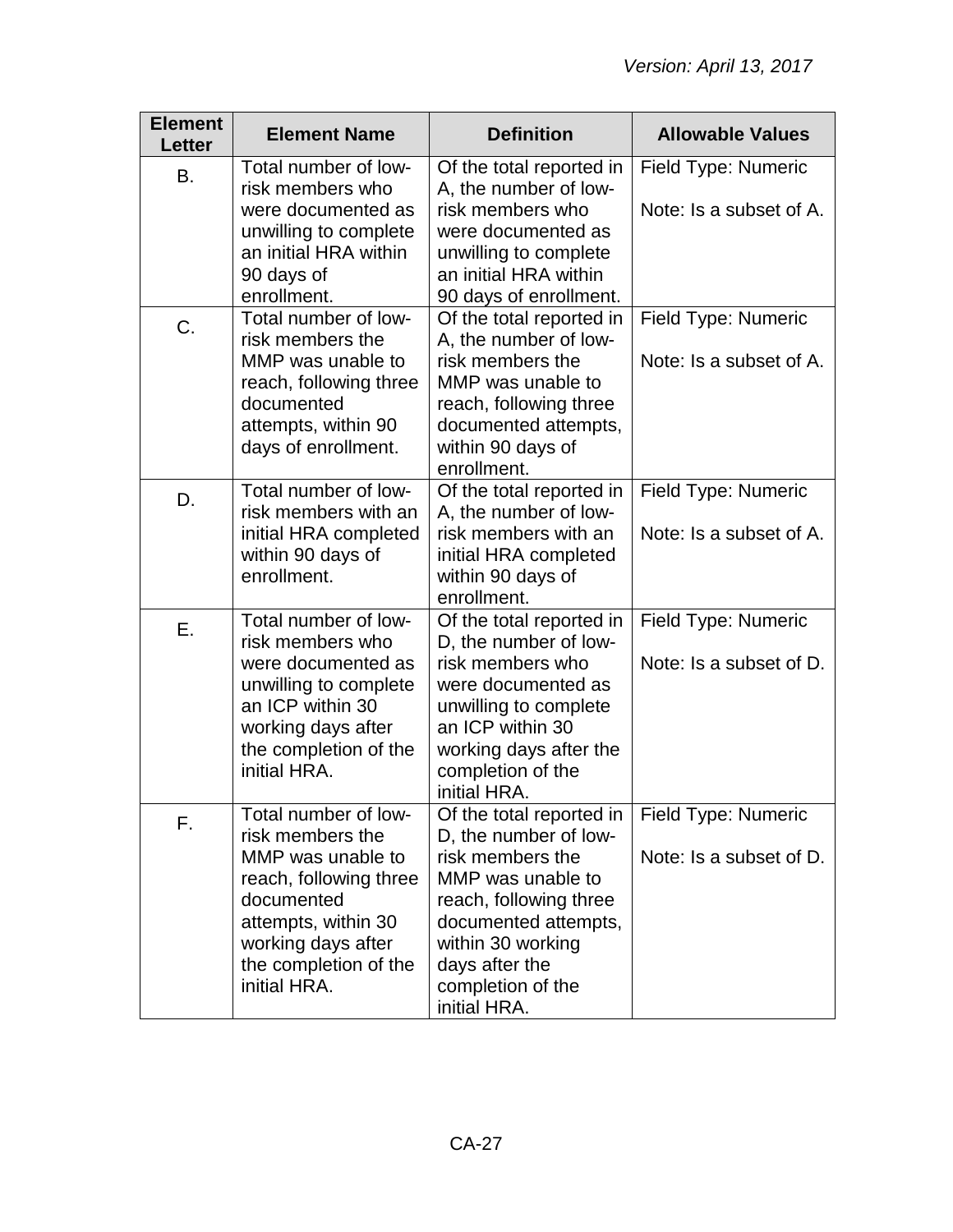| Element Letter | Element Name | Definition | Allowable Values |
|---|---|---|---|
| B. | Total number of low-risk members who were documented as unwilling to complete an initial HRA within 90 days of enrollment. | Of the total reported in A, the number of low-risk members who were documented as unwilling to complete an initial HRA within 90 days of enrollment. | Field Type: Numeric<br><br>Note: Is a subset of A. |
| C. | Total number of low-risk members the MMP was unable to reach, following three documented attempts, within 90 days of enrollment. | Of the total reported in A, the number of low-risk members the MMP was unable to reach, following three documented attempts, within 90 days of enrollment. | Field Type: Numeric<br><br>Note: Is a subset of A. |
| D. | Total number of low-risk members with an initial HRA completed within 90 days of enrollment. | Of the total reported in A, the number of low-risk members with an initial HRA completed within 90 days of enrollment. | Field Type: Numeric<br><br>Note: Is a subset of A. |
| E. | Total number of low-risk members who were documented as unwilling to complete an ICP within 30 working days after the completion of the initial HRA. | Of the total reported in D, the number of low-risk members who were documented as unwilling to complete an ICP within 30 working days after the completion of the initial HRA. | Field Type: Numeric<br><br>Note: Is a subset of D. |
| F. | Total number of low-risk members the MMP was unable to reach, following three documented attempts, within 30 working days after the completion of the initial HRA. | Of the total reported in D, the number of low-risk members the MMP was unable to reach, following three documented attempts, within 30 working days after the completion of the initial HRA. | Field Type: Numeric<br><br>Note: Is a subset of D. |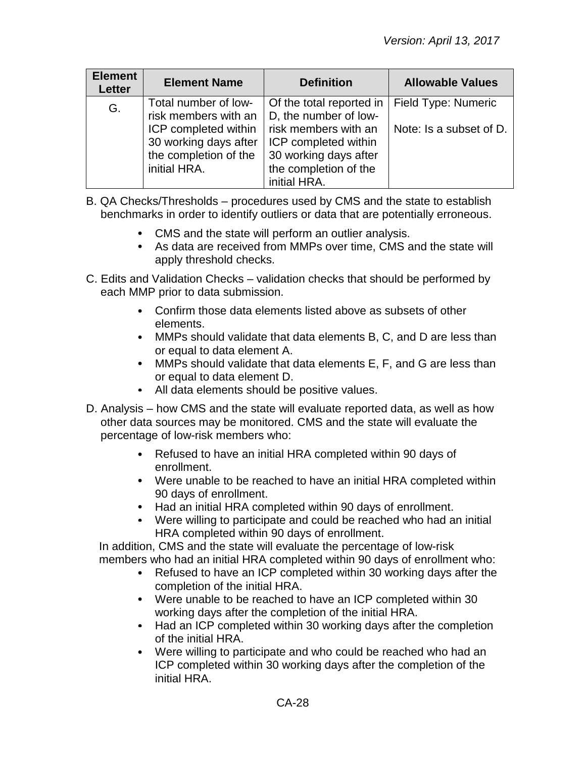| Element Letter | Element Name | Definition | Allowable Values |
|---|---|---|---|
| G. | Total number of low-risk members with an ICP completed within 30 working days after the completion of the initial HRA. | Of the total reported in D, the number of low-risk members with an ICP completed within 30 working days after the completion of the initial HRA. | Field Type: Numeric<br><br>Note: Is a subset of D. |

B. QA Checks/Thresholds – procedures used by CMS and the state to establish benchmarks in order to identify outliers or data that are potentially erroneous.

- CMS and the state will perform an outlier analysis.
- As data are received from MMPs over time, CMS and the state will apply threshold checks.

C. Edits and Validation Checks – validation checks that should be performed by each MMP prior to data submission.

- Confirm those data elements listed above as subsets of other elements.
- MMPs should validate that data elements B, C, and D are less than or equal to data element A.
- MMPs should validate that data elements E, F, and G are less than or equal to data element D.
- All data elements should be positive values.

D. Analysis – how CMS and the state will evaluate reported data, as well as how other data sources may be monitored. CMS and the state will evaluate the percentage of low-risk members who:

- Refused to have an initial HRA completed within 90 days of enrollment.
- Were unable to be reached to have an initial HRA completed within 90 days of enrollment.
- Had an initial HRA completed within 90 days of enrollment.
- Were willing to participate and could be reached who had an initial HRA completed within 90 days of enrollment.

In addition, CMS and the state will evaluate the percentage of low-risk members who had an initial HRA completed within 90 days of enrollment who:

- Refused to have an ICP completed within 30 working days after the completion of the initial HRA.
- Were unable to be reached to have an ICP completed within 30 working days after the completion of the initial HRA.
- Had an ICP completed within 30 working days after the completion of the initial HRA.
- Were willing to participate and who could be reached who had an ICP completed within 30 working days after the completion of the initial HRA.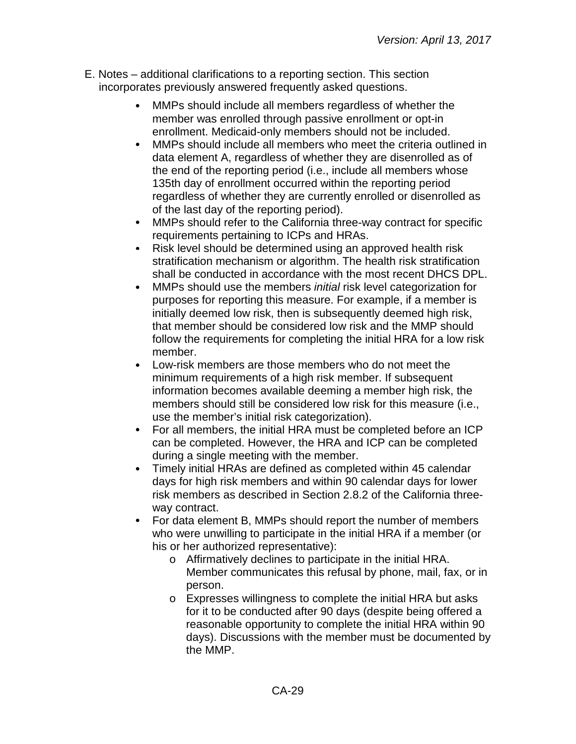E. Notes – additional clarifications to a reporting section. This section incorporates previously answered frequently asked questions.

- MMPs should include all members regardless of whether the member was enrolled through passive enrollment or opt-in enrollment. Medicaid-only members should not be included.
- MMPs should include all members who meet the criteria outlined in data element A, regardless of whether they are disenrolled as of the end of the reporting period (i.e., include all members whose 135th day of enrollment occurred within the reporting period regardless of whether they are currently enrolled or disenrolled as of the last day of the reporting period).
- MMPs should refer to the California three-way contract for specific requirements pertaining to ICPs and HRAs.
- Risk level should be determined using an approved health risk stratification mechanism or algorithm. The health risk stratification shall be conducted in accordance with the most recent DHCS DPL.
- MMPs should use the members *initial* risk level categorization for purposes for reporting this measure. For example, if a member is initially deemed low risk, then is subsequently deemed high risk, that member should be considered low risk and the MMP should follow the requirements for completing the initial HRA for a low risk member.
- Low-risk members are those members who do not meet the minimum requirements of a high risk member. If subsequent information becomes available deeming a member high risk, the members should still be considered low risk for this measure (i.e., use the member's initial risk categorization).
- For all members, the initial HRA must be completed before an ICP can be completed. However, the HRA and ICP can be completed during a single meeting with the member.
- Timely initial HRAs are defined as completed within 45 calendar days for high risk members and within 90 calendar days for lower risk members as described in Section 2.8.2 of the California three-way contract.
- For data element B, MMPs should report the number of members who were unwilling to participate in the initial HRA if a member (or his or her authorized representative):
  - Affirmatively declines to participate in the initial HRA. Member communicates this refusal by phone, mail, fax, or in person.
  - Expresses willingness to complete the initial HRA but asks for it to be conducted after 90 days (despite being offered a reasonable opportunity to complete the initial HRA within 90 days). Discussions with the member must be documented by the MMP.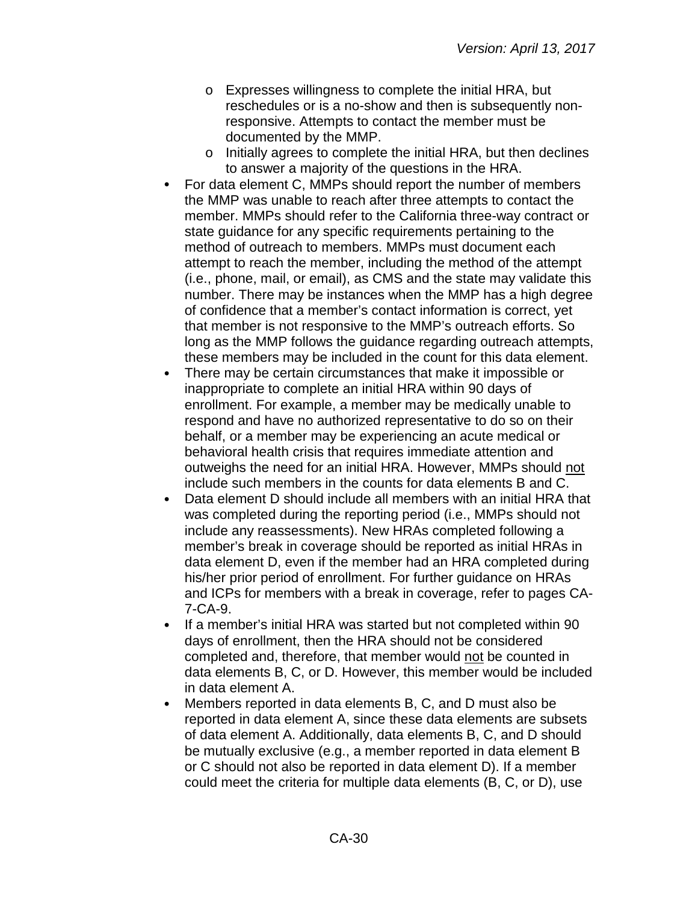- Expresses willingness to complete the initial HRA, but reschedules or is a no-show and then is subsequently non-responsive. Attempts to contact the member must be documented by the MMP.
  - Initially agrees to complete the initial HRA, but then declines to answer a majority of the questions in the HRA.
- For data element C, MMPs should report the number of members the MMP was unable to reach after three attempts to contact the member. MMPs should refer to the California three-way contract or state guidance for any specific requirements pertaining to the method of outreach to members. MMPs must document each attempt to reach the member, including the method of the attempt (i.e., phone, mail, or email), as CMS and the state may validate this number. There may be instances when the MMP has a high degree of confidence that a member's contact information is correct, yet that member is not responsive to the MMP's outreach efforts. So long as the MMP follows the guidance regarding outreach attempts, these members may be included in the count for this data element.
- There may be certain circumstances that make it impossible or inappropriate to complete an initial HRA within 90 days of enrollment. For example, a member may be medically unable to respond and have no authorized representative to do so on their behalf, or a member may be experiencing an acute medical or behavioral health crisis that requires immediate attention and outweighs the need for an initial HRA. However, MMPs should <u>not</u> include such members in the counts for data elements B and C.
- Data element D should include all members with an initial HRA that was completed during the reporting period (i.e., MMPs should not include any reassessments). New HRAs completed following a member's break in coverage should be reported as initial HRAs in data element D, even if the member had an HRA completed during his/her prior period of enrollment. For further guidance on HRAs and ICPs for members with a break in coverage, refer to pages CA-7-CA-9.
- If a member's initial HRA was started but not completed within 90 days of enrollment, then the HRA should not be considered completed and, therefore, that member would <u>not</u> be counted in data elements B, C, or D. However, this member would be included in data element A.
- Members reported in data elements B, C, and D must also be reported in data element A, since these data elements are subsets of data element A. Additionally, data elements B, C, and D should be mutually exclusive (e.g., a member reported in data element B or C should not also be reported in data element D). If a member could meet the criteria for multiple data elements (B, C, or D), use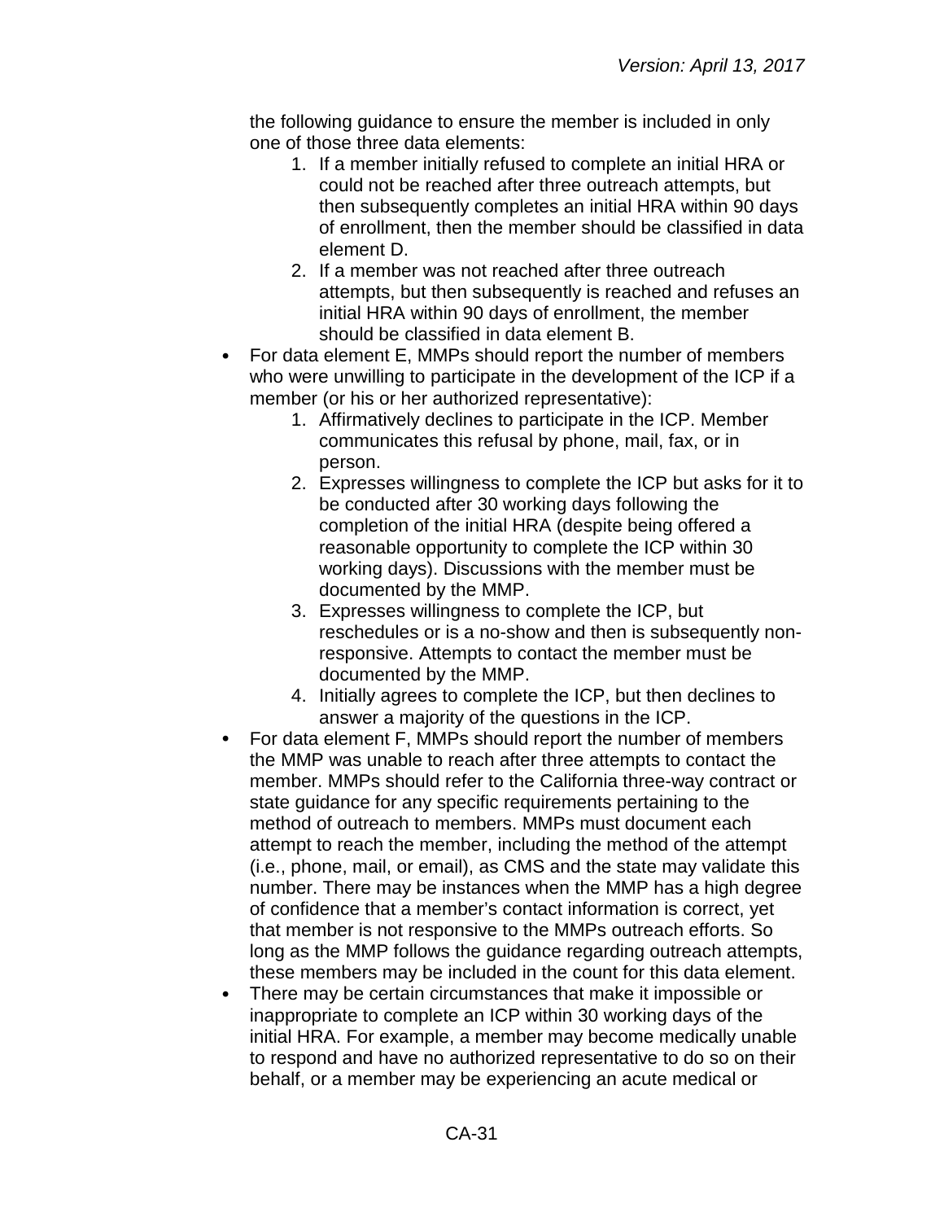the following guidance to ensure the member is included in only one of those three data elements:

1. If a member initially refused to complete an initial HRA or could not be reached after three outreach attempts, but then subsequently completes an initial HRA within 90 days of enrollment, then the member should be classified in data element D.
2. If a member was not reached after three outreach attempts, but then subsequently is reached and refuses an initial HRA within 90 days of enrollment, the member should be classified in data element B.

- For data element E, MMPs should report the number of members who were unwilling to participate in the development of the ICP if a member (or his or her authorized representative):
    1. Affirmatively declines to participate in the ICP. Member communicates this refusal by phone, mail, fax, or in person.
    2. Expresses willingness to complete the ICP but asks for it to be conducted after 30 working days following the completion of the initial HRA (despite being offered a reasonable opportunity to complete the ICP within 30 working days). Discussions with the member must be documented by the MMP.
    3. Expresses willingness to complete the ICP, but reschedules or is a no-show and then is subsequently non-responsive. Attempts to contact the member must be documented by the MMP.
    4. Initially agrees to complete the ICP, but then declines to answer a majority of the questions in the ICP.
- For data element F, MMPs should report the number of members the MMP was unable to reach after three attempts to contact the member. MMPs should refer to the California three-way contract or state guidance for any specific requirements pertaining to the method of outreach to members. MMPs must document each attempt to reach the member, including the method of the attempt (i.e., phone, mail, or email), as CMS and the state may validate this number. There may be instances when the MMP has a high degree of confidence that a member's contact information is correct, yet that member is not responsive to the MMPs outreach efforts. So long as the MMP follows the guidance regarding outreach attempts, these members may be included in the count for this data element.
- There may be certain circumstances that make it impossible or inappropriate to complete an ICP within 30 working days of the initial HRA. For example, a member may become medically unable to respond and have no authorized representative to do so on their behalf, or a member may be experiencing an acute medical or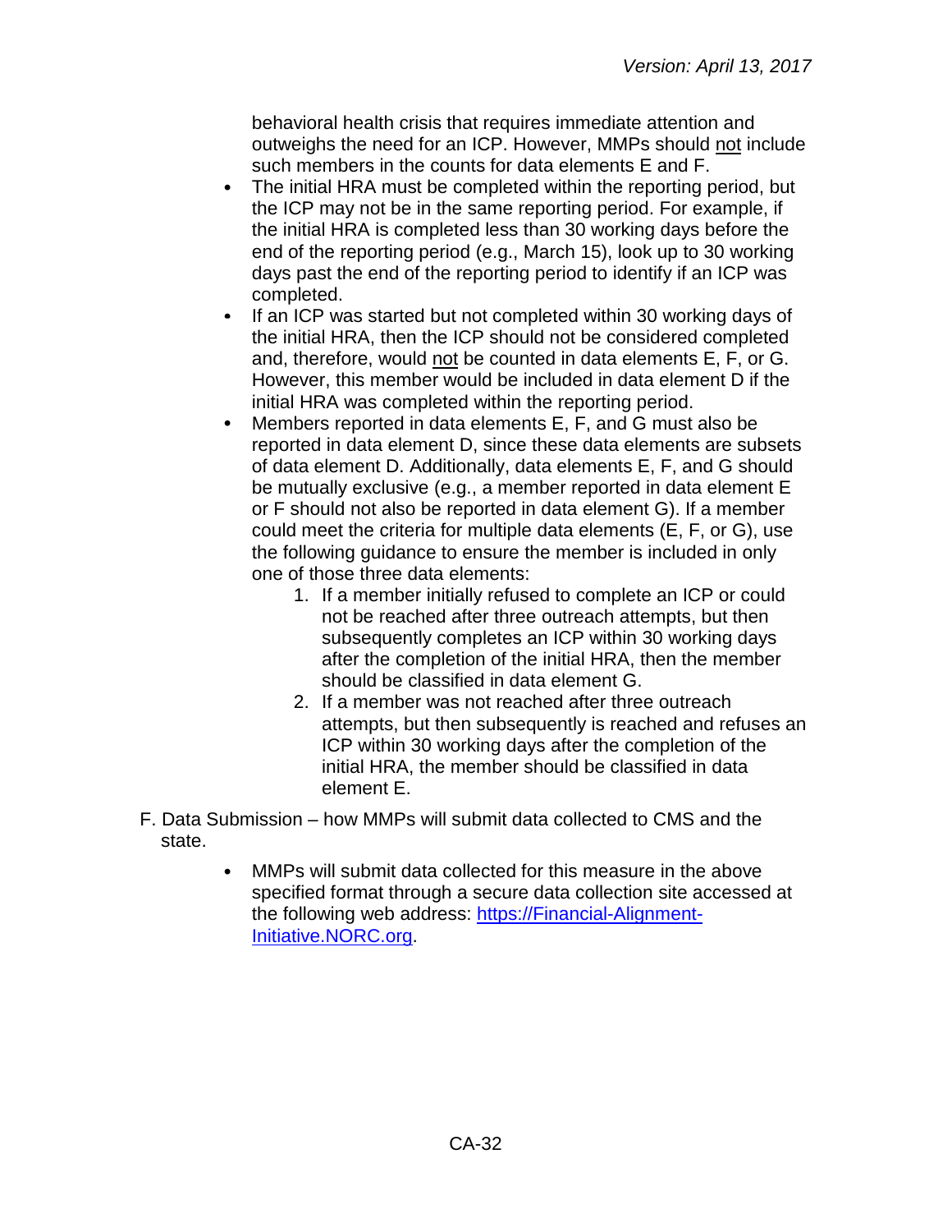behavioral health crisis that requires immediate attention and outweighs the need for an ICP. However, MMPs should <u>not</u> include such members in the counts for data elements E and F.

- The initial HRA must be completed within the reporting period, but the ICP may not be in the same reporting period. For example, if the initial HRA is completed less than 30 working days before the end of the reporting period (e.g., March 15), look up to 30 working days past the end of the reporting period to identify if an ICP was completed.
- If an ICP was started but not completed within 30 working days of the initial HRA, then the ICP should not be considered completed and, therefore, would <u>not</u> be counted in data elements E, F, or G. However, this member would be included in data element D if the initial HRA was completed within the reporting period.
- Members reported in data elements E, F, and G must also be reported in data element D, since these data elements are subsets of data element D. Additionally, data elements E, F, and G should be mutually exclusive (e.g., a member reported in data element E or F should not also be reported in data element G). If a member could meet the criteria for multiple data elements (E, F, or G), use the following guidance to ensure the member is included in only one of those three data elements:
  1. If a member initially refused to complete an ICP or could not be reached after three outreach attempts, but then subsequently completes an ICP within 30 working days after the completion of the initial HRA, then the member should be classified in data element G.
  2. If a member was not reached after three outreach attempts, but then subsequently is reached and refuses an ICP within 30 working days after the completion of the initial HRA, the member should be classified in data element E.

F. Data Submission – how MMPs will submit data collected to CMS and the state.

- MMPs will submit data collected for this measure in the above specified format through a secure data collection site accessed at the following web address: [https://Financial-Alignment-Initiative.NORC.org](https://Financial-Alignment-Initiative.NORC.org).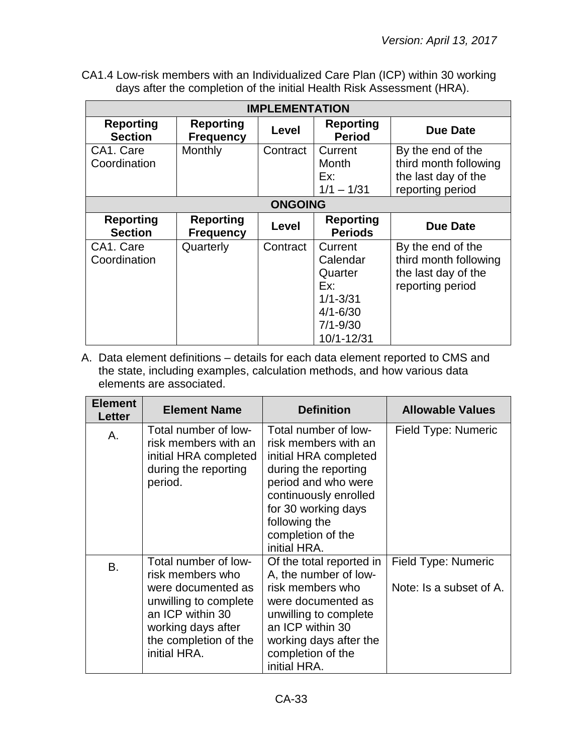*Version: April 13, 2017*

CA1.4 Low-risk members with an Individualized Care Plan (ICP) within 30 working days after the completion of the initial Health Risk Assessment (HRA).

| IMPLEMENTATION | | | | |
|---|---|---|---|---|
| **Reporting Section** | **Reporting Frequency** | **Level** | **Reporting Period** | **Due Date** |
| CA1. Care Coordination | Monthly | Contract | Current Month Ex: 1/1 – 1/31 | By the end of the third month following the last day of the reporting period |
| **ONGOING** | | | | |
| **Reporting Section** | **Reporting Frequency** | **Level** | **Reporting Periods** | **Due Date** |
| CA1. Care Coordination | Quarterly | Contract | Current Calendar Quarter Ex: 1/1-3/31 4/1-6/30 7/1-9/30 10/1-12/31 | By the end of the third month following the last day of the reporting period |

A. Data element definitions – details for each data element reported to CMS and the state, including examples, calculation methods, and how various data elements are associated.

| Element Letter | Element Name | Definition | Allowable Values |
|---|---|---|---|
| A. | Total number of low-risk members with an initial HRA completed during the reporting period. | Total number of low-risk members with an initial HRA completed during the reporting period and who were continuously enrolled for 30 working days following the completion of the initial HRA. | Field Type: Numeric |
| B. | Total number of low-risk members who were documented as unwilling to complete an ICP within 30 working days after the completion of the initial HRA. | Of the total reported in A, the number of low-risk members who were documented as unwilling to complete an ICP within 30 working days after the completion of the initial HRA. | Field Type: Numeric<br><br>Note: Is a subset of A. |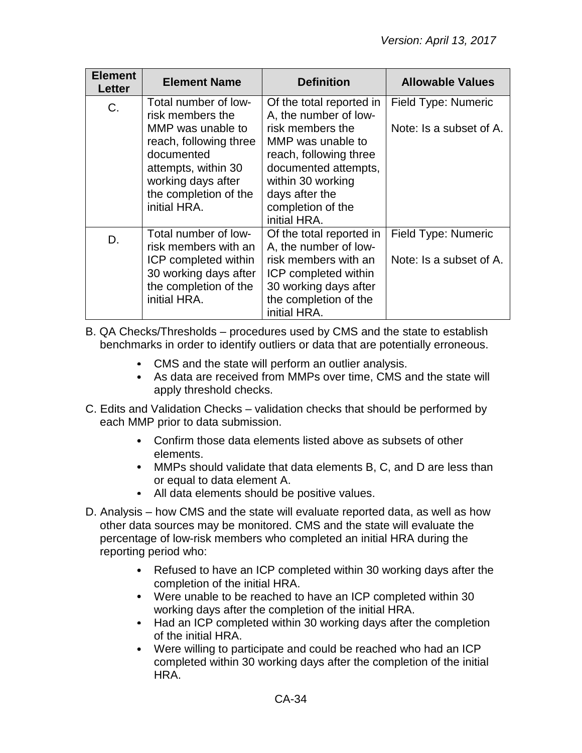| Element Letter | Element Name | Definition | Allowable Values |
|---|---|---|---|
| C. | Total number of low-risk members the MMP was unable to reach, following three documented attempts, within 30 working days after the completion of the initial HRA. | Of the total reported in A, the number of low-risk members the MMP was unable to reach, following three documented attempts, within 30 working days after the completion of the initial HRA. | Field Type: Numeric<br><br>Note: Is a subset of A. |
| D. | Total number of low-risk members with an ICP completed within 30 working days after the completion of the initial HRA. | Of the total reported in A, the number of low-risk members with an ICP completed within 30 working days after the completion of the initial HRA. | Field Type: Numeric<br><br>Note: Is a subset of A. |

B. QA Checks/Thresholds – procedures used by CMS and the state to establish benchmarks in order to identify outliers or data that are potentially erroneous.

- CMS and the state will perform an outlier analysis.
- As data are received from MMPs over time, CMS and the state will apply threshold checks.

C. Edits and Validation Checks – validation checks that should be performed by each MMP prior to data submission.

- Confirm those data elements listed above as subsets of other elements.
- MMPs should validate that data elements B, C, and D are less than or equal to data element A.
- All data elements should be positive values.

D. Analysis – how CMS and the state will evaluate reported data, as well as how other data sources may be monitored. CMS and the state will evaluate the percentage of low-risk members who completed an initial HRA during the reporting period who:

- Refused to have an ICP completed within 30 working days after the completion of the initial HRA.
- Were unable to be reached to have an ICP completed within 30 working days after the completion of the initial HRA.
- Had an ICP completed within 30 working days after the completion of the initial HRA.
- Were willing to participate and could be reached who had an ICP completed within 30 working days after the completion of the initial HRA.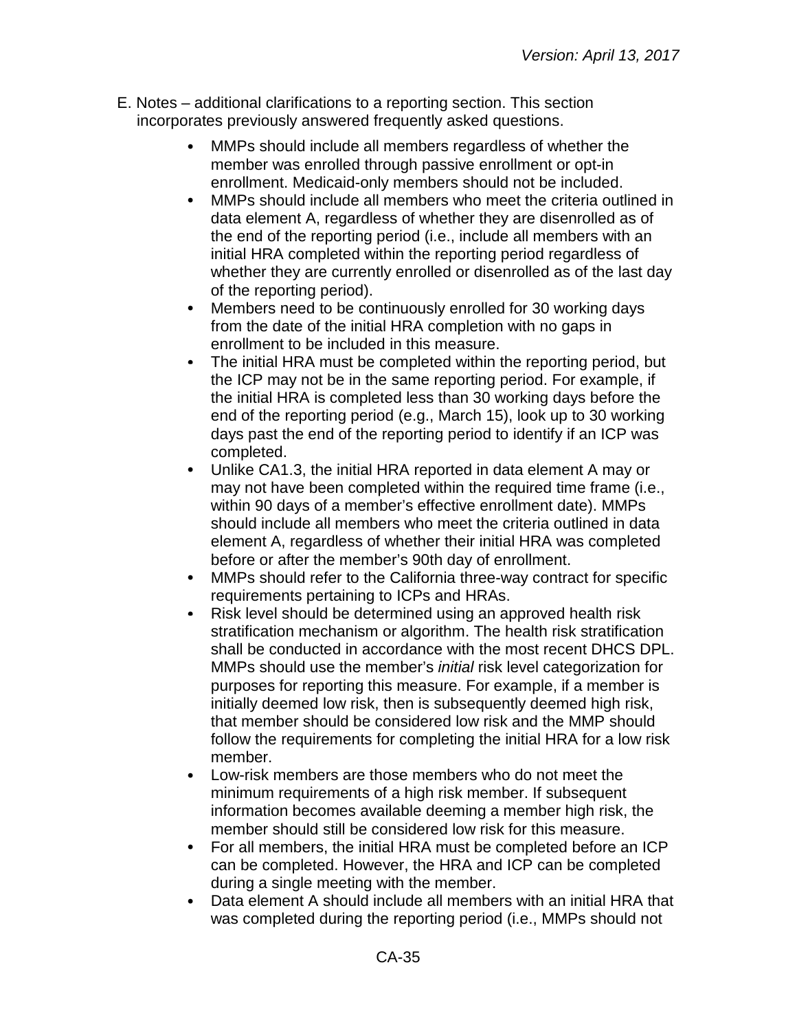E. Notes – additional clarifications to a reporting section. This section incorporates previously answered frequently asked questions.

- MMPs should include all members regardless of whether the member was enrolled through passive enrollment or opt-in enrollment. Medicaid-only members should not be included.
- MMPs should include all members who meet the criteria outlined in data element A, regardless of whether they are disenrolled as of the end of the reporting period (i.e., include all members with an initial HRA completed within the reporting period regardless of whether they are currently enrolled or disenrolled as of the last day of the reporting period).
- Members need to be continuously enrolled for 30 working days from the date of the initial HRA completion with no gaps in enrollment to be included in this measure.
- The initial HRA must be completed within the reporting period, but the ICP may not be in the same reporting period. For example, if the initial HRA is completed less than 30 working days before the end of the reporting period (e.g., March 15), look up to 30 working days past the end of the reporting period to identify if an ICP was completed.
- Unlike CA1.3, the initial HRA reported in data element A may or may not have been completed within the required time frame (i.e., within 90 days of a member's effective enrollment date). MMPs should include all members who meet the criteria outlined in data element A, regardless of whether their initial HRA was completed before or after the member's 90th day of enrollment.
- MMPs should refer to the California three-way contract for specific requirements pertaining to ICPs and HRAs.
- Risk level should be determined using an approved health risk stratification mechanism or algorithm. The health risk stratification shall be conducted in accordance with the most recent DHCS DPL. MMPs should use the member's *initial* risk level categorization for purposes for reporting this measure. For example, if a member is initially deemed low risk, then is subsequently deemed high risk, that member should be considered low risk and the MMP should follow the requirements for completing the initial HRA for a low risk member.
- Low-risk members are those members who do not meet the minimum requirements of a high risk member. If subsequent information becomes available deeming a member high risk, the member should still be considered low risk for this measure.
- For all members, the initial HRA must be completed before an ICP can be completed. However, the HRA and ICP can be completed during a single meeting with the member.
- Data element A should include all members with an initial HRA that was completed during the reporting period (i.e., MMPs should not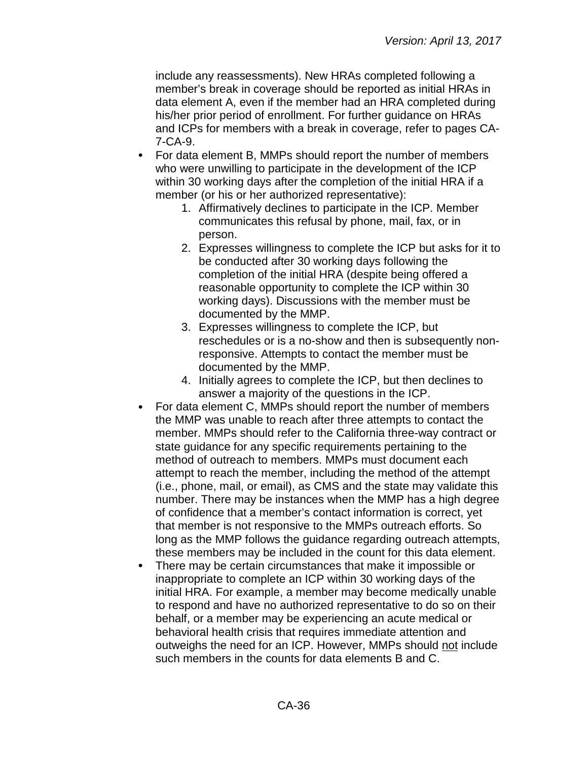include any reassessments). New HRAs completed following a member's break in coverage should be reported as initial HRAs in data element A, even if the member had an HRA completed during his/her prior period of enrollment. For further guidance on HRAs and ICPs for members with a break in coverage, refer to pages CA-7-CA-9.

- For data element B, MMPs should report the number of members who were unwilling to participate in the development of the ICP within 30 working days after the completion of the initial HRA if a member (or his or her authorized representative):
  1. Affirmatively declines to participate in the ICP. Member communicates this refusal by phone, mail, fax, or in person.
  2. Expresses willingness to complete the ICP but asks for it to be conducted after 30 working days following the completion of the initial HRA (despite being offered a reasonable opportunity to complete the ICP within 30 working days). Discussions with the member must be documented by the MMP.
  3. Expresses willingness to complete the ICP, but reschedules or is a no-show and then is subsequently non-responsive. Attempts to contact the member must be documented by the MMP.
  4. Initially agrees to complete the ICP, but then declines to answer a majority of the questions in the ICP.
- For data element C, MMPs should report the number of members the MMP was unable to reach after three attempts to contact the member. MMPs should refer to the California three-way contract or state guidance for any specific requirements pertaining to the method of outreach to members. MMPs must document each attempt to reach the member, including the method of the attempt (i.e., phone, mail, or email), as CMS and the state may validate this number. There may be instances when the MMP has a high degree of confidence that a member's contact information is correct, yet that member is not responsive to the MMPs outreach efforts. So long as the MMP follows the guidance regarding outreach attempts, these members may be included in the count for this data element.
- There may be certain circumstances that make it impossible or inappropriate to complete an ICP within 30 working days of the initial HRA. For example, a member may become medically unable to respond and have no authorized representative to do so on their behalf, or a member may be experiencing an acute medical or behavioral health crisis that requires immediate attention and outweighs the need for an ICP. However, MMPs should <u>not</u> include such members in the counts for data elements B and C.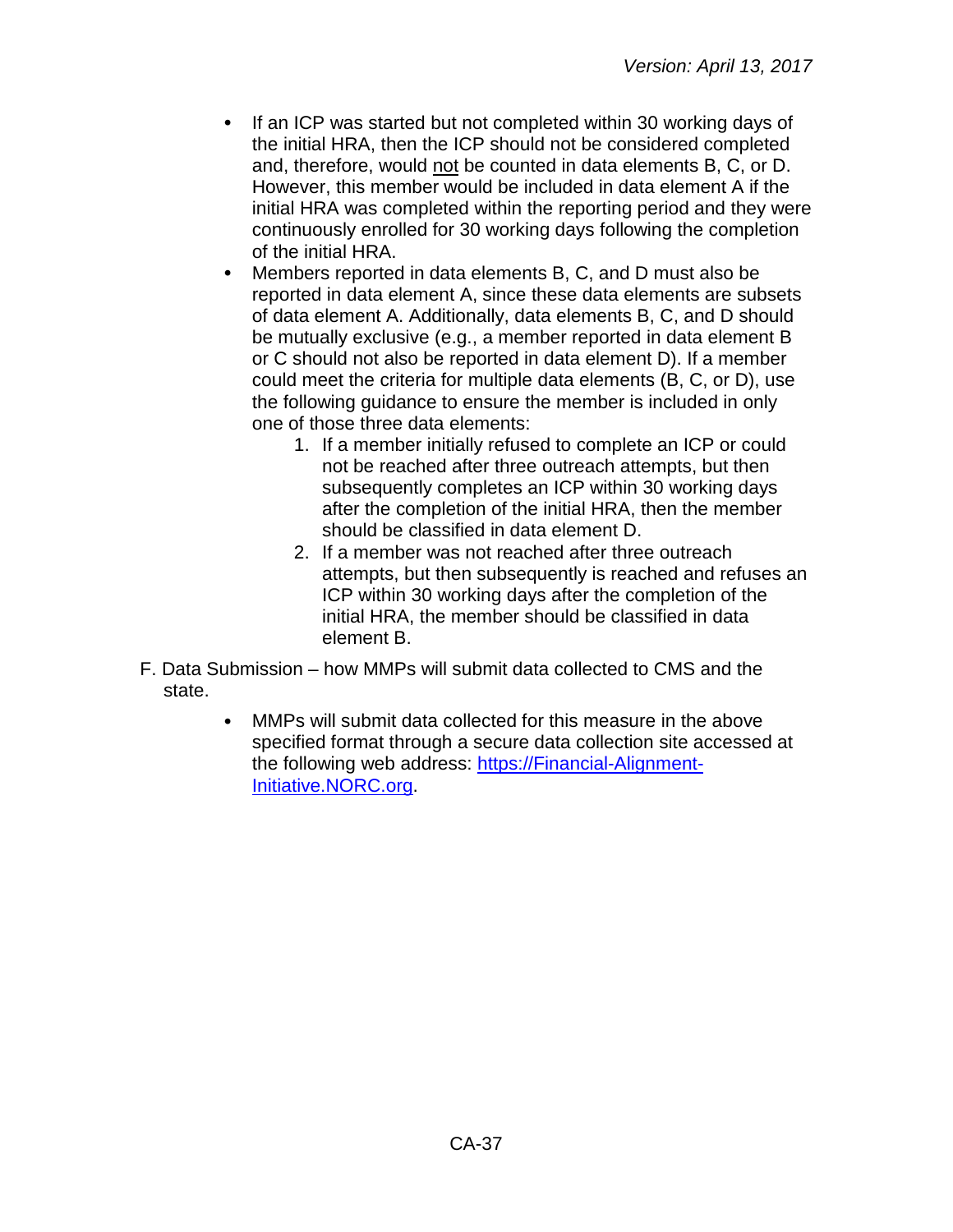- If an ICP was started but not completed within 30 working days of the initial HRA, then the ICP should not be considered completed and, therefore, would <u>not</u> be counted in data elements B, C, or D. However, this member would be included in data element A if the initial HRA was completed within the reporting period and they were continuously enrolled for 30 working days following the completion of the initial HRA.
- Members reported in data elements B, C, and D must also be reported in data element A, since these data elements are subsets of data element A. Additionally, data elements B, C, and D should be mutually exclusive (e.g., a member reported in data element B or C should not also be reported in data element D). If a member could meet the criteria for multiple data elements (B, C, or D), use the following guidance to ensure the member is included in only one of those three data elements:
    1. If a member initially refused to complete an ICP or could not be reached after three outreach attempts, but then subsequently completes an ICP within 30 working days after the completion of the initial HRA, then the member should be classified in data element D.
    2. If a member was not reached after three outreach attempts, but then subsequently is reached and refuses an ICP within 30 working days after the completion of the initial HRA, the member should be classified in data element B.

F. Data Submission – how MMPs will submit data collected to CMS and the state.

- MMPs will submit data collected for this measure in the above specified format through a secure data collection site accessed at the following web address: [https://Financial-Alignment-Initiative.NORC.org](https://Financial-Alignment-Initiative.NORC.org).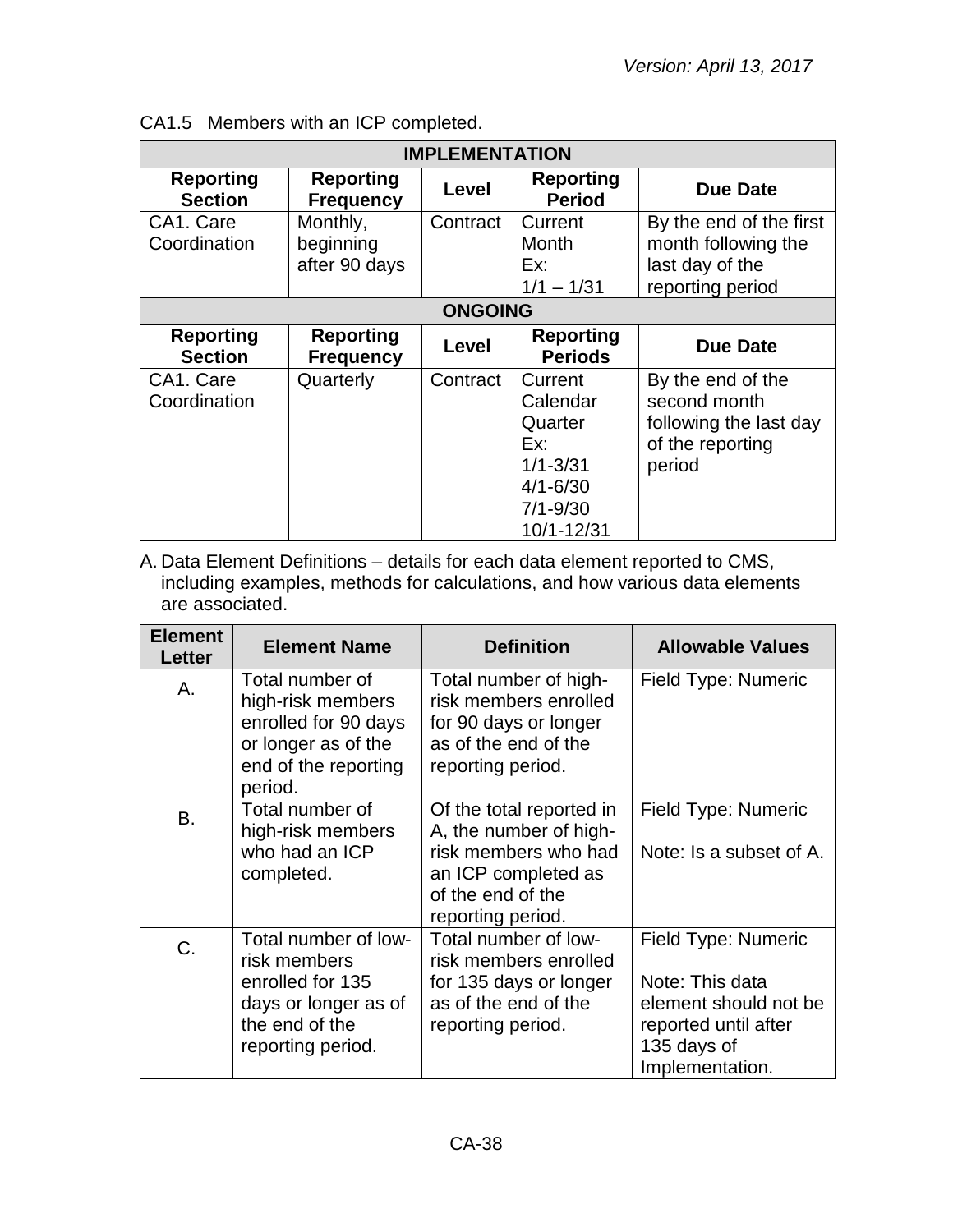CA1.5 Members with an ICP completed.

| IMPLEMENTATION | | | | |
|---|---|---|---|---|
| **Reporting Section** | **Reporting Frequency** | **Level** | **Reporting Period** | **Due Date** |
| CA1. Care Coordination | Monthly, beginning after 90 days | Contract | Current Month Ex: 1/1 – 1/31 | By the end of the first month following the last day of the reporting period |
| **ONGOING** | | | | |
| **Reporting Section** | **Reporting Frequency** | **Level** | **Reporting Periods** | **Due Date** |
| CA1. Care Coordination | Quarterly | Contract | Current Calendar Quarter Ex: 1/1-3/31 4/1-6/30 7/1-9/30 10/1-12/31 | By the end of the second month following the last day of the reporting period |

A. Data Element Definitions – details for each data element reported to CMS, including examples, methods for calculations, and how various data elements are associated.

| Element Letter | Element Name | Definition | Allowable Values |
|---|---|---|---|
| A. | Total number of high-risk members enrolled for 90 days or longer as of the end of the reporting period. | Total number of high-risk members enrolled for 90 days or longer as of the end of the reporting period. | Field Type: Numeric |
| B. | Total number of high-risk members who had an ICP completed. | Of the total reported in A, the number of high-risk members who had an ICP completed as of the end of the reporting period. | Field Type: Numeric<br><br>Note: Is a subset of A. |
| C. | Total number of low-risk members enrolled for 135 days or longer as of the end of the reporting period. | Total number of low-risk members enrolled for 135 days or longer as of the end of the reporting period. | Field Type: Numeric<br><br>Note: This data element should not be reported until after 135 days of Implementation. |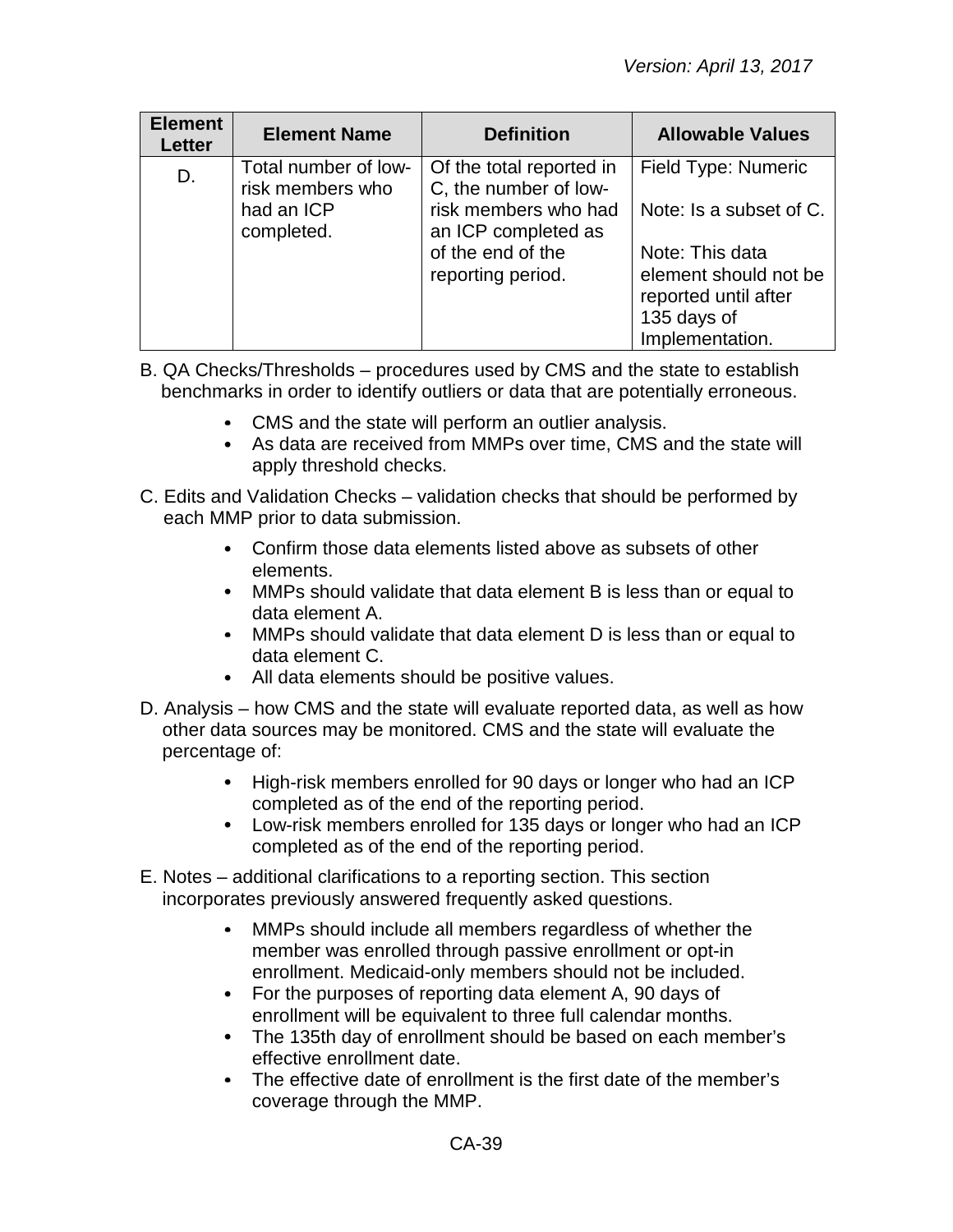| Element Letter | Element Name | Definition | Allowable Values |
|---|---|---|---|
| D. | Total number of low-risk members who had an ICP completed. | Of the total reported in C, the number of low-risk members who had an ICP completed as of the end of the reporting period. | Field Type: Numeric<br><br>Note: Is a subset of C.<br><br>Note: This data element should not be reported until after 135 days of Implementation. |

B. QA Checks/Thresholds – procedures used by CMS and the state to establish benchmarks in order to identify outliers or data that are potentially erroneous.

- CMS and the state will perform an outlier analysis.
- As data are received from MMPs over time, CMS and the state will apply threshold checks.

C. Edits and Validation Checks – validation checks that should be performed by each MMP prior to data submission.

- Confirm those data elements listed above as subsets of other elements.
- MMPs should validate that data element B is less than or equal to data element A.
- MMPs should validate that data element D is less than or equal to data element C.
- All data elements should be positive values.

D. Analysis – how CMS and the state will evaluate reported data, as well as how other data sources may be monitored. CMS and the state will evaluate the percentage of:

- High-risk members enrolled for 90 days or longer who had an ICP completed as of the end of the reporting period.
- Low-risk members enrolled for 135 days or longer who had an ICP completed as of the end of the reporting period.

E. Notes – additional clarifications to a reporting section. This section incorporates previously answered frequently asked questions.

- MMPs should include all members regardless of whether the member was enrolled through passive enrollment or opt-in enrollment. Medicaid-only members should not be included.
- For the purposes of reporting data element A, 90 days of enrollment will be equivalent to three full calendar months.
- The 135th day of enrollment should be based on each member's effective enrollment date.
- The effective date of enrollment is the first date of the member's coverage through the MMP.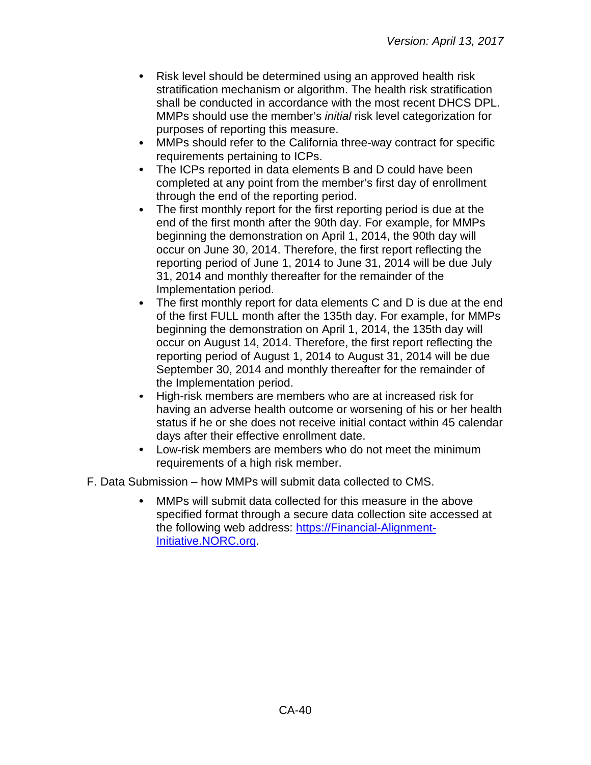- Risk level should be determined using an approved health risk stratification mechanism or algorithm. The health risk stratification shall be conducted in accordance with the most recent DHCS DPL. MMPs should use the member's *initial* risk level categorization for purposes of reporting this measure.
- MMPs should refer to the California three-way contract for specific requirements pertaining to ICPs.
- The ICPs reported in data elements B and D could have been completed at any point from the member's first day of enrollment through the end of the reporting period.
- The first monthly report for the first reporting period is due at the end of the first month after the 90th day. For example, for MMPs beginning the demonstration on April 1, 2014, the 90th day will occur on June 30, 2014. Therefore, the first report reflecting the reporting period of June 1, 2014 to June 31, 2014 will be due July 31, 2014 and monthly thereafter for the remainder of the Implementation period.
- The first monthly report for data elements C and D is due at the end of the first FULL month after the 135th day. For example, for MMPs beginning the demonstration on April 1, 2014, the 135th day will occur on August 14, 2014. Therefore, the first report reflecting the reporting period of August 1, 2014 to August 31, 2014 will be due September 30, 2014 and monthly thereafter for the remainder of the Implementation period.
- High-risk members are members who are at increased risk for having an adverse health outcome or worsening of his or her health status if he or she does not receive initial contact within 45 calendar days after their effective enrollment date.
- Low-risk members are members who do not meet the minimum requirements of a high risk member.

F. Data Submission – how MMPs will submit data collected to CMS.

- MMPs will submit data collected for this measure in the above specified format through a secure data collection site accessed at the following web address: [https://Financial-Alignment-Initiative.NORC.org](https://Financial-Alignment-Initiative.NORC.org).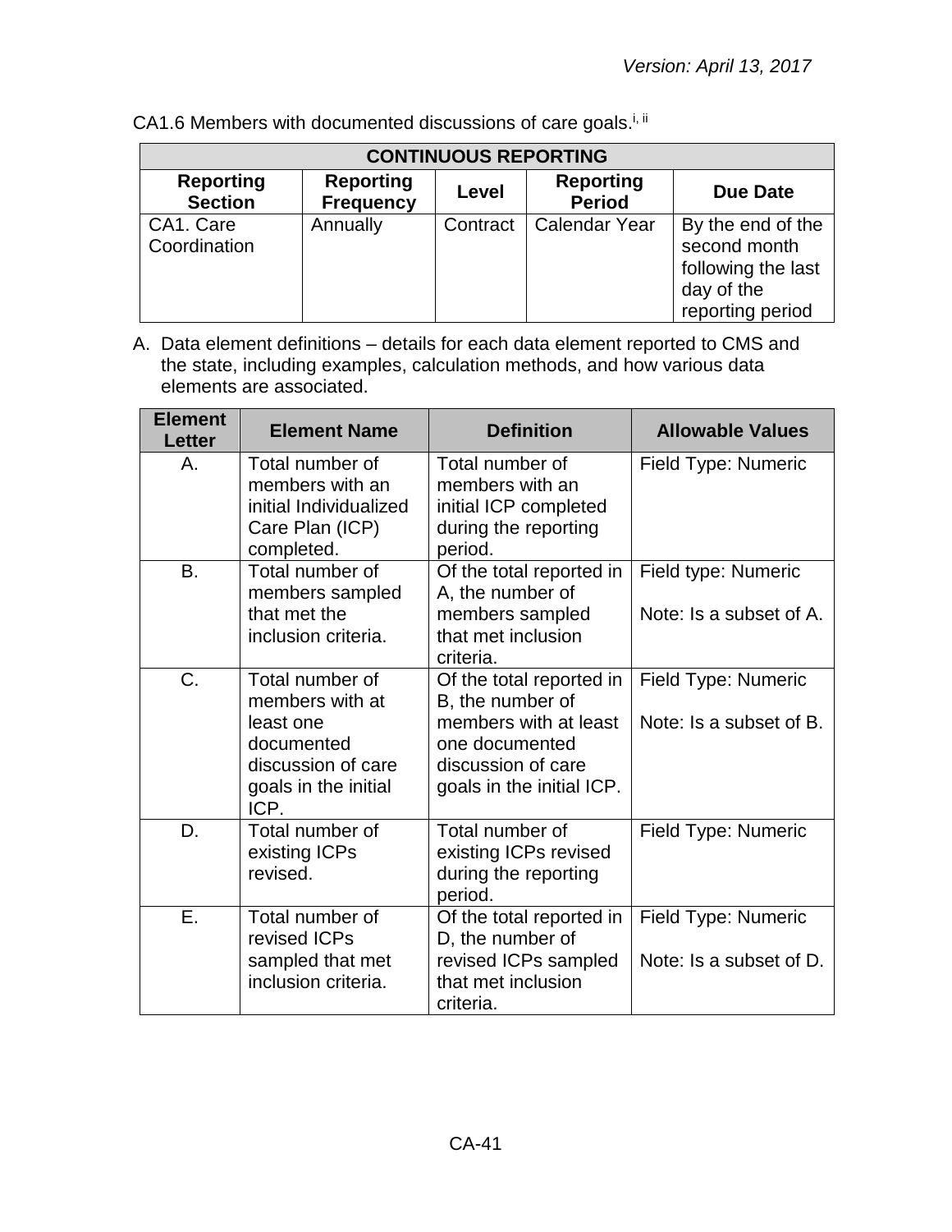CA1.6 Members with documented discussions of care goals.[i, ii]

| CONTINUOUS REPORTING | | | | |
|---|---|---|---|---|
| **Reporting Section** | **Reporting Frequency** | **Level** | **Reporting Period** | **Due Date** |
| CA1. Care Coordination | Annually | Contract | Calendar Year | By the end of the second month following the last day of the reporting period |

A. Data element definitions – details for each data element reported to CMS and the state, including examples, calculation methods, and how various data elements are associated.

| Element Letter | Element Name | Definition | Allowable Values |
|---|---|---|---|
| A. | Total number of members with an initial Individualized Care Plan (ICP) completed. | Total number of members with an initial ICP completed during the reporting period. | Field Type: Numeric |
| B. | Total number of members sampled that met the inclusion criteria. | Of the total reported in A, the number of members sampled that met inclusion criteria. | Field type: Numeric<br><br>Note: Is a subset of A. |
| C. | Total number of members with at least one documented discussion of care goals in the initial ICP. | Of the total reported in B, the number of members with at least one documented discussion of care goals in the initial ICP. | Field Type: Numeric<br><br>Note: Is a subset of B. |
| D. | Total number of existing ICPs revised. | Total number of existing ICPs revised during the reporting period. | Field Type: Numeric |
| E. | Total number of revised ICPs sampled that met inclusion criteria. | Of the total reported in D, the number of revised ICPs sampled that met inclusion criteria. | Field Type: Numeric<br><br>Note: Is a subset of D. |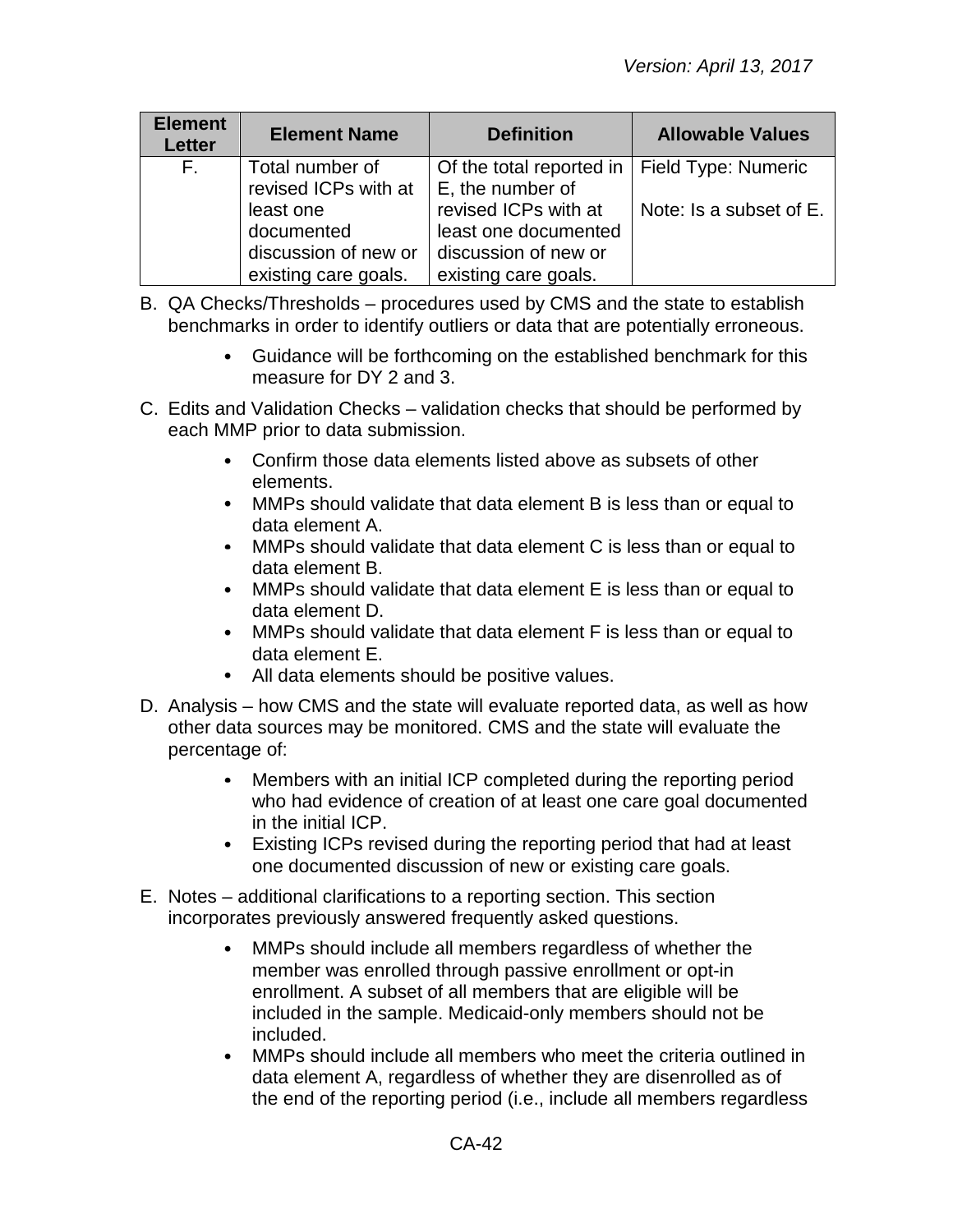| Element Letter | Element Name | Definition | Allowable Values |
|---|---|---|---|
| F. | Total number of revised ICPs with at least one documented discussion of new or existing care goals. | Of the total reported in E, the number of revised ICPs with at least one documented discussion of new or existing care goals. | Field Type: Numeric<br><br>Note: Is a subset of E. |

B. QA Checks/Thresholds – procedures used by CMS and the state to establish benchmarks in order to identify outliers or data that are potentially erroneous.

- Guidance will be forthcoming on the established benchmark for this measure for DY 2 and 3.

C. Edits and Validation Checks – validation checks that should be performed by each MMP prior to data submission.

- Confirm those data elements listed above as subsets of other elements.
- MMPs should validate that data element B is less than or equal to data element A.
- MMPs should validate that data element C is less than or equal to data element B.
- MMPs should validate that data element E is less than or equal to data element D.
- MMPs should validate that data element F is less than or equal to data element E.
- All data elements should be positive values.

D. Analysis – how CMS and the state will evaluate reported data, as well as how other data sources may be monitored. CMS and the state will evaluate the percentage of:

- Members with an initial ICP completed during the reporting period who had evidence of creation of at least one care goal documented in the initial ICP.
- Existing ICPs revised during the reporting period that had at least one documented discussion of new or existing care goals.

E. Notes – additional clarifications to a reporting section. This section incorporates previously answered frequently asked questions.

- MMPs should include all members regardless of whether the member was enrolled through passive enrollment or opt-in enrollment. A subset of all members that are eligible will be included in the sample. Medicaid-only members should not be included.
- MMPs should include all members who meet the criteria outlined in data element A, regardless of whether they are disenrolled as of the end of the reporting period (i.e., include all members regardless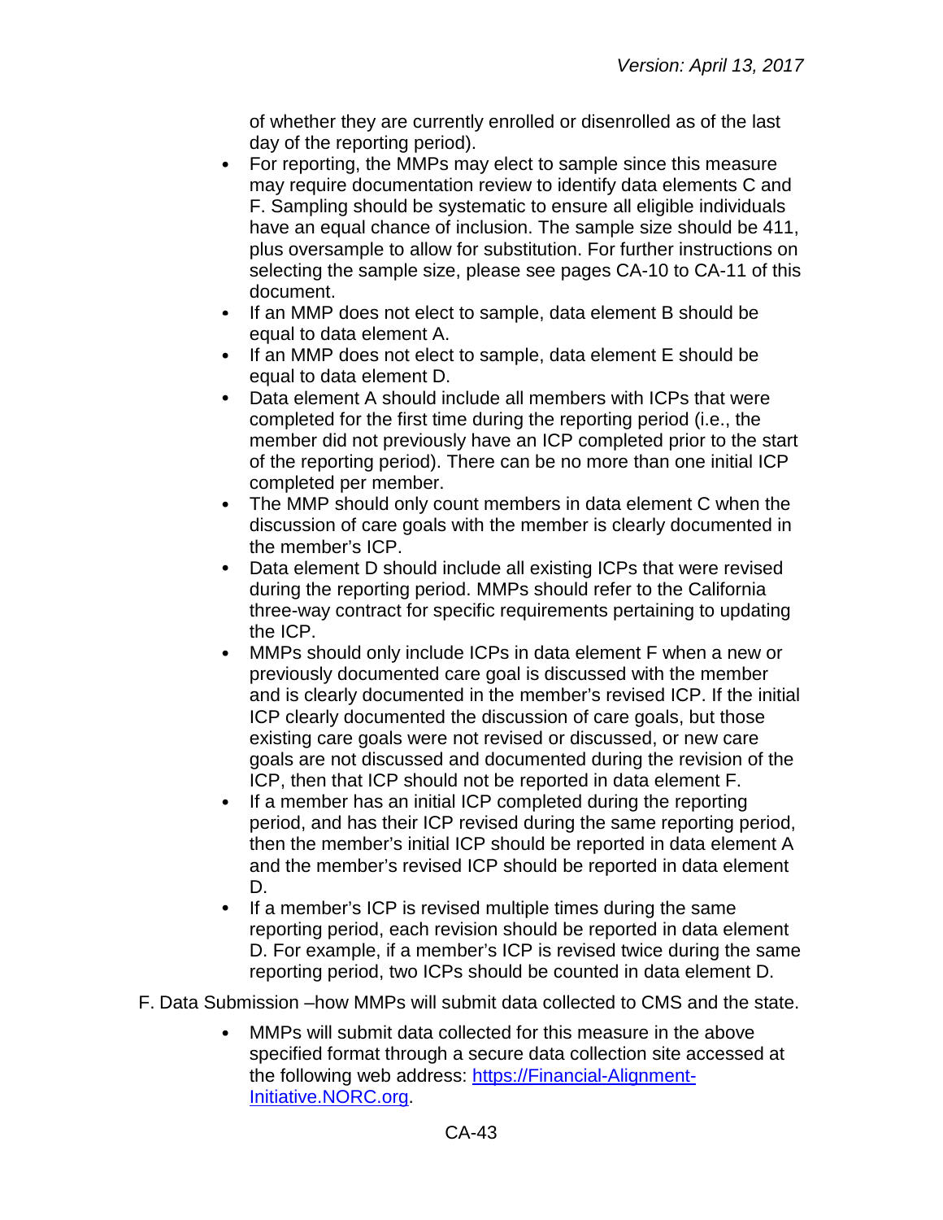of whether they are currently enrolled or disenrolled as of the last day of the reporting period).

- For reporting, the MMPs may elect to sample since this measure may require documentation review to identify data elements C and F. Sampling should be systematic to ensure all eligible individuals have an equal chance of inclusion. The sample size should be 411, plus oversample to allow for substitution. For further instructions on selecting the sample size, please see pages CA-10 to CA-11 of this document.
- If an MMP does not elect to sample, data element B should be equal to data element A.
- If an MMP does not elect to sample, data element E should be equal to data element D.
- Data element A should include all members with ICPs that were completed for the first time during the reporting period (i.e., the member did not previously have an ICP completed prior to the start of the reporting period). There can be no more than one initial ICP completed per member.
- The MMP should only count members in data element C when the discussion of care goals with the member is clearly documented in the member's ICP.
- Data element D should include all existing ICPs that were revised during the reporting period. MMPs should refer to the California three-way contract for specific requirements pertaining to updating the ICP.
- MMPs should only include ICPs in data element F when a new or previously documented care goal is discussed with the member and is clearly documented in the member's revised ICP. If the initial ICP clearly documented the discussion of care goals, but those existing care goals were not revised or discussed, or new care goals are not discussed and documented during the revision of the ICP, then that ICP should not be reported in data element F.
- If a member has an initial ICP completed during the reporting period, and has their ICP revised during the same reporting period, then the member's initial ICP should be reported in data element A and the member's revised ICP should be reported in data element D.
- If a member's ICP is revised multiple times during the same reporting period, each revision should be reported in data element D. For example, if a member's ICP is revised twice during the same reporting period, two ICPs should be counted in data element D.

F. Data Submission –how MMPs will submit data collected to CMS and the state.

- MMPs will submit data collected for this measure in the above specified format through a secure data collection site accessed at the following web address: [https://Financial-Alignment-Initiative.NORC.org](https://Financial-Alignment-Initiative.NORC.org).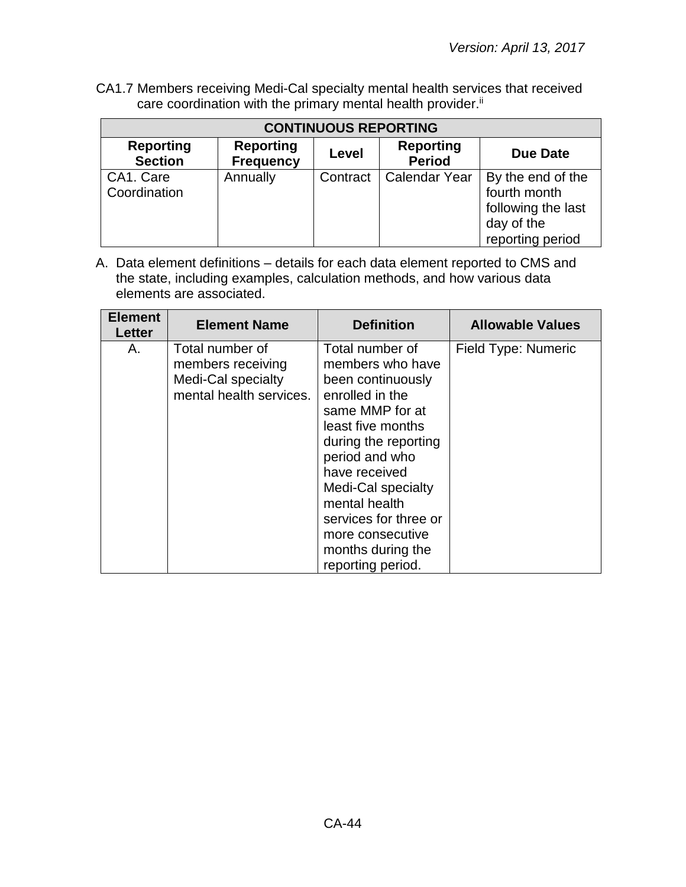CA1.7 Members receiving Medi-Cal specialty mental health services that received care coordination with the primary mental health provider.[ii]

| CONTINUOUS REPORTING | | | | |
|---|---|---|---|---|
| **Reporting Section** | **Reporting Frequency** | **Level** | **Reporting Period** | **Due Date** |
| CA1. Care Coordination | Annually | Contract | Calendar Year | By the end of the fourth month following the last day of the reporting period |

A. Data element definitions – details for each data element reported to CMS and the state, including examples, calculation methods, and how various data elements are associated.

| Element Letter | Element Name | Definition | Allowable Values |
|---|---|---|---|
| A. | Total number of members receiving Medi-Cal specialty mental health services. | Total number of members who have been continuously enrolled in the same MMP for at least five months during the reporting period and who have received Medi-Cal specialty mental health services for three or more consecutive months during the reporting period. | Field Type: Numeric |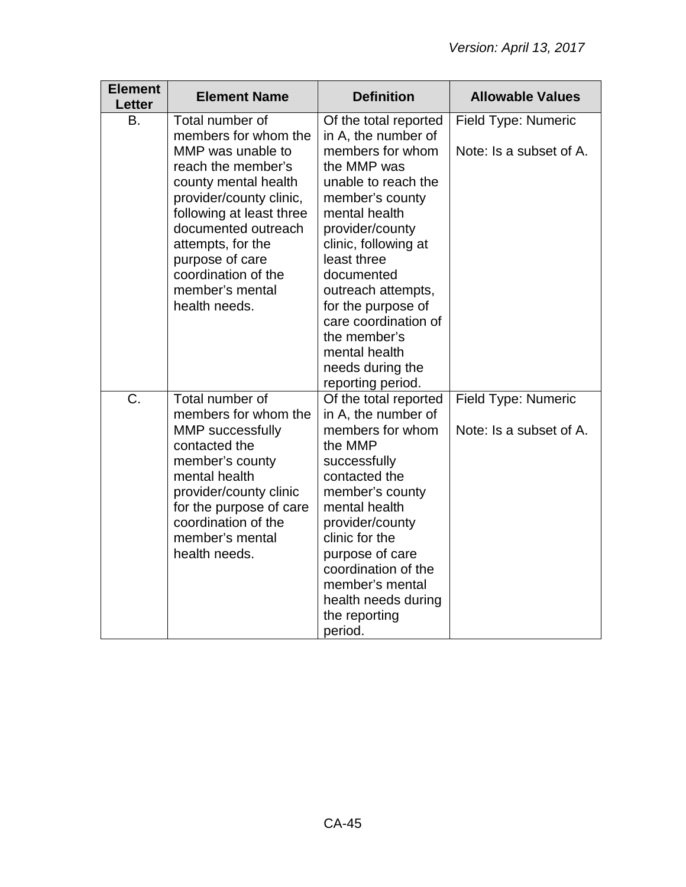| Element Letter | Element Name | Definition | Allowable Values |
|---|---|---|---|
| B. | Total number of members for whom the MMP was unable to reach the member's county mental health provider/county clinic, following at least three documented outreach attempts, for the purpose of care coordination of the member's mental health needs. | Of the total reported in A, the number of members for whom the MMP was unable to reach the member's county mental health provider/county clinic, following at least three documented outreach attempts, for the purpose of care coordination of the member's mental health needs during the reporting period. | Field Type: Numeric<br><br>Note: Is a subset of A. |
| C. | Total number of members for whom the MMP successfully contacted the member's county mental health provider/county clinic for the purpose of care coordination of the member's mental health needs. | Of the total reported in A, the number of members for whom the MMP successfully contacted the member's county mental health provider/county clinic for the purpose of care coordination of the member's mental health needs during the reporting period. | Field Type: Numeric<br><br>Note: Is a subset of A. |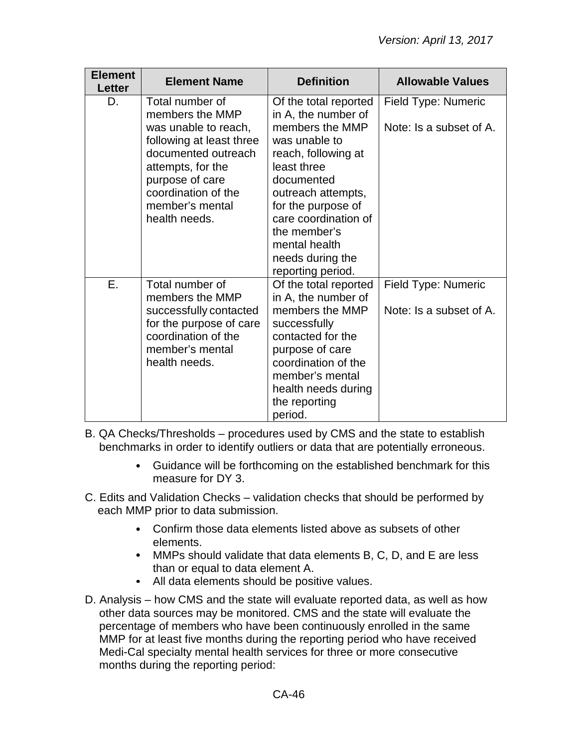| Element Letter | Element Name | Definition | Allowable Values |
|---|---|---|---|
| D. | Total number of members the MMP was unable to reach, following at least three documented outreach attempts, for the purpose of care coordination of the member's mental health needs. | Of the total reported in A, the number of members the MMP was unable to reach, following at least three documented outreach attempts, for the purpose of care coordination of the member's mental health needs during the reporting period. | Field Type: Numeric<br><br>Note: Is a subset of A. |
| E. | Total number of members the MMP successfully contacted for the purpose of care coordination of the member's mental health needs. | Of the total reported in A, the number of members the MMP successfully contacted for the purpose of care coordination of the member's mental health needs during the reporting period. | Field Type: Numeric<br><br>Note: Is a subset of A. |

B. QA Checks/Thresholds – procedures used by CMS and the state to establish benchmarks in order to identify outliers or data that are potentially erroneous.

- Guidance will be forthcoming on the established benchmark for this measure for DY 3.

C. Edits and Validation Checks – validation checks that should be performed by each MMP prior to data submission.

- Confirm those data elements listed above as subsets of other elements.
- MMPs should validate that data elements B, C, D, and E are less than or equal to data element A.
- All data elements should be positive values.

D. Analysis – how CMS and the state will evaluate reported data, as well as how other data sources may be monitored. CMS and the state will evaluate the percentage of members who have been continuously enrolled in the same MMP for at least five months during the reporting period who have received Medi-Cal specialty mental health services for three or more consecutive months during the reporting period: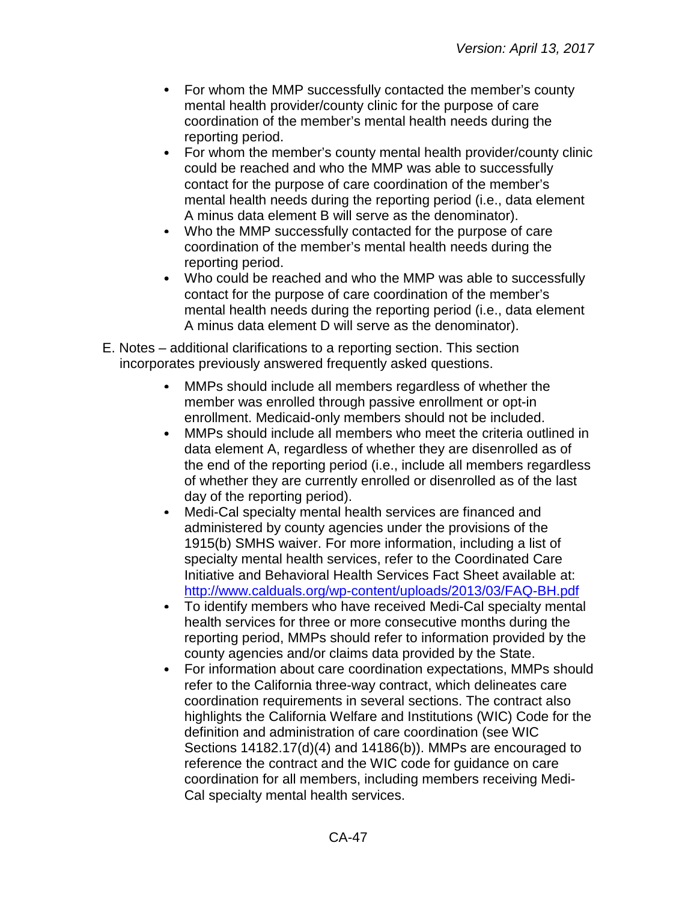- For whom the MMP successfully contacted the member's county mental health provider/county clinic for the purpose of care coordination of the member's mental health needs during the reporting period.
- For whom the member's county mental health provider/county clinic could be reached and who the MMP was able to successfully contact for the purpose of care coordination of the member's mental health needs during the reporting period (i.e., data element A minus data element B will serve as the denominator).
- Who the MMP successfully contacted for the purpose of care coordination of the member's mental health needs during the reporting period.
- Who could be reached and who the MMP was able to successfully contact for the purpose of care coordination of the member's mental health needs during the reporting period (i.e., data element A minus data element D will serve as the denominator).

E. Notes – additional clarifications to a reporting section. This section incorporates previously answered frequently asked questions.

- MMPs should include all members regardless of whether the member was enrolled through passive enrollment or opt-in enrollment. Medicaid-only members should not be included.
- MMPs should include all members who meet the criteria outlined in data element A, regardless of whether they are disenrolled as of the end of the reporting period (i.e., include all members regardless of whether they are currently enrolled or disenrolled as of the last day of the reporting period).
- Medi-Cal specialty mental health services are financed and administered by county agencies under the provisions of the 1915(b) SMHS waiver. For more information, including a list of specialty mental health services, refer to the Coordinated Care Initiative and Behavioral Health Services Fact Sheet available at: [http://www.calduals.org/wp-content/uploads/2013/03/FAQ-BH.pdf](http://www.calduals.org/wp-content/uploads/2013/03/FAQ-BH.pdf)
- To identify members who have received Medi-Cal specialty mental health services for three or more consecutive months during the reporting period, MMPs should refer to information provided by the county agencies and/or claims data provided by the State.
- For information about care coordination expectations, MMPs should refer to the California three-way contract, which delineates care coordination requirements in several sections. The contract also highlights the California Welfare and Institutions (WIC) Code for the definition and administration of care coordination (see WIC Sections 14182.17(d)(4) and 14186(b)). MMPs are encouraged to reference the contract and the WIC code for guidance on care coordination for all members, including members receiving Medi-Cal specialty mental health services.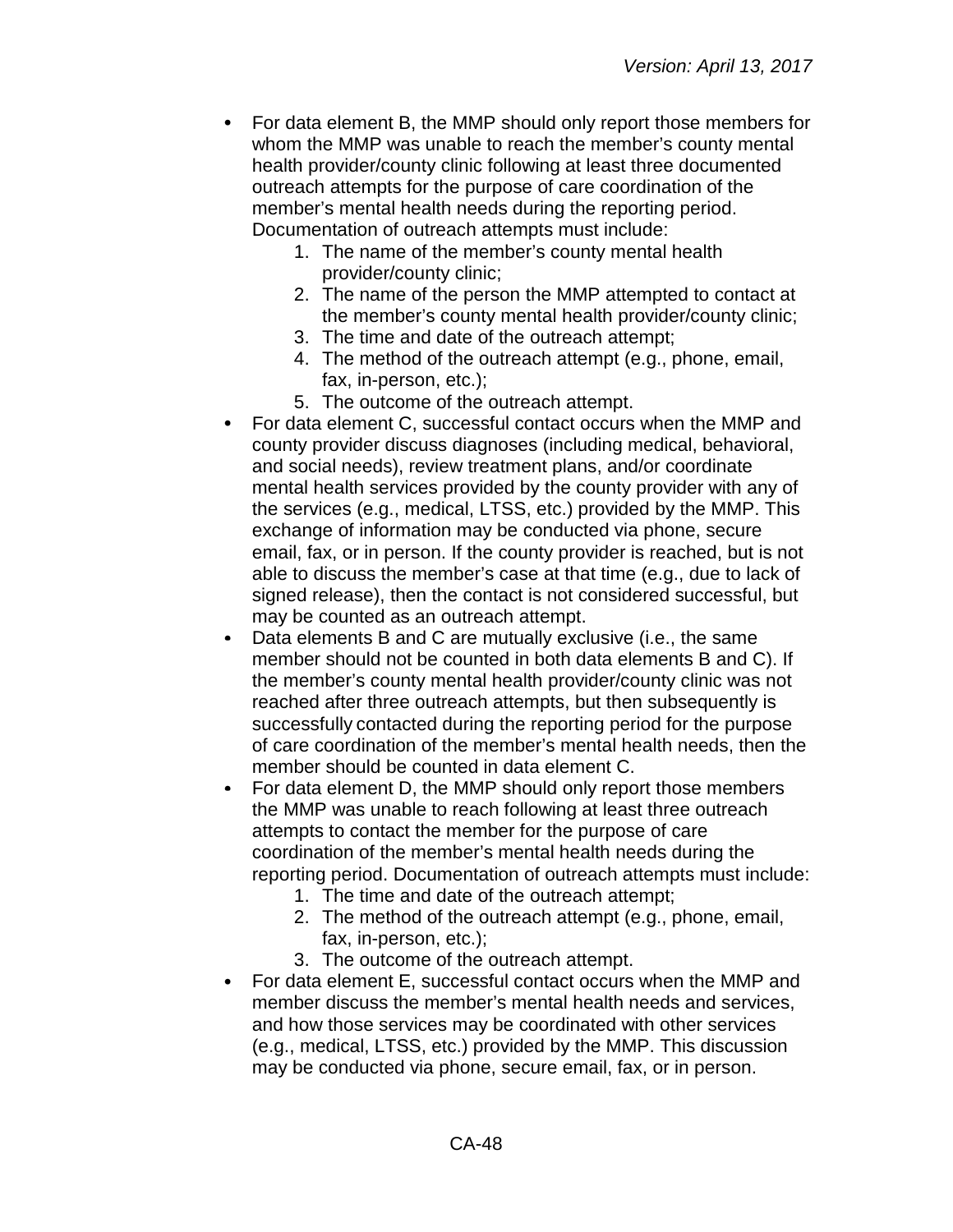- For data element B, the MMP should only report those members for whom the MMP was unable to reach the member's county mental health provider/county clinic following at least three documented outreach attempts for the purpose of care coordination of the member's mental health needs during the reporting period. Documentation of outreach attempts must include:
    1. The name of the member's county mental health provider/county clinic;
    2. The name of the person the MMP attempted to contact at the member's county mental health provider/county clinic;
    3. The time and date of the outreach attempt;
    4. The method of the outreach attempt (e.g., phone, email, fax, in-person, etc.);
    5. The outcome of the outreach attempt.
- For data element C, successful contact occurs when the MMP and county provider discuss diagnoses (including medical, behavioral, and social needs), review treatment plans, and/or coordinate mental health services provided by the county provider with any of the services (e.g., medical, LTSS, etc.) provided by the MMP. This exchange of information may be conducted via phone, secure email, fax, or in person. If the county provider is reached, but is not able to discuss the member's case at that time (e.g., due to lack of signed release), then the contact is not considered successful, but may be counted as an outreach attempt.
- Data elements B and C are mutually exclusive (i.e., the same member should not be counted in both data elements B and C). If the member's county mental health provider/county clinic was not reached after three outreach attempts, but then subsequently is successfully contacted during the reporting period for the purpose of care coordination of the member's mental health needs, then the member should be counted in data element C.
- For data element D, the MMP should only report those members the MMP was unable to reach following at least three outreach attempts to contact the member for the purpose of care coordination of the member's mental health needs during the reporting period. Documentation of outreach attempts must include:
    1. The time and date of the outreach attempt;
    2. The method of the outreach attempt (e.g., phone, email, fax, in-person, etc.);
    3. The outcome of the outreach attempt.
- For data element E, successful contact occurs when the MMP and member discuss the member's mental health needs and services, and how those services may be coordinated with other services (e.g., medical, LTSS, etc.) provided by the MMP. This discussion may be conducted via phone, secure email, fax, or in person.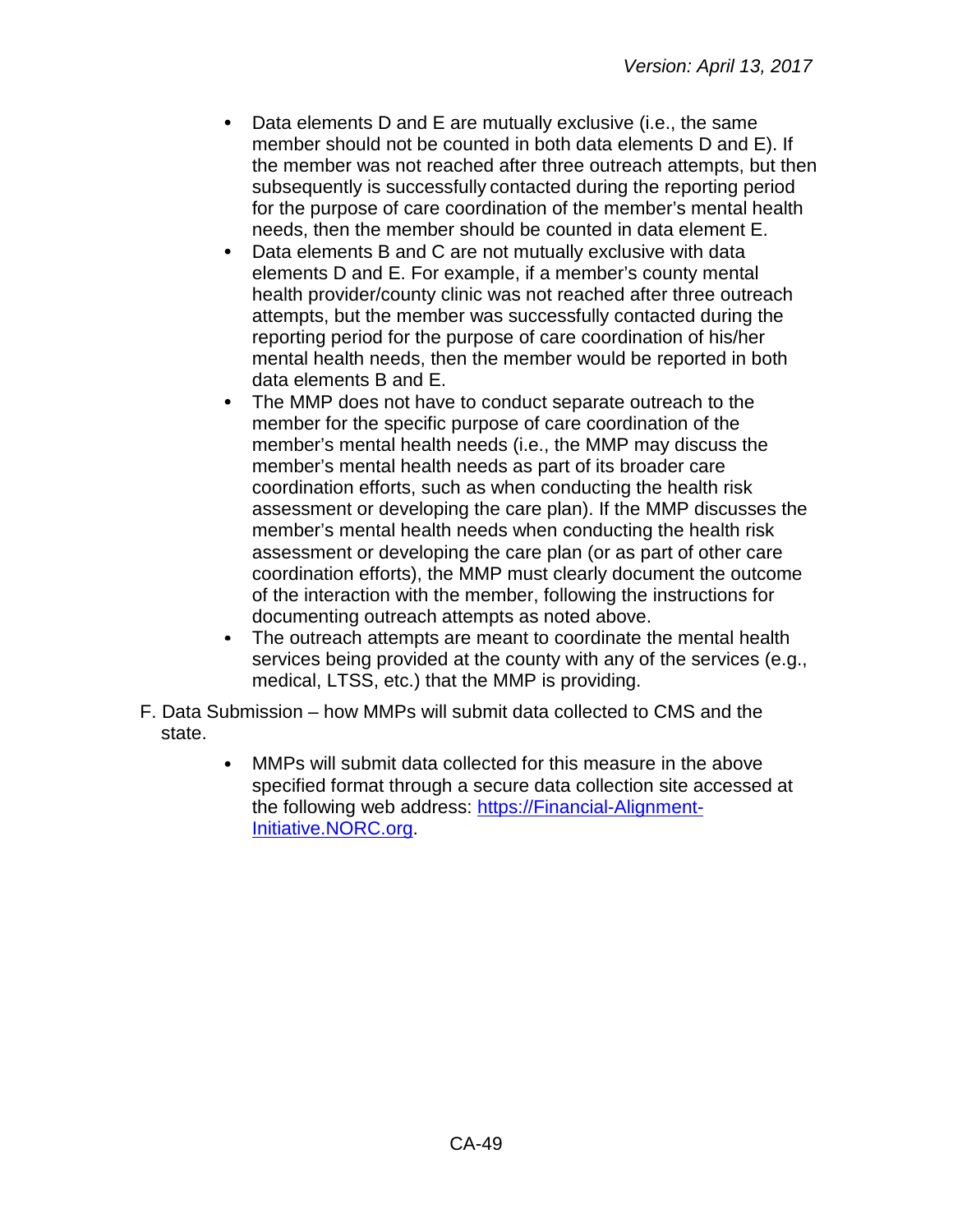- Data elements D and E are mutually exclusive (i.e., the same member should not be counted in both data elements D and E). If the member was not reached after three outreach attempts, but then subsequently is successfully contacted during the reporting period for the purpose of care coordination of the member's mental health needs, then the member should be counted in data element E.
- Data elements B and C are not mutually exclusive with data elements D and E. For example, if a member's county mental health provider/county clinic was not reached after three outreach attempts, but the member was successfully contacted during the reporting period for the purpose of care coordination of his/her mental health needs, then the member would be reported in both data elements B and E.
- The MMP does not have to conduct separate outreach to the member for the specific purpose of care coordination of the member's mental health needs (i.e., the MMP may discuss the member's mental health needs as part of its broader care coordination efforts, such as when conducting the health risk assessment or developing the care plan). If the MMP discusses the member's mental health needs when conducting the health risk assessment or developing the care plan (or as part of other care coordination efforts), the MMP must clearly document the outcome of the interaction with the member, following the instructions for documenting outreach attempts as noted above.
- The outreach attempts are meant to coordinate the mental health services being provided at the county with any of the services (e.g., medical, LTSS, etc.) that the MMP is providing.

F. Data Submission – how MMPs will submit data collected to CMS and the state.

- MMPs will submit data collected for this measure in the above specified format through a secure data collection site accessed at the following web address: [https://Financial-Alignment-Initiative.NORC.org](https://Financial-Alignment-Initiative.NORC.org).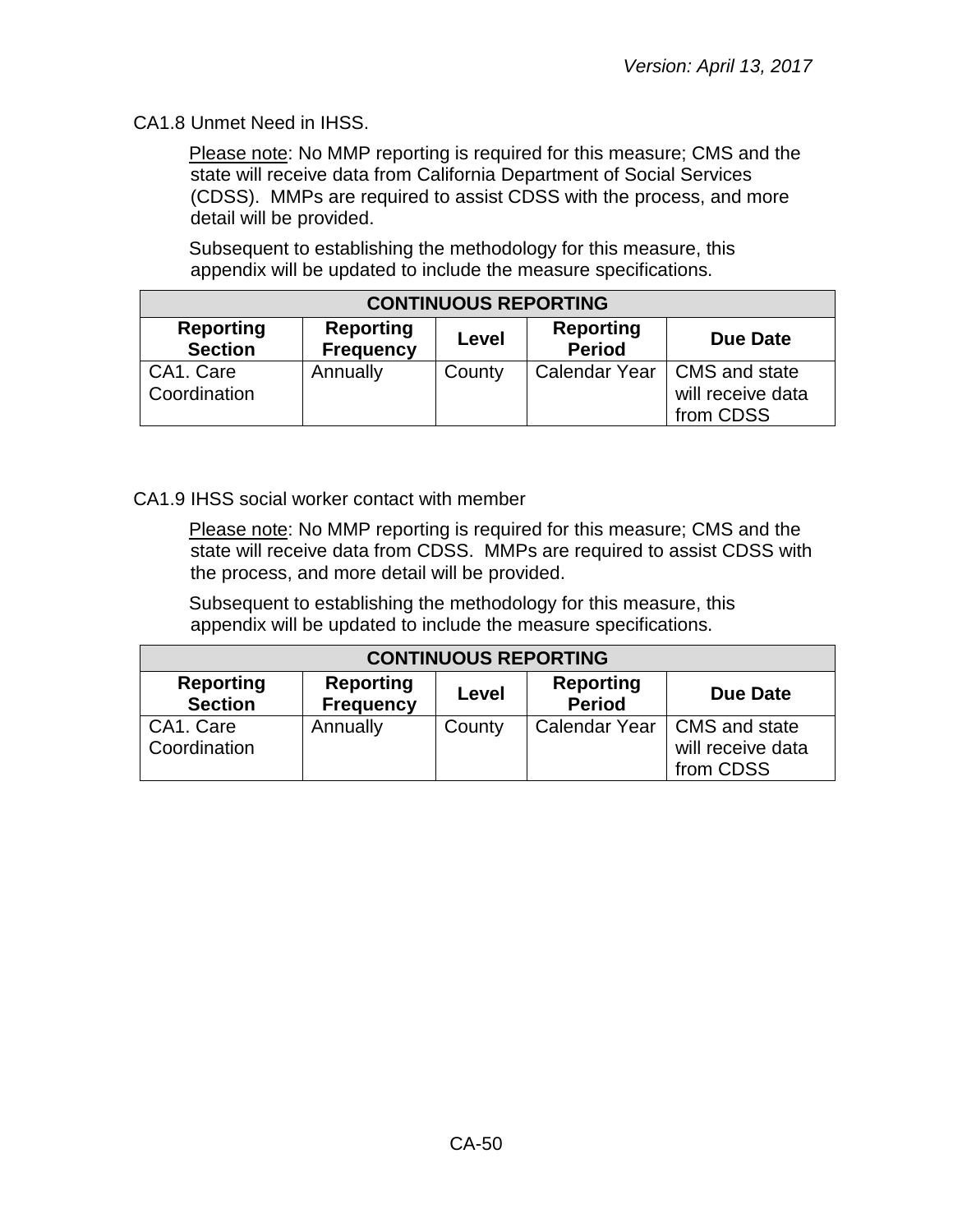CA1.8 Unmet Need in IHSS.

Please note: No MMP reporting is required for this measure; CMS and the state will receive data from California Department of Social Services (CDSS). MMPs are required to assist CDSS with the process, and more detail will be provided.

Subsequent to establishing the methodology for this measure, this appendix will be updated to include the measure specifications.

| CONTINUOUS REPORTING | | | | |
|---|---|---|---|---|
| **Reporting Section** | **Reporting Frequency** | **Level** | **Reporting Period** | **Due Date** |
| CA1. Care Coordination | Annually | County | Calendar Year | CMS and state will receive data from CDSS |

CA1.9 IHSS social worker contact with member

Please note: No MMP reporting is required for this measure; CMS and the state will receive data from CDSS. MMPs are required to assist CDSS with the process, and more detail will be provided.

Subsequent to establishing the methodology for this measure, this appendix will be updated to include the measure specifications.

| CONTINUOUS REPORTING | | | | |
|---|---|---|---|---|
| **Reporting Section** | **Reporting Frequency** | **Level** | **Reporting Period** | **Due Date** |
| CA1. Care Coordination | Annually | County | Calendar Year | CMS and state will receive data from CDSS |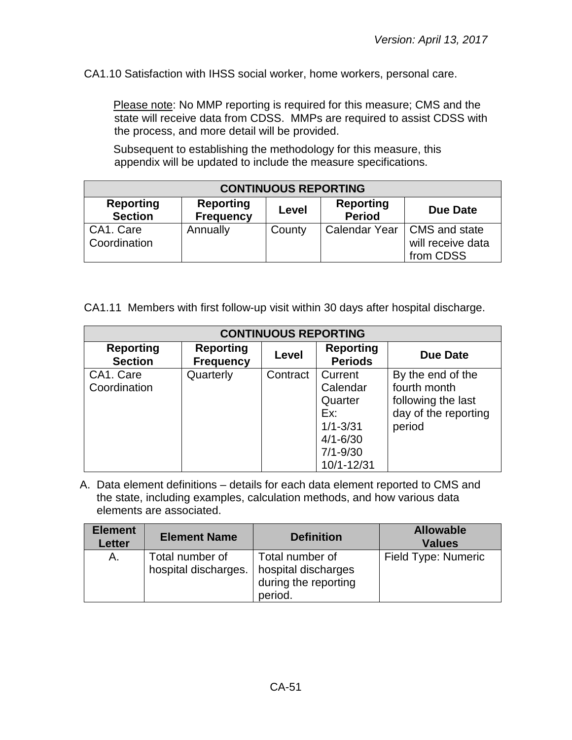CA1.10 Satisfaction with IHSS social worker, home workers, personal care.

Please note: No MMP reporting is required for this measure; CMS and the state will receive data from CDSS. MMPs are required to assist CDSS with the process, and more detail will be provided.

Subsequent to establishing the methodology for this measure, this appendix will be updated to include the measure specifications.

| CONTINUOUS REPORTING | | | | |
|---|---|---|---|---|
| **Reporting Section** | **Reporting Frequency** | **Level** | **Reporting Period** | **Due Date** |
| CA1. Care Coordination | Annually | County | Calendar Year | CMS and state will receive data from CDSS |

CA1.11 Members with first follow-up visit within 30 days after hospital discharge.

| CONTINUOUS REPORTING | | | | |
|---|---|---|---|---|
| **Reporting Section** | **Reporting Frequency** | **Level** | **Reporting Periods** | **Due Date** |
| CA1. Care Coordination | Quarterly | Contract | Current Calendar Quarter Ex: 1/1-3/31 4/1-6/30 7/1-9/30 10/1-12/31 | By the end of the fourth month following the last day of the reporting period |

A. Data element definitions – details for each data element reported to CMS and the state, including examples, calculation methods, and how various data elements are associated.

| Element Letter | Element Name | Definition | Allowable Values |
|---|---|---|---|
| A. | Total number of hospital discharges. | Total number of hospital discharges during the reporting period. | Field Type: Numeric |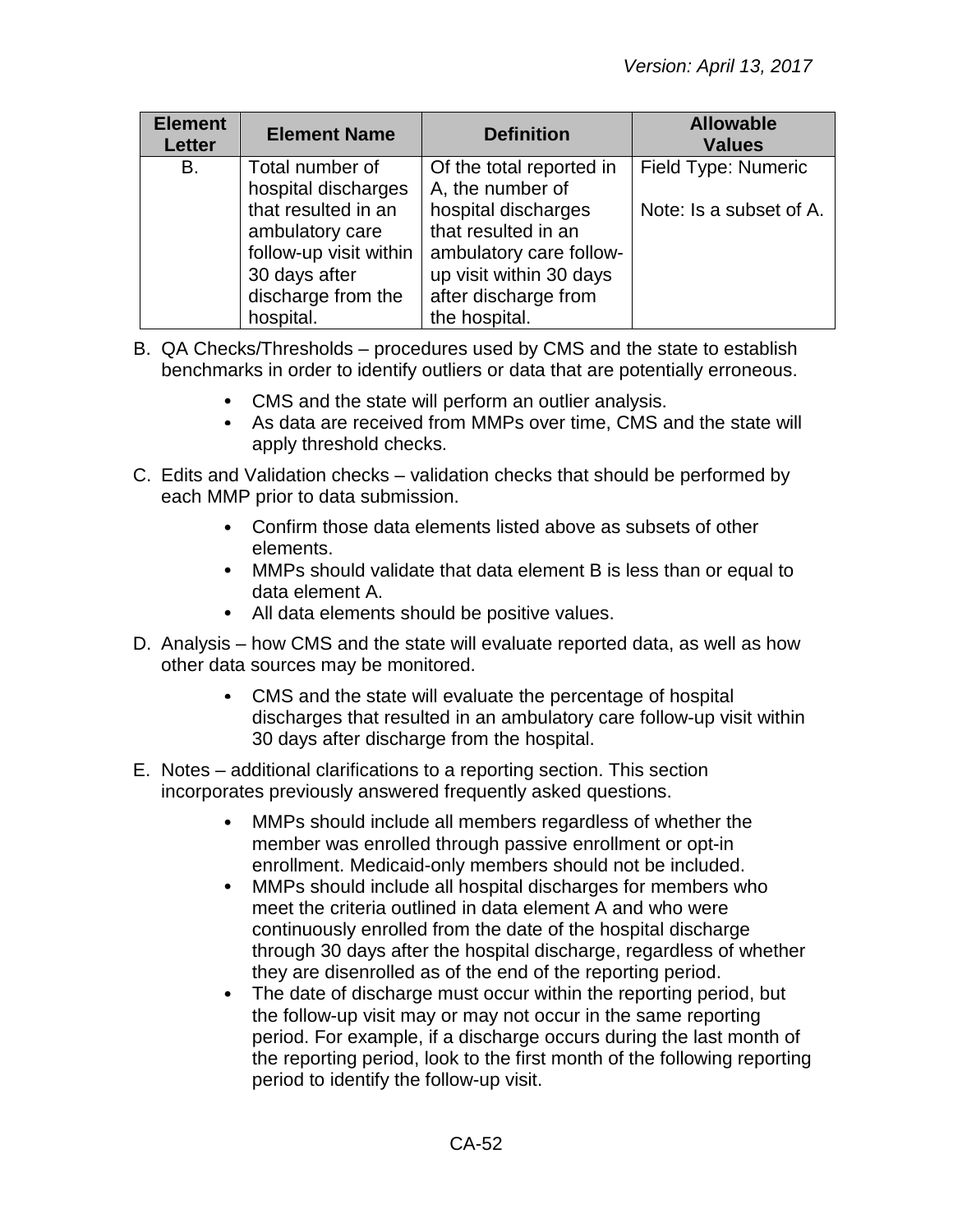| Element Letter | Element Name | Definition | Allowable Values |
|---|---|---|---|
| B. | Total number of hospital discharges that resulted in an ambulatory care follow-up visit within 30 days after discharge from the hospital. | Of the total reported in A, the number of hospital discharges that resulted in an ambulatory care follow-up visit within 30 days after discharge from the hospital. | Field Type: Numeric<br><br>Note: Is a subset of A. |

B. QA Checks/Thresholds – procedures used by CMS and the state to establish benchmarks in order to identify outliers or data that are potentially erroneous.

- CMS and the state will perform an outlier analysis.
- As data are received from MMPs over time, CMS and the state will apply threshold checks.

C. Edits and Validation checks – validation checks that should be performed by each MMP prior to data submission.

- Confirm those data elements listed above as subsets of other elements.
- MMPs should validate that data element B is less than or equal to data element A.
- All data elements should be positive values.

D. Analysis – how CMS and the state will evaluate reported data, as well as how other data sources may be monitored.

- CMS and the state will evaluate the percentage of hospital discharges that resulted in an ambulatory care follow-up visit within 30 days after discharge from the hospital.

E. Notes – additional clarifications to a reporting section. This section incorporates previously answered frequently asked questions.

- MMPs should include all members regardless of whether the member was enrolled through passive enrollment or opt-in enrollment. Medicaid-only members should not be included.
- MMPs should include all hospital discharges for members who meet the criteria outlined in data element A and who were continuously enrolled from the date of the hospital discharge through 30 days after the hospital discharge, regardless of whether they are disenrolled as of the end of the reporting period.
- The date of discharge must occur within the reporting period, but the follow-up visit may or may not occur in the same reporting period. For example, if a discharge occurs during the last month of the reporting period, look to the first month of the following reporting period to identify the follow-up visit.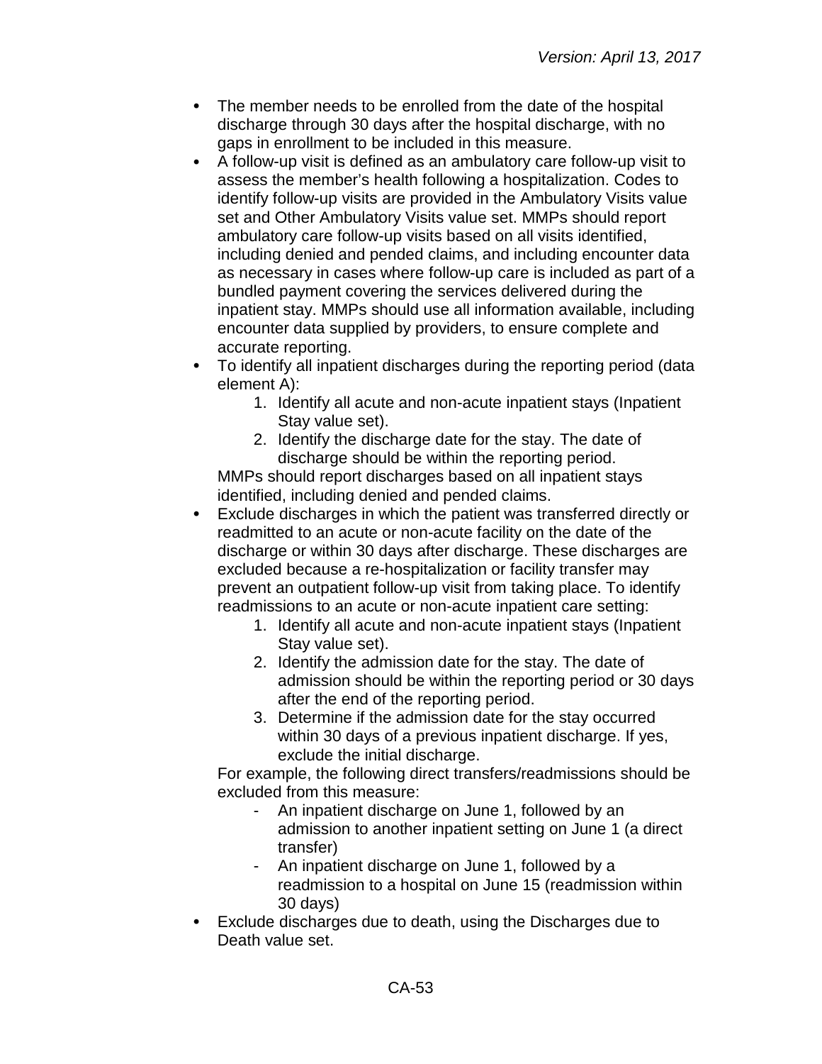- The member needs to be enrolled from the date of the hospital discharge through 30 days after the hospital discharge, with no gaps in enrollment to be included in this measure.
- A follow-up visit is defined as an ambulatory care follow-up visit to assess the member's health following a hospitalization. Codes to identify follow-up visits are provided in the Ambulatory Visits value set and Other Ambulatory Visits value set. MMPs should report ambulatory care follow-up visits based on all visits identified, including denied and pended claims, and including encounter data as necessary in cases where follow-up care is included as part of a bundled payment covering the services delivered during the inpatient stay. MMPs should use all information available, including encounter data supplied by providers, to ensure complete and accurate reporting.
- To identify all inpatient discharges during the reporting period (data element A):
    1. Identify all acute and non-acute inpatient stays (Inpatient Stay value set).
    2. Identify the discharge date for the stay. The date of discharge should be within the reporting period.

  MMPs should report discharges based on all inpatient stays identified, including denied and pended claims.
- Exclude discharges in which the patient was transferred directly or readmitted to an acute or non-acute facility on the date of the discharge or within 30 days after discharge. These discharges are excluded because a re-hospitalization or facility transfer may prevent an outpatient follow-up visit from taking place. To identify readmissions to an acute or non-acute inpatient care setting:
    1. Identify all acute and non-acute inpatient stays (Inpatient Stay value set).
    2. Identify the admission date for the stay. The date of admission should be within the reporting period or 30 days after the end of the reporting period.
    3. Determine if the admission date for the stay occurred within 30 days of a previous inpatient discharge. If yes, exclude the initial discharge.

  For example, the following direct transfers/readmissions should be excluded from this measure:
    - An inpatient discharge on June 1, followed by an admission to another inpatient setting on June 1 (a direct transfer)
    - An inpatient discharge on June 1, followed by a readmission to a hospital on June 15 (readmission within 30 days)
- Exclude discharges due to death, using the Discharges due to Death value set.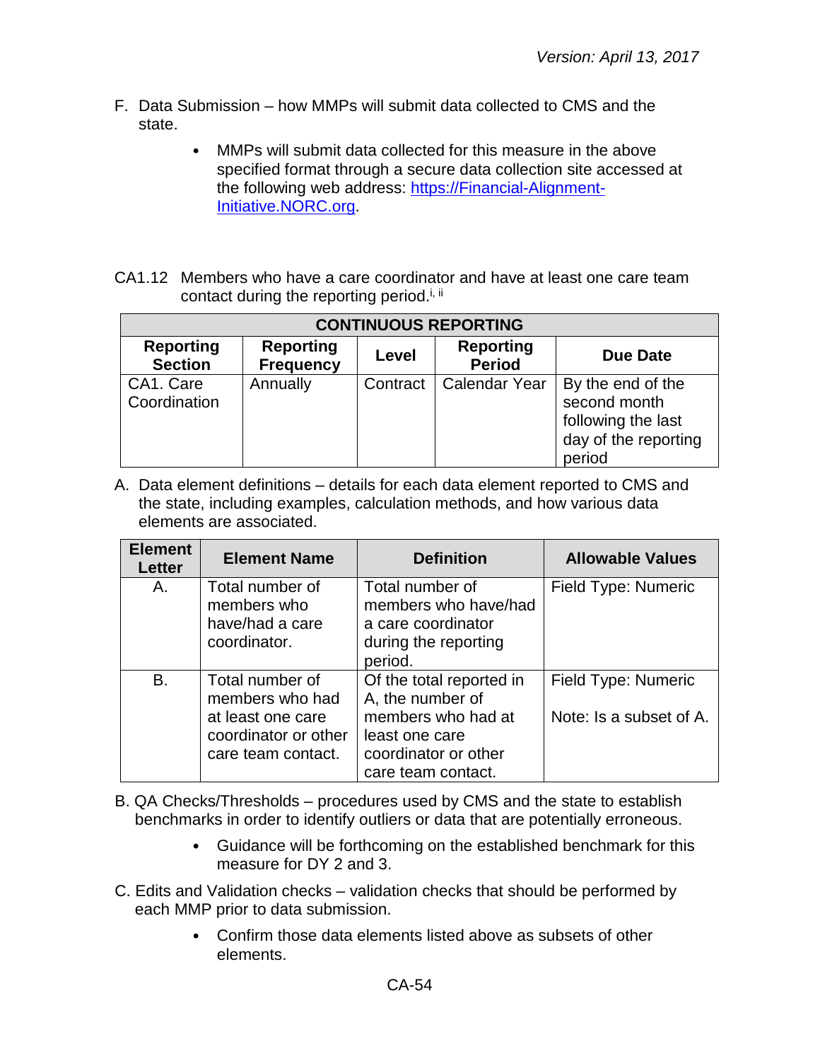F. Data Submission – how MMPs will submit data collected to CMS and the state.

- MMPs will submit data collected for this measure in the above specified format through a secure data collection site accessed at the following web address: [https://Financial-Alignment-Initiative.NORC.org](https://Financial-Alignment-Initiative.NORC.org).

CA1.12 Members who have a care coordinator and have at least one care team contact during the reporting period.[i, ii]

| CONTINUOUS REPORTING | | | | |
|---|---|---|---|---|
| **Reporting Section** | **Reporting Frequency** | **Level** | **Reporting Period** | **Due Date** |
| CA1. Care Coordination | Annually | Contract | Calendar Year | By the end of the second month following the last day of the reporting period |

A. Data element definitions – details for each data element reported to CMS and the state, including examples, calculation methods, and how various data elements are associated.

| Element Letter | Element Name | Definition | Allowable Values |
|---|---|---|---|
| A. | Total number of members who have/had a care coordinator. | Total number of members who have/had a care coordinator during the reporting period. | Field Type: Numeric |
| B. | Total number of members who had at least one care coordinator or other care team contact. | Of the total reported in A, the number of members who had at least one care coordinator or other care team contact. | Field Type: Numeric<br><br>Note: Is a subset of A. |

B. QA Checks/Thresholds – procedures used by CMS and the state to establish benchmarks in order to identify outliers or data that are potentially erroneous.

- Guidance will be forthcoming on the established benchmark for this measure for DY 2 and 3.

C. Edits and Validation checks – validation checks that should be performed by each MMP prior to data submission.

- Confirm those data elements listed above as subsets of other elements.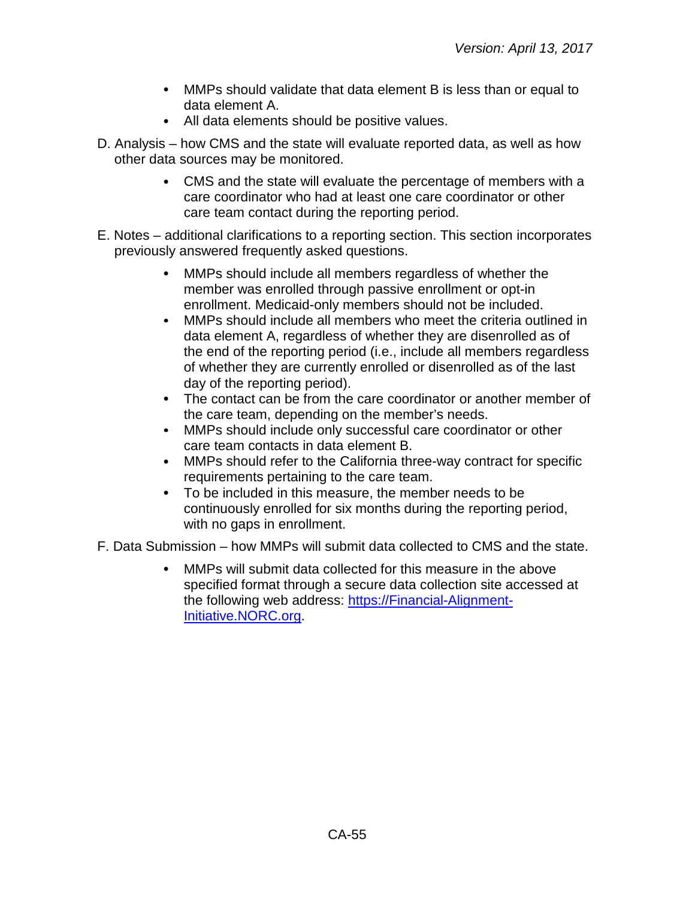- MMPs should validate that data element B is less than or equal to data element A.
- All data elements should be positive values.

D. Analysis – how CMS and the state will evaluate reported data, as well as how other data sources may be monitored.

- CMS and the state will evaluate the percentage of members with a care coordinator who had at least one care coordinator or other care team contact during the reporting period.

E. Notes – additional clarifications to a reporting section. This section incorporates previously answered frequently asked questions.

- MMPs should include all members regardless of whether the member was enrolled through passive enrollment or opt-in enrollment. Medicaid-only members should not be included.
- MMPs should include all members who meet the criteria outlined in data element A, regardless of whether they are disenrolled as of the end of the reporting period (i.e., include all members regardless of whether they are currently enrolled or disenrolled as of the last day of the reporting period).
- The contact can be from the care coordinator or another member of the care team, depending on the member's needs.
- MMPs should include only successful care coordinator or other care team contacts in data element B.
- MMPs should refer to the California three-way contract for specific requirements pertaining to the care team.
- To be included in this measure, the member needs to be continuously enrolled for six months during the reporting period, with no gaps in enrollment.

F. Data Submission – how MMPs will submit data collected to CMS and the state.

- MMPs will submit data collected for this measure in the above specified format through a secure data collection site accessed at the following web address: [https://Financial-Alignment-Initiative.NORC.org](https://Financial-Alignment-Initiative.NORC.org).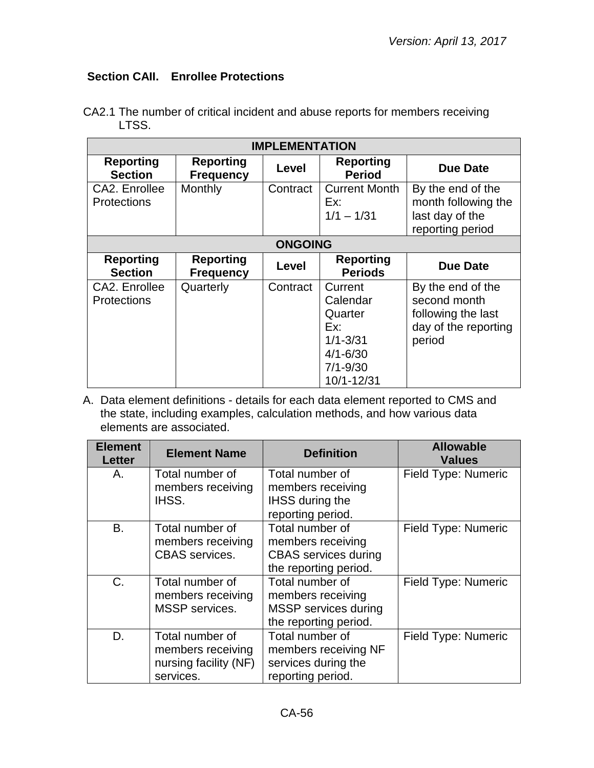### Section CAII. Enrollee Protections

CA2.1 The number of critical incident and abuse reports for members receiving LTSS.

| IMPLEMENTATION | | | | |
|---|---|---|---|---|
| **Reporting Section** | **Reporting Frequency** | **Level** | **Reporting Period** | **Due Date** |
| CA2. Enrollee Protections | Monthly | Contract | Current Month Ex: 1/1 – 1/31 | By the end of the month following the last day of the reporting period |
| **ONGOING** | | | | |
| **Reporting Section** | **Reporting Frequency** | **Level** | **Reporting Periods** | **Due Date** |
| CA2. Enrollee Protections | Quarterly | Contract | Current Calendar Quarter Ex: 1/1-3/31 4/1-6/30 7/1-9/30 10/1-12/31 | By the end of the second month following the last day of the reporting period |

A. Data element definitions - details for each data element reported to CMS and the state, including examples, calculation methods, and how various data elements are associated.

| Element Letter | Element Name | Definition | Allowable Values |
|---|---|---|---|
| A. | Total number of members receiving IHSS. | Total number of members receiving IHSS during the reporting period. | Field Type: Numeric |
| B. | Total number of members receiving CBAS services. | Total number of members receiving CBAS services during the reporting period. | Field Type: Numeric |
| C. | Total number of members receiving MSSP services. | Total number of members receiving MSSP services during the reporting period. | Field Type: Numeric |
| D. | Total number of members receiving nursing facility (NF) services. | Total number of members receiving NF services during the reporting period. | Field Type: Numeric |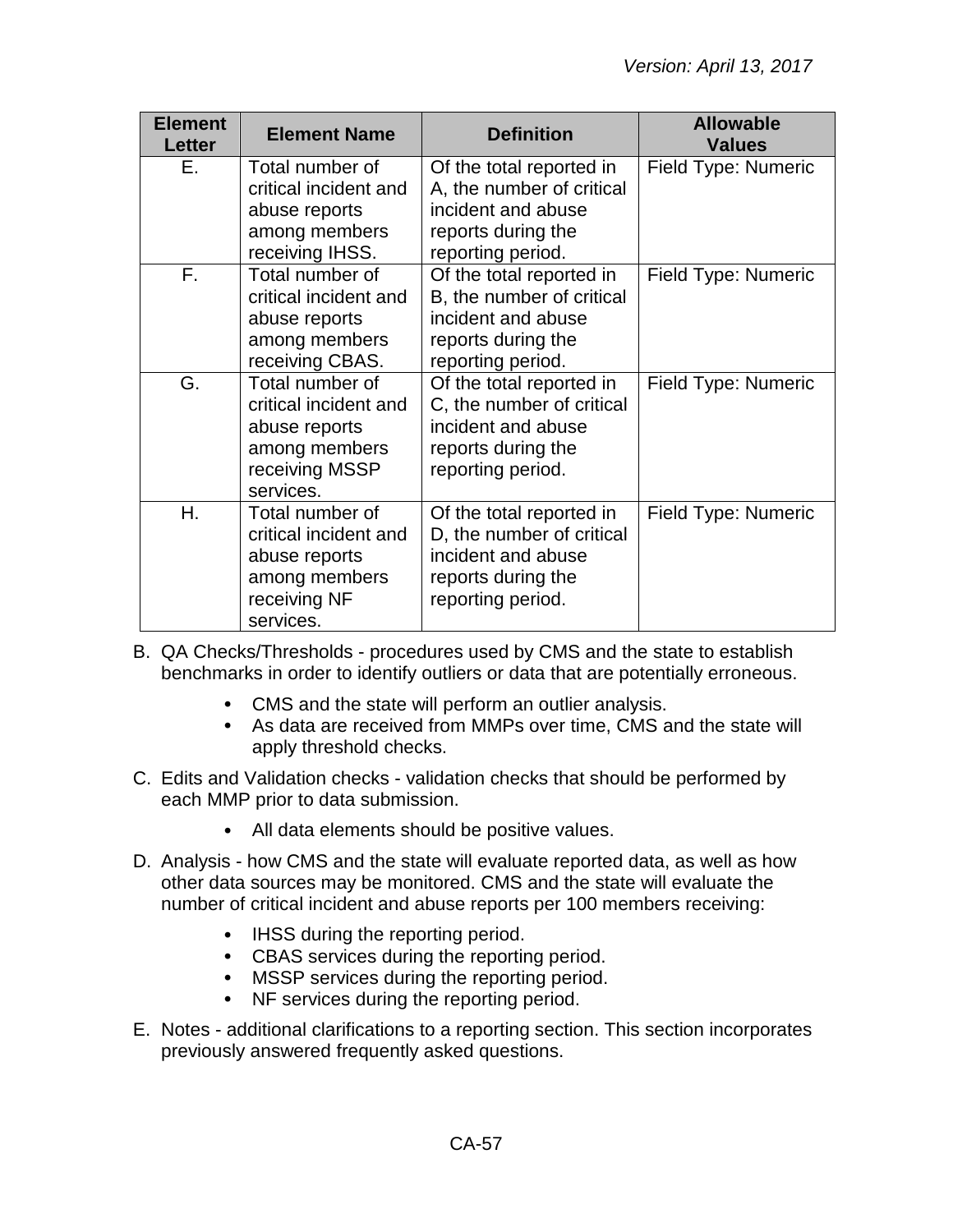| Element Letter | Element Name | Definition | Allowable Values |
|---|---|---|---|
| E. | Total number of critical incident and abuse reports among members receiving IHSS. | Of the total reported in A, the number of critical incident and abuse reports during the reporting period. | Field Type: Numeric |
| F. | Total number of critical incident and abuse reports among members receiving CBAS. | Of the total reported in B, the number of critical incident and abuse reports during the reporting period. | Field Type: Numeric |
| G. | Total number of critical incident and abuse reports among members receiving MSSP services. | Of the total reported in C, the number of critical incident and abuse reports during the reporting period. | Field Type: Numeric |
| H. | Total number of critical incident and abuse reports among members receiving NF services. | Of the total reported in D, the number of critical incident and abuse reports during the reporting period. | Field Type: Numeric |

B. QA Checks/Thresholds - procedures used by CMS and the state to establish benchmarks in order to identify outliers or data that are potentially erroneous.

- CMS and the state will perform an outlier analysis.
- As data are received from MMPs over time, CMS and the state will apply threshold checks.

C. Edits and Validation checks - validation checks that should be performed by each MMP prior to data submission.

- All data elements should be positive values.

D. Analysis - how CMS and the state will evaluate reported data, as well as how other data sources may be monitored. CMS and the state will evaluate the number of critical incident and abuse reports per 100 members receiving:

- IHSS during the reporting period.
- CBAS services during the reporting period.
- MSSP services during the reporting period.
- NF services during the reporting period.

E. Notes - additional clarifications to a reporting section. This section incorporates previously answered frequently asked questions.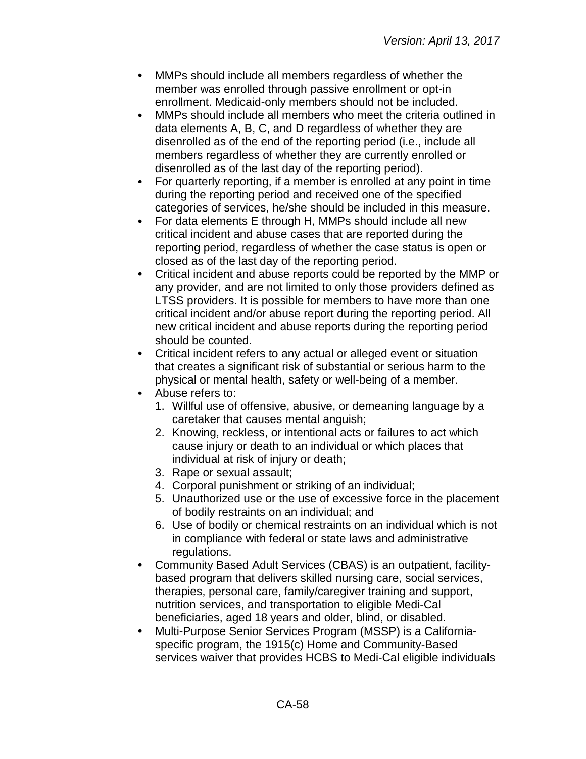- MMPs should include all members regardless of whether the member was enrolled through passive enrollment or opt-in enrollment. Medicaid-only members should not be included.
- MMPs should include all members who meet the criteria outlined in data elements A, B, C, and D regardless of whether they are disenrolled as of the end of the reporting period (i.e., include all members regardless of whether they are currently enrolled or disenrolled as of the last day of the reporting period).
- For quarterly reporting, if a member is <u>enrolled at any point in time</u> during the reporting period and received one of the specified categories of services, he/she should be included in this measure.
- For data elements E through H, MMPs should include all new critical incident and abuse cases that are reported during the reporting period, regardless of whether the case status is open or closed as of the last day of the reporting period.
- Critical incident and abuse reports could be reported by the MMP or any provider, and are not limited to only those providers defined as LTSS providers. It is possible for members to have more than one critical incident and/or abuse report during the reporting period. All new critical incident and abuse reports during the reporting period should be counted.
- Critical incident refers to any actual or alleged event or situation that creates a significant risk of substantial or serious harm to the physical or mental health, safety or well-being of a member.
- Abuse refers to:
  1. Willful use of offensive, abusive, or demeaning language by a caretaker that causes mental anguish;
  2. Knowing, reckless, or intentional acts or failures to act which cause injury or death to an individual or which places that individual at risk of injury or death;
  3. Rape or sexual assault;
  4. Corporal punishment or striking of an individual;
  5. Unauthorized use or the use of excessive force in the placement of bodily restraints on an individual; and
  6. Use of bodily or chemical restraints on an individual which is not in compliance with federal or state laws and administrative regulations.
- Community Based Adult Services (CBAS) is an outpatient, facility-based program that delivers skilled nursing care, social services, therapies, personal care, family/caregiver training and support, nutrition services, and transportation to eligible Medi-Cal beneficiaries, aged 18 years and older, blind, or disabled.
- Multi-Purpose Senior Services Program (MSSP) is a California-specific program, the 1915(c) Home and Community-Based services waiver that provides HCBS to Medi-Cal eligible individuals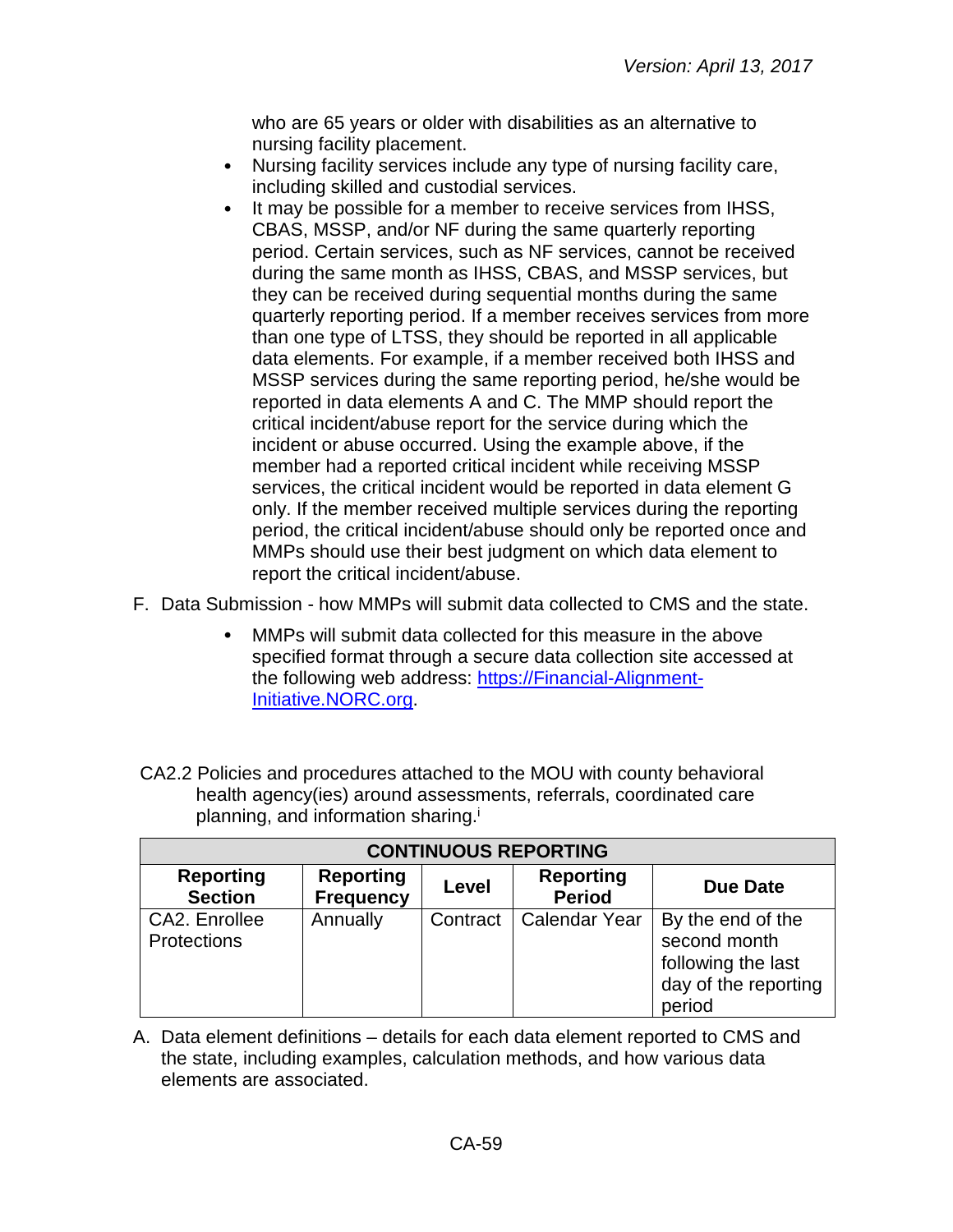who are 65 years or older with disabilities as an alternative to nursing facility placement.

- Nursing facility services include any type of nursing facility care, including skilled and custodial services.
- It may be possible for a member to receive services from IHSS, CBAS, MSSP, and/or NF during the same quarterly reporting period. Certain services, such as NF services, cannot be received during the same month as IHSS, CBAS, and MSSP services, but they can be received during sequential months during the same quarterly reporting period. If a member receives services from more than one type of LTSS, they should be reported in all applicable data elements. For example, if a member received both IHSS and MSSP services during the same reporting period, he/she would be reported in data elements A and C. The MMP should report the critical incident/abuse report for the service during which the incident or abuse occurred. Using the example above, if the member had a reported critical incident while receiving MSSP services, the critical incident would be reported in data element G only. If the member received multiple services during the reporting period, the critical incident/abuse should only be reported once and MMPs should use their best judgment on which data element to report the critical incident/abuse.

F. Data Submission - how MMPs will submit data collected to CMS and the state.

- MMPs will submit data collected for this measure in the above specified format through a secure data collection site accessed at the following web address: [https://Financial-Alignment-Initiative.NORC.org](https://Financial-Alignment-Initiative.NORC.org).

CA2.2 Policies and procedures attached to the MOU with county behavioral health agency(ies) around assessments, referrals, coordinated care planning, and information sharing.[i]

| CONTINUOUS REPORTING | | | | |
|---|---|---|---|---|
| **Reporting Section** | **Reporting Frequency** | **Level** | **Reporting Period** | **Due Date** |
| CA2. Enrollee Protections | Annually | Contract | Calendar Year | By the end of the second month following the last day of the reporting period |

A. Data element definitions – details for each data element reported to CMS and the state, including examples, calculation methods, and how various data elements are associated.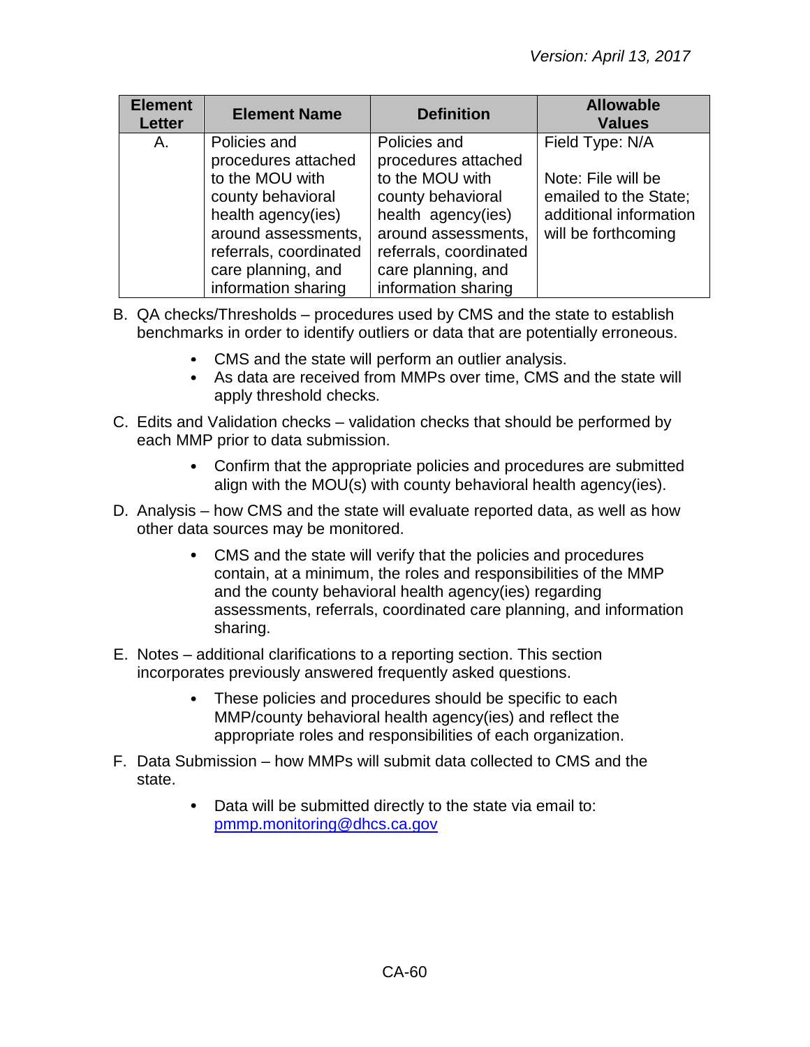| Element Letter | Element Name | Definition | Allowable Values |
|---|---|---|---|
| A. | Policies and procedures attached to the MOU with county behavioral health agency(ies) around assessments, referrals, coordinated care planning, and information sharing | Policies and procedures attached to the MOU with county behavioral health agency(ies) around assessments, referrals, coordinated care planning, and information sharing | Field Type: N/A<br><br>Note: File will be emailed to the State; additional information will be forthcoming |

B. QA checks/Thresholds – procedures used by CMS and the state to establish benchmarks in order to identify outliers or data that are potentially erroneous.

- CMS and the state will perform an outlier analysis.
- As data are received from MMPs over time, CMS and the state will apply threshold checks.

C. Edits and Validation checks – validation checks that should be performed by each MMP prior to data submission.

- Confirm that the appropriate policies and procedures are submitted align with the MOU(s) with county behavioral health agency(ies).

D. Analysis – how CMS and the state will evaluate reported data, as well as how other data sources may be monitored.

- CMS and the state will verify that the policies and procedures contain, at a minimum, the roles and responsibilities of the MMP and the county behavioral health agency(ies) regarding assessments, referrals, coordinated care planning, and information sharing.

E. Notes – additional clarifications to a reporting section. This section incorporates previously answered frequently asked questions.

- These policies and procedures should be specific to each MMP/county behavioral health agency(ies) and reflect the appropriate roles and responsibilities of each organization.

F. Data Submission – how MMPs will submit data collected to CMS and the state.

- Data will be submitted directly to the state via email to: pmmp.monitoring@dhcs.ca.gov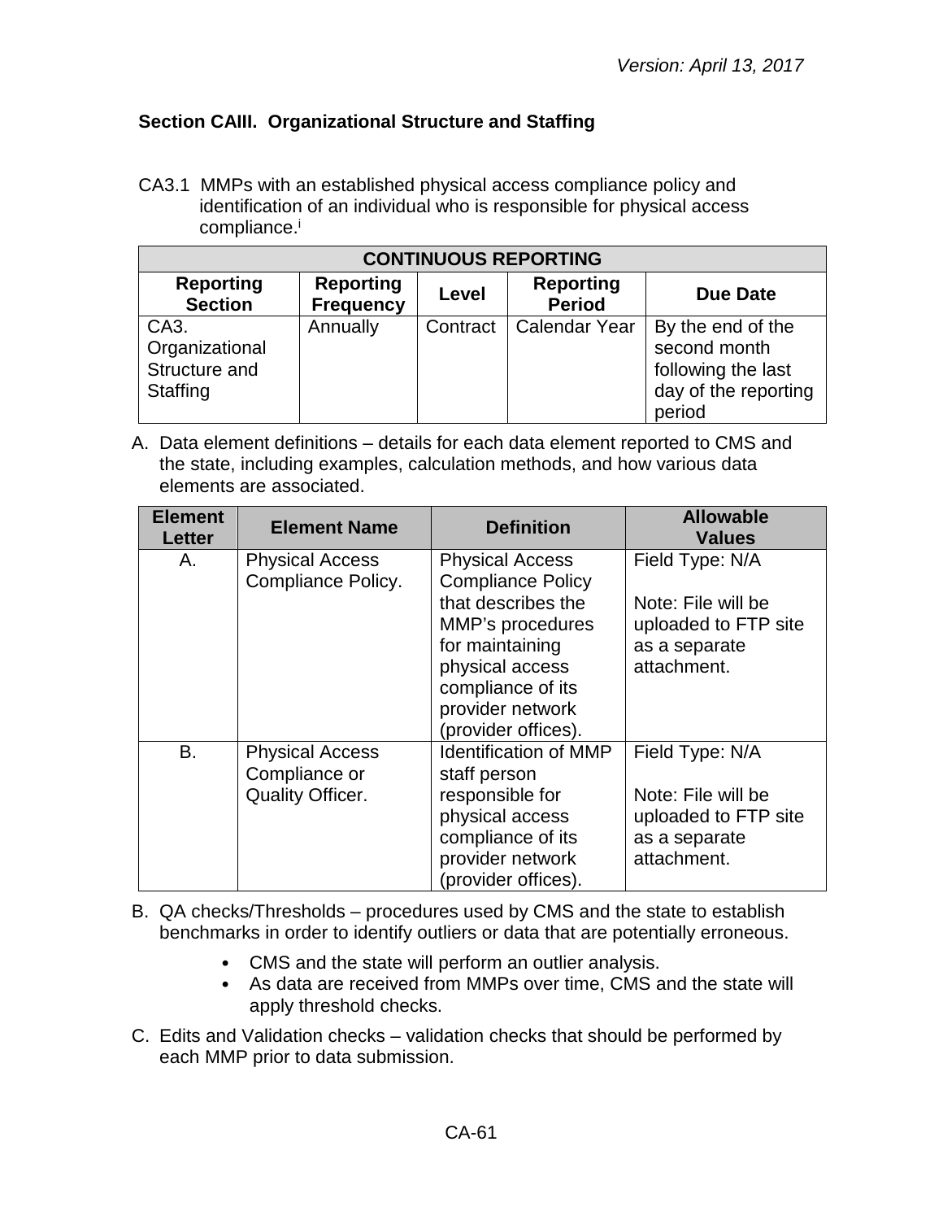### Section CAIII. Organizational Structure and Staffing

CA3.1 MMPs with an established physical access compliance policy and identification of an individual who is responsible for physical access compliance.[i]

| CONTINUOUS REPORTING | | | | |
|---|---|---|---|---|
| **Reporting Section** | **Reporting Frequency** | **Level** | **Reporting Period** | **Due Date** |
| CA3. Organizational Structure and Staffing | Annually | Contract | Calendar Year | By the end of the second month following the last day of the reporting period |

A. Data element definitions – details for each data element reported to CMS and the state, including examples, calculation methods, and how various data elements are associated.

| Element Letter | Element Name | Definition | Allowable Values |
|---|---|---|---|
| A. | Physical Access Compliance Policy. | Physical Access Compliance Policy that describes the MMP's procedures for maintaining physical access compliance of its provider network (provider offices). | Field Type: N/A<br><br>Note: File will be uploaded to FTP site as a separate attachment. |
| B. | Physical Access Compliance or Quality Officer. | Identification of MMP staff person responsible for physical access compliance of its provider network (provider offices). | Field Type: N/A<br><br>Note: File will be uploaded to FTP site as a separate attachment. |

B. QA checks/Thresholds – procedures used by CMS and the state to establish benchmarks in order to identify outliers or data that are potentially erroneous.

- CMS and the state will perform an outlier analysis.
- As data are received from MMPs over time, CMS and the state will apply threshold checks.

C. Edits and Validation checks – validation checks that should be performed by each MMP prior to data submission.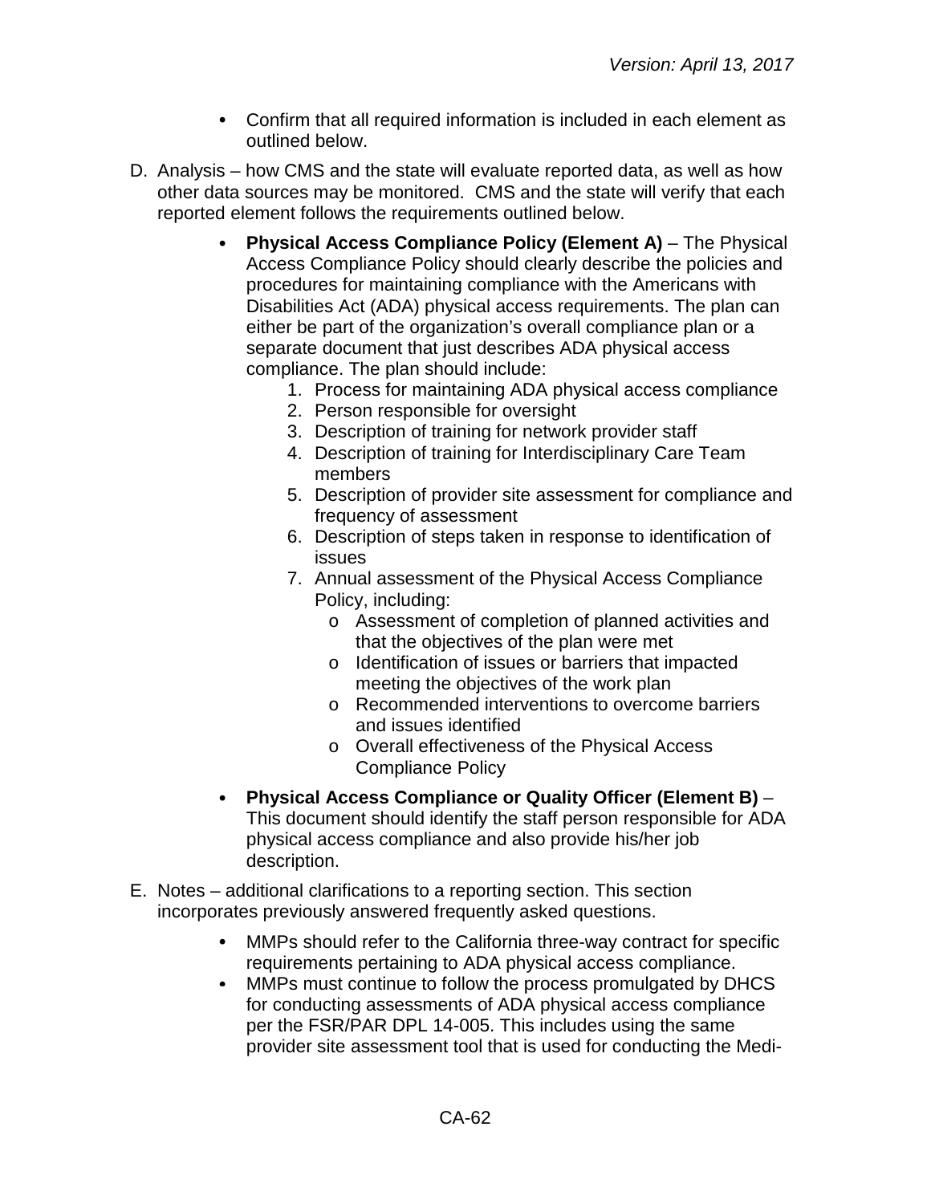- Confirm that all required information is included in each element as outlined below.

D. Analysis – how CMS and the state will evaluate reported data, as well as how other data sources may be monitored. CMS and the state will verify that each reported element follows the requirements outlined below.

  - **Physical Access Compliance Policy (Element A)** – The Physical Access Compliance Policy should clearly describe the policies and procedures for maintaining compliance with the Americans with Disabilities Act (ADA) physical access requirements. The plan can either be part of the organization's overall compliance plan or a separate document that just describes ADA physical access compliance. The plan should include:
    1. Process for maintaining ADA physical access compliance
    2. Person responsible for oversight
    3. Description of training for network provider staff
    4. Description of training for Interdisciplinary Care Team members
    5. Description of provider site assessment for compliance and frequency of assessment
    6. Description of steps taken in response to identification of issues
    7. Annual assessment of the Physical Access Compliance Policy, including:
       - Assessment of completion of planned activities and that the objectives of the plan were met
       - Identification of issues or barriers that impacted meeting the objectives of the work plan
       - Recommended interventions to overcome barriers and issues identified
       - Overall effectiveness of the Physical Access Compliance Policy
  - **Physical Access Compliance or Quality Officer (Element B)** – This document should identify the staff person responsible for ADA physical access compliance and also provide his/her job description.

E. Notes – additional clarifications to a reporting section. This section incorporates previously answered frequently asked questions.

  - MMPs should refer to the California three-way contract for specific requirements pertaining to ADA physical access compliance.
  - MMPs must continue to follow the process promulgated by DHCS for conducting assessments of ADA physical access compliance per the FSR/PAR DPL 14-005. This includes using the same provider site assessment tool that is used for conducting the Medi-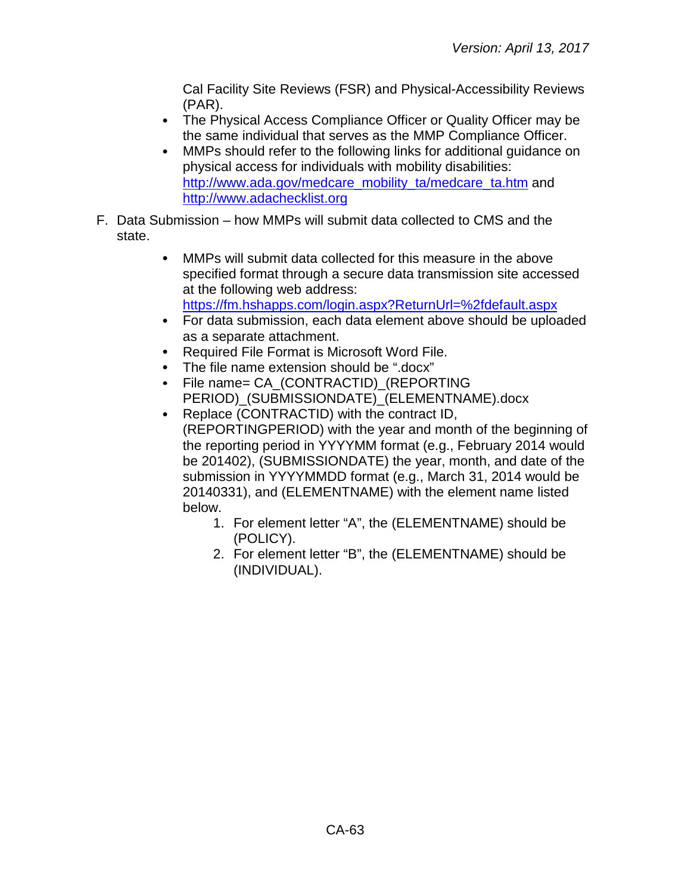Cal Facility Site Reviews (FSR) and Physical-Accessibility Reviews (PAR).

- The Physical Access Compliance Officer or Quality Officer may be the same individual that serves as the MMP Compliance Officer.
- MMPs should refer to the following links for additional guidance on physical access for individuals with mobility disabilities: [http://www.ada.gov/medcare_mobility_ta/medcare_ta.htm](http://www.ada.gov/medcare_mobility_ta/medcare_ta.htm) and [http://www.adachecklist.org](http://www.adachecklist.org)

F. Data Submission – how MMPs will submit data collected to CMS and the state.

- MMPs will submit data collected for this measure in the above specified format through a secure data transmission site accessed at the following web address: [https://fm.hshapps.com/login.aspx?ReturnUrl=%2fdefault.aspx](https://fm.hshapps.com/login.aspx?ReturnUrl=%2fdefault.aspx)
- For data submission, each data element above should be uploaded as a separate attachment.
- Required File Format is Microsoft Word File.
- The file name extension should be ".docx"
- File name= CA_(CONTRACTID)_(REPORTING PERIOD)_(SUBMISSIONDATE)_(ELEMENTNAME).docx
- Replace (CONTRACTID) with the contract ID, (REPORTINGPERIOD) with the year and month of the beginning of the reporting period in YYYYMM format (e.g., February 2014 would be 201402), (SUBMISSIONDATE) the year, month, and date of the submission in YYYYMMDD format (e.g., March 31, 2014 would be 20140331), and (ELEMENTNAME) with the element name listed below.
  1. For element letter "A", the (ELEMENTNAME) should be (POLICY).
  2. For element letter "B", the (ELEMENTNAME) should be (INDIVIDUAL).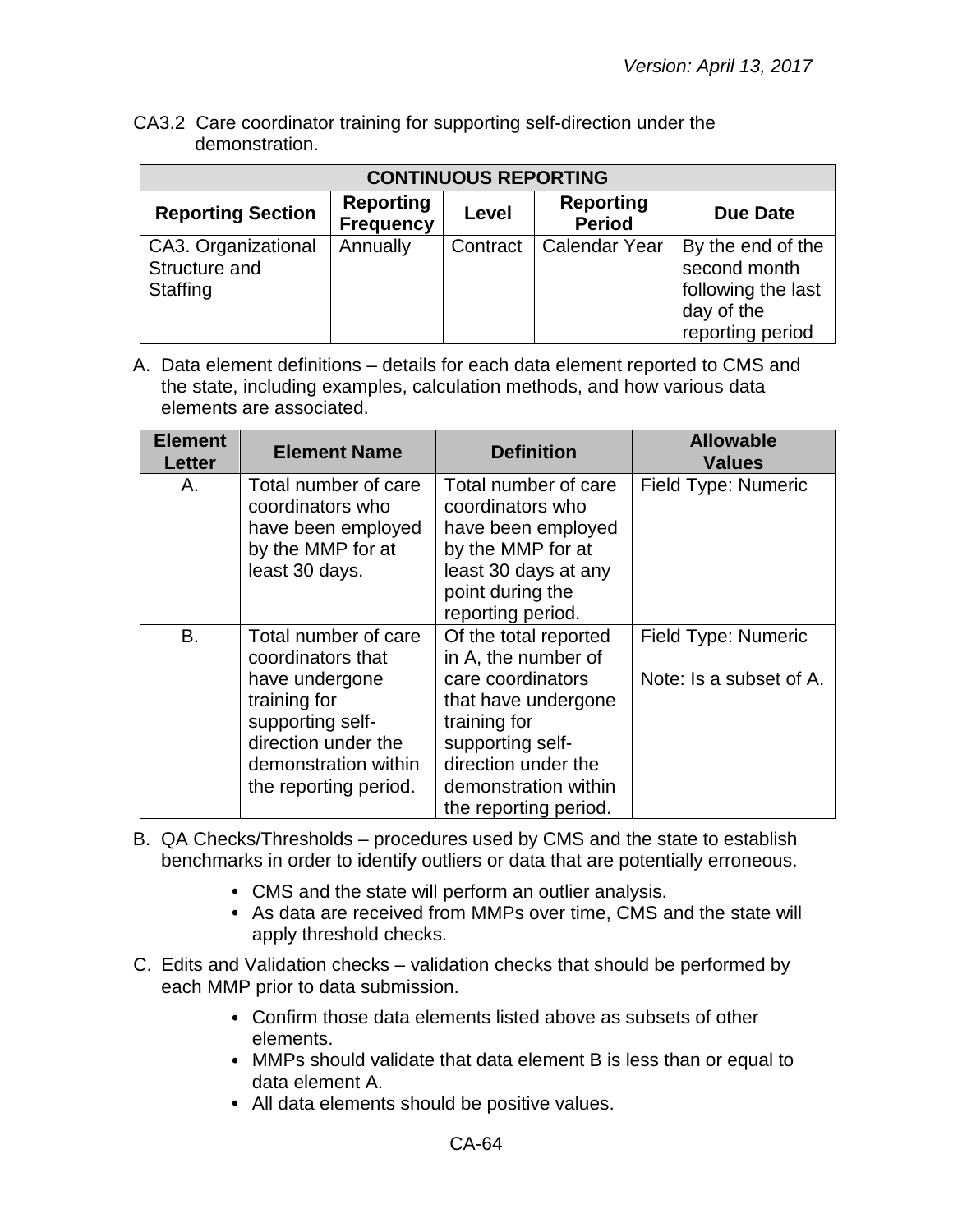CA3.2 Care coordinator training for supporting self-direction under the demonstration.

| CONTINUOUS REPORTING | | | | |
|---|---|---|---|---|
| **Reporting Section** | **Reporting Frequency** | **Level** | **Reporting Period** | **Due Date** |
| CA3. Organizational Structure and Staffing | Annually | Contract | Calendar Year | By the end of the second month following the last day of the reporting period |

A. Data element definitions – details for each data element reported to CMS and the state, including examples, calculation methods, and how various data elements are associated.

| Element Letter | Element Name | Definition | Allowable Values |
|---|---|---|---|
| A. | Total number of care coordinators who have been employed by the MMP for at least 30 days. | Total number of care coordinators who have been employed by the MMP for at least 30 days at any point during the reporting period. | Field Type: Numeric |
| B. | Total number of care coordinators that have undergone training for supporting self-direction under the demonstration within the reporting period. | Of the total reported in A, the number of care coordinators that have undergone training for supporting self-direction under the demonstration within the reporting period. | Field Type: Numeric<br><br>Note: Is a subset of A. |

B. QA Checks/Thresholds – procedures used by CMS and the state to establish benchmarks in order to identify outliers or data that are potentially erroneous.

- CMS and the state will perform an outlier analysis.
- As data are received from MMPs over time, CMS and the state will apply threshold checks.

C. Edits and Validation checks – validation checks that should be performed by each MMP prior to data submission.

- Confirm those data elements listed above as subsets of other elements.
- MMPs should validate that data element B is less than or equal to data element A.
- All data elements should be positive values.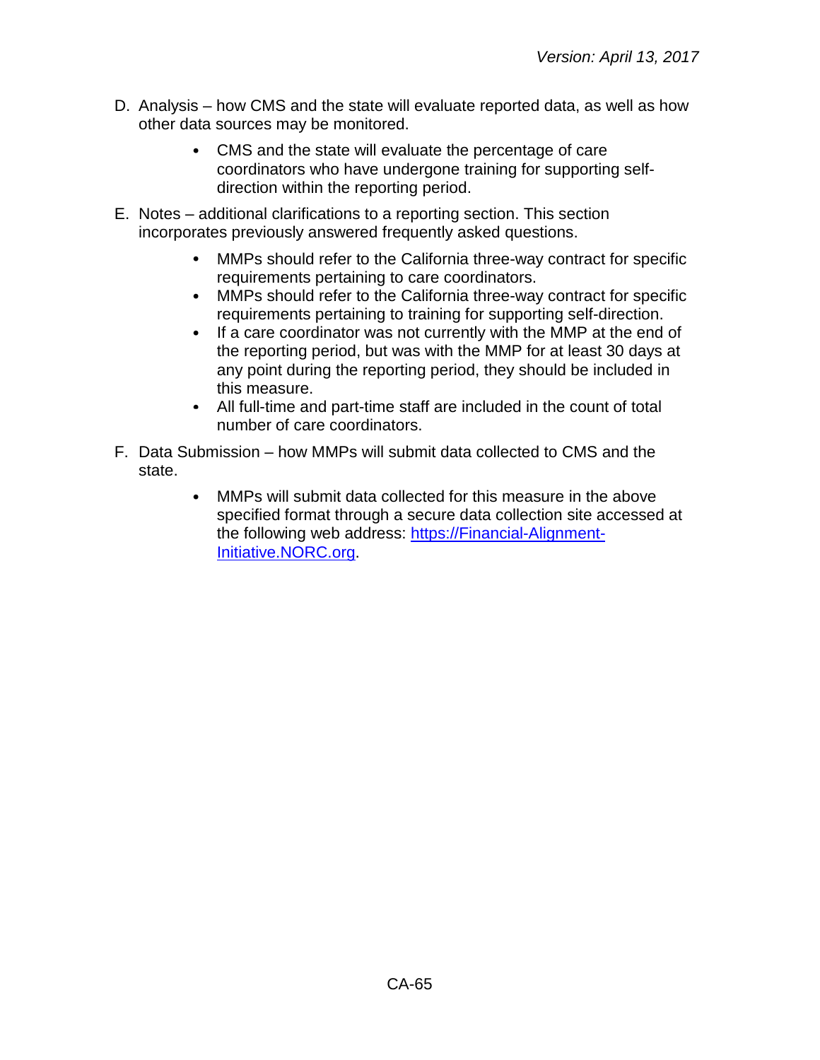D. Analysis – how CMS and the state will evaluate reported data, as well as how other data sources may be monitored.

- CMS and the state will evaluate the percentage of care coordinators who have undergone training for supporting self-direction within the reporting period.

E. Notes – additional clarifications to a reporting section. This section incorporates previously answered frequently asked questions.

- MMPs should refer to the California three-way contract for specific requirements pertaining to care coordinators.
- MMPs should refer to the California three-way contract for specific requirements pertaining to training for supporting self-direction.
- If a care coordinator was not currently with the MMP at the end of the reporting period, but was with the MMP for at least 30 days at any point during the reporting period, they should be included in this measure.
- All full-time and part-time staff are included in the count of total number of care coordinators.

F. Data Submission – how MMPs will submit data collected to CMS and the state.

- MMPs will submit data collected for this measure in the above specified format through a secure data collection site accessed at the following web address: [https://Financial-Alignment-Initiative.NORC.org](https://Financial-Alignment-Initiative.NORC.org).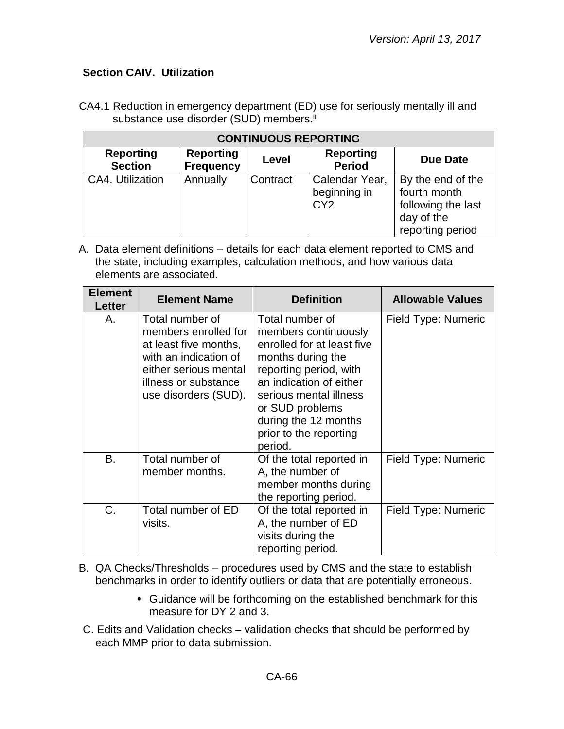### Section CAIV. Utilization

CA4.1 Reduction in emergency department (ED) use for seriously mentally ill and substance use disorder (SUD) members.[ii]

| CONTINUOUS REPORTING | | | | |
|---|---|---|---|---|
| **Reporting Section** | **Reporting Frequency** | **Level** | **Reporting Period** | **Due Date** |
| CA4. Utilization | Annually | Contract | Calendar Year, beginning in CY2 | By the end of the fourth month following the last day of the reporting period |

A. Data element definitions – details for each data element reported to CMS and the state, including examples, calculation methods, and how various data elements are associated.

| Element Letter | Element Name | Definition | Allowable Values |
|---|---|---|---|
| A. | Total number of members enrolled for at least five months, with an indication of either serious mental illness or substance use disorders (SUD). | Total number of members continuously enrolled for at least five months during the reporting period, with an indication of either serious mental illness or SUD problems during the 12 months prior to the reporting period. | Field Type: Numeric |
| B. | Total number of member months. | Of the total reported in A, the number of member months during the reporting period. | Field Type: Numeric |
| C. | Total number of ED visits. | Of the total reported in A, the number of ED visits during the reporting period. | Field Type: Numeric |

B. QA Checks/Thresholds – procedures used by CMS and the state to establish benchmarks in order to identify outliers or data that are potentially erroneous.

- Guidance will be forthcoming on the established benchmark for this measure for DY 2 and 3.

C. Edits and Validation checks – validation checks that should be performed by each MMP prior to data submission.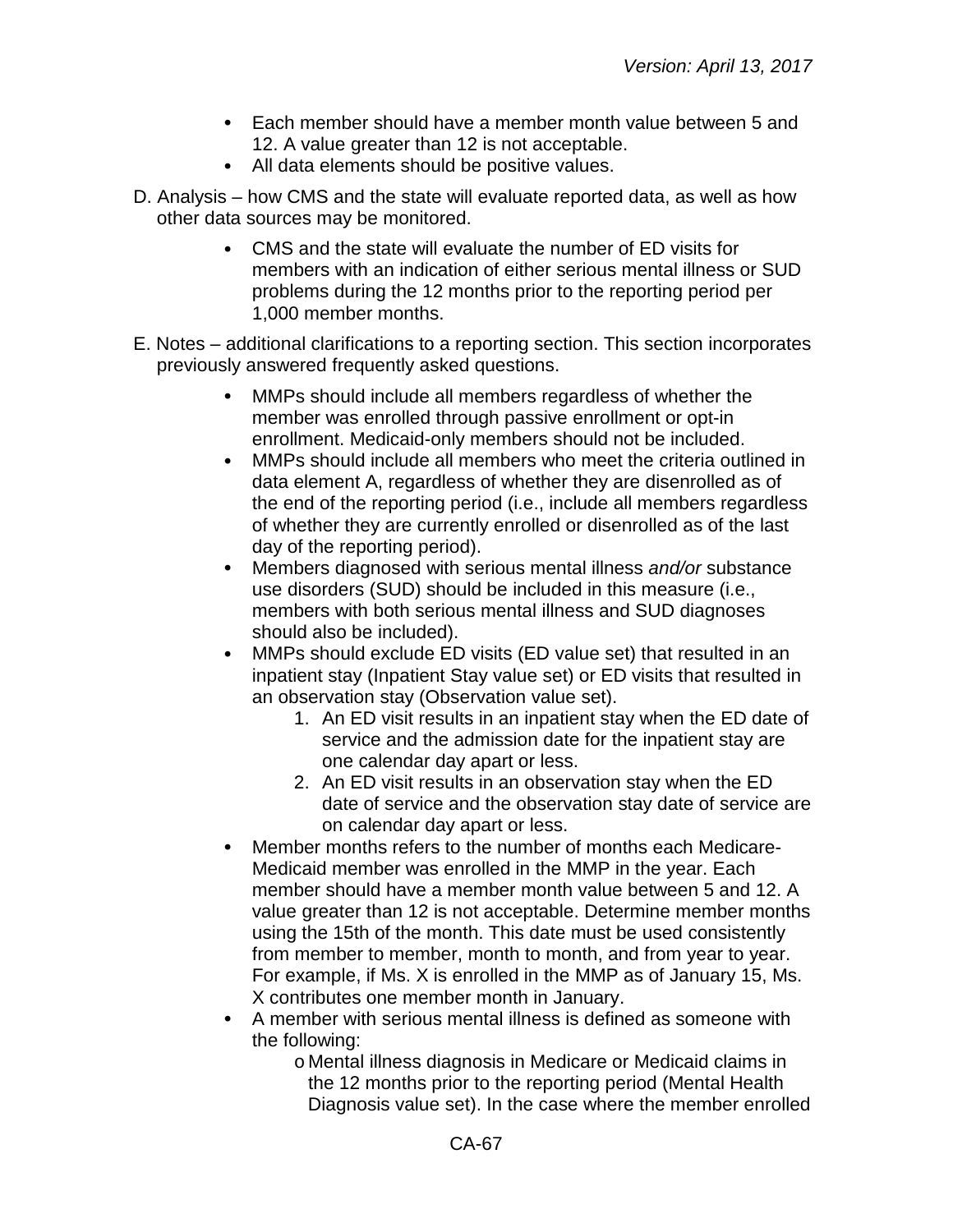- Each member should have a member month value between 5 and 12. A value greater than 12 is not acceptable.
- All data elements should be positive values.

D. Analysis – how CMS and the state will evaluate reported data, as well as how other data sources may be monitored.

- CMS and the state will evaluate the number of ED visits for members with an indication of either serious mental illness or SUD problems during the 12 months prior to the reporting period per 1,000 member months.

E. Notes – additional clarifications to a reporting section. This section incorporates previously answered frequently asked questions.

- MMPs should include all members regardless of whether the member was enrolled through passive enrollment or opt-in enrollment. Medicaid-only members should not be included.
- MMPs should include all members who meet the criteria outlined in data element A, regardless of whether they are disenrolled as of the end of the reporting period (i.e., include all members regardless of whether they are currently enrolled or disenrolled as of the last day of the reporting period).
- Members diagnosed with serious mental illness *and/or* substance use disorders (SUD) should be included in this measure (i.e., members with both serious mental illness and SUD diagnoses should also be included).
- MMPs should exclude ED visits (ED value set) that resulted in an inpatient stay (Inpatient Stay value set) or ED visits that resulted in an observation stay (Observation value set).
  1. An ED visit results in an inpatient stay when the ED date of service and the admission date for the inpatient stay are one calendar day apart or less.
  2. An ED visit results in an observation stay when the ED date of service and the observation stay date of service are on calendar day apart or less.
- Member months refers to the number of months each Medicare-Medicaid member was enrolled in the MMP in the year. Each member should have a member month value between 5 and 12. A value greater than 12 is not acceptable. Determine member months using the 15th of the month. This date must be used consistently from member to member, month to month, and from year to year. For example, if Ms. X is enrolled in the MMP as of January 15, Ms. X contributes one member month in January.
- A member with serious mental illness is defined as someone with the following:
  - Mental illness diagnosis in Medicare or Medicaid claims in the 12 months prior to the reporting period (Mental Health Diagnosis value set). In the case where the member enrolled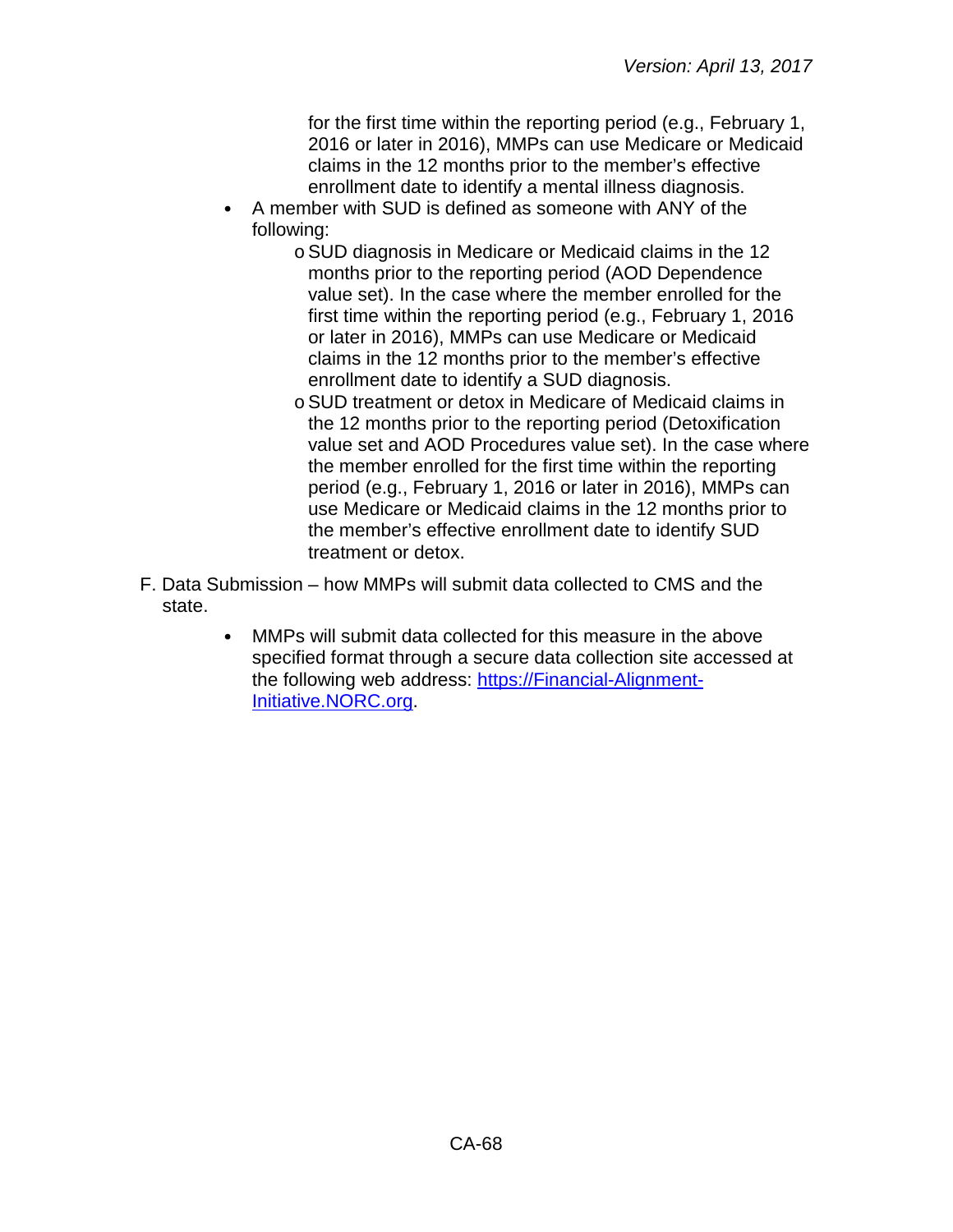for the first time within the reporting period (e.g., February 1, 2016 or later in 2016), MMPs can use Medicare or Medicaid claims in the 12 months prior to the member's effective enrollment date to identify a mental illness diagnosis.

- A member with SUD is defined as someone with ANY of the following:
  - SUD diagnosis in Medicare or Medicaid claims in the 12 months prior to the reporting period (AOD Dependence value set). In the case where the member enrolled for the first time within the reporting period (e.g., February 1, 2016 or later in 2016), MMPs can use Medicare or Medicaid claims in the 12 months prior to the member's effective enrollment date to identify a SUD diagnosis.
  - SUD treatment or detox in Medicare of Medicaid claims in the 12 months prior to the reporting period (Detoxification value set and AOD Procedures value set). In the case where the member enrolled for the first time within the reporting period (e.g., February 1, 2016 or later in 2016), MMPs can use Medicare or Medicaid claims in the 12 months prior to the member's effective enrollment date to identify SUD treatment or detox.

F. Data Submission – how MMPs will submit data collected to CMS and the state.

- MMPs will submit data collected for this measure in the above specified format through a secure data collection site accessed at the following web address: [https://Financial-Alignment-Initiative.NORC.org](https://Financial-Alignment-Initiative.NORC.org).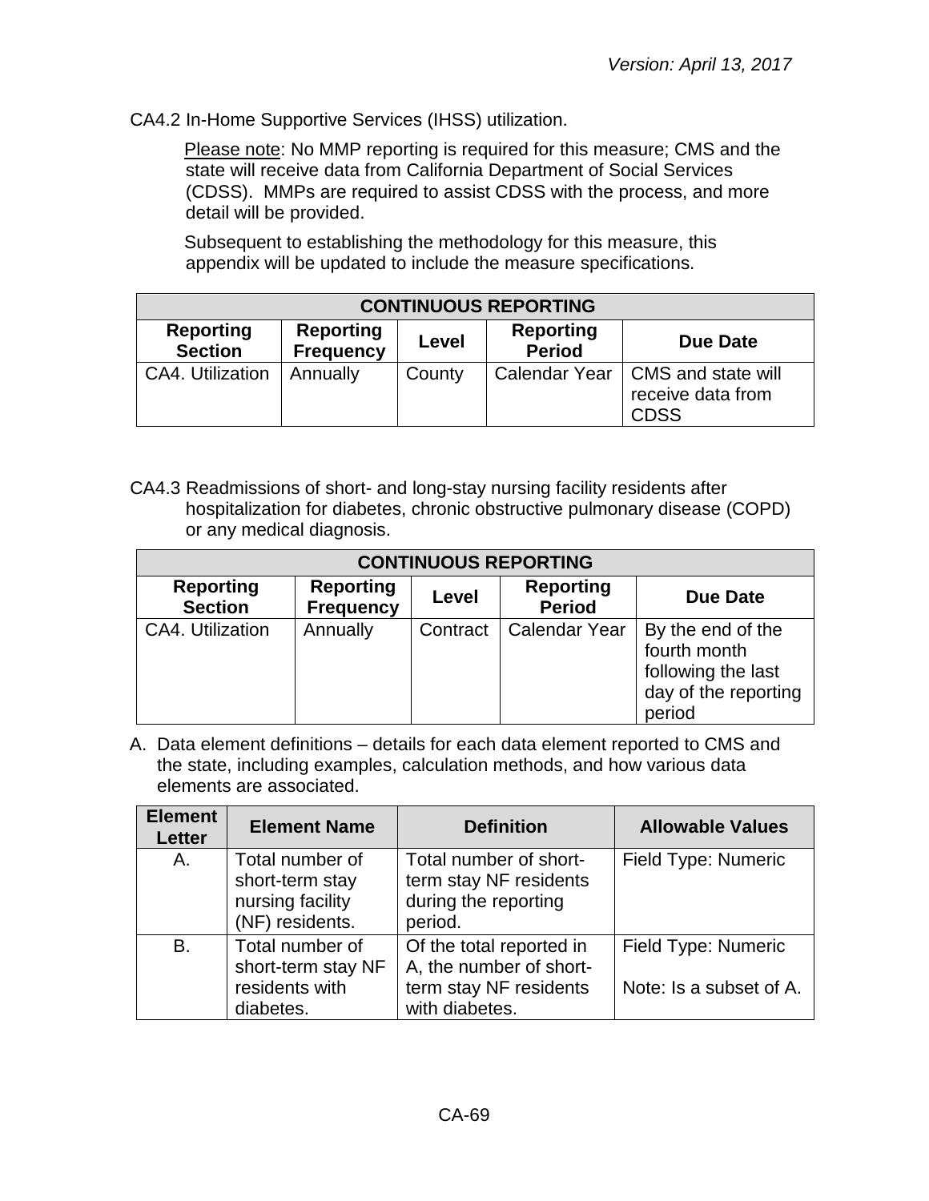CA4.2 In-Home Supportive Services (IHSS) utilization.

Please note: No MMP reporting is required for this measure; CMS and the state will receive data from California Department of Social Services (CDSS). MMPs are required to assist CDSS with the process, and more detail will be provided.

Subsequent to establishing the methodology for this measure, this appendix will be updated to include the measure specifications.

| CONTINUOUS REPORTING | | | | |
|---|---|---|---|---|
| **Reporting Section** | **Reporting Frequency** | **Level** | **Reporting Period** | **Due Date** |
| CA4. Utilization | Annually | County | Calendar Year | CMS and state will receive data from CDSS |

CA4.3 Readmissions of short- and long-stay nursing facility residents after hospitalization for diabetes, chronic obstructive pulmonary disease (COPD) or any medical diagnosis.

| CONTINUOUS REPORTING | | | | |
|---|---|---|---|---|
| **Reporting Section** | **Reporting Frequency** | **Level** | **Reporting Period** | **Due Date** |
| CA4. Utilization | Annually | Contract | Calendar Year | By the end of the fourth month following the last day of the reporting period |

A. Data element definitions – details for each data element reported to CMS and the state, including examples, calculation methods, and how various data elements are associated.

| Element Letter | Element Name | Definition | Allowable Values |
|---|---|---|---|
| A. | Total number of short-term stay nursing facility (NF) residents. | Total number of short-term stay NF residents during the reporting period. | Field Type: Numeric |
| B. | Total number of short-term stay NF residents with diabetes. | Of the total reported in A, the number of short-term stay NF residents with diabetes. | Field Type: Numeric<br><br>Note: Is a subset of A. |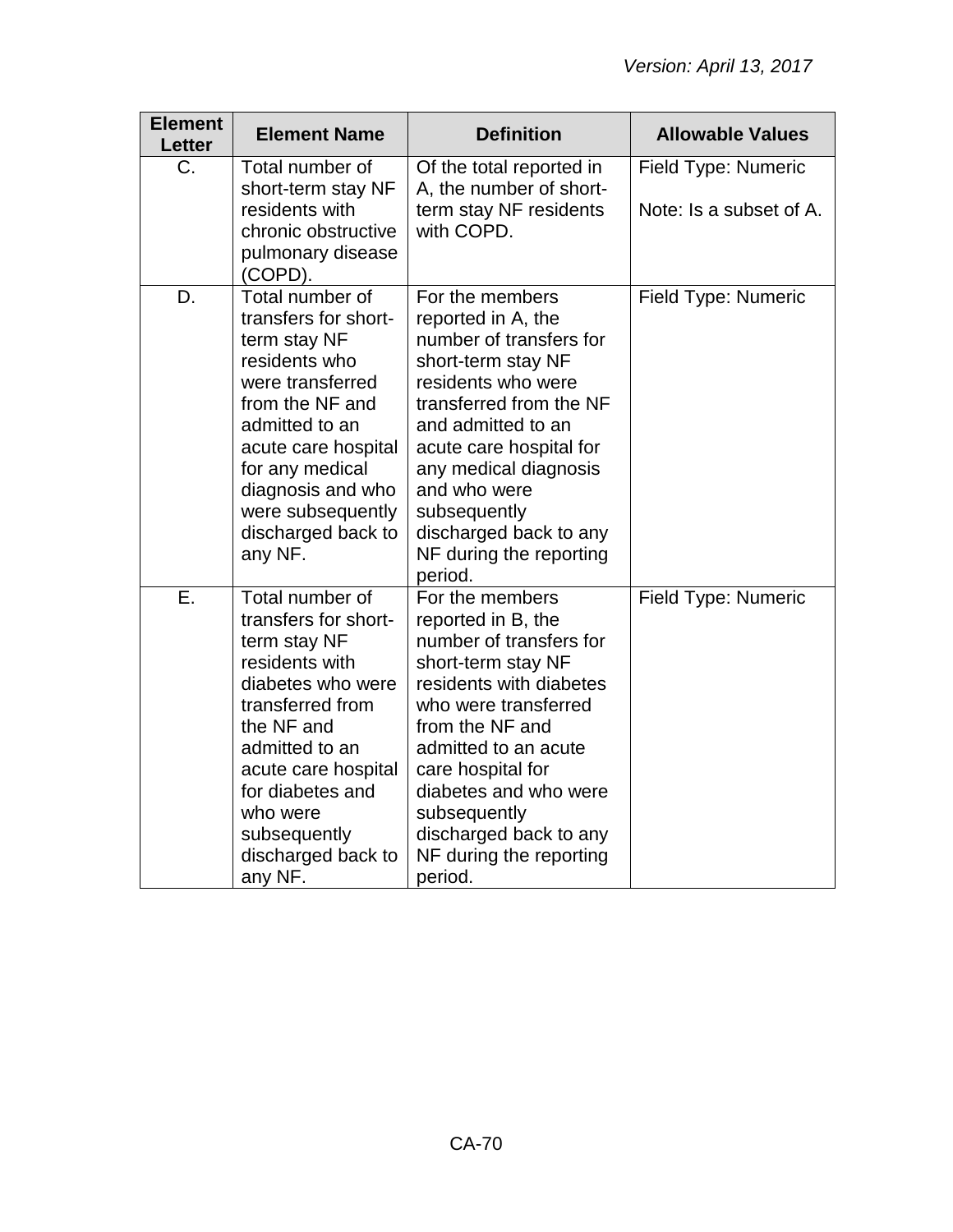| Element Letter | Element Name | Definition | Allowable Values |
|---|---|---|---|
| C. | Total number of short-term stay NF residents with chronic obstructive pulmonary disease (COPD). | Of the total reported in A, the number of short-term stay NF residents with COPD. | Field Type: Numeric<br><br>Note: Is a subset of A. |
| D. | Total number of transfers for short-term stay NF residents who were transferred from the NF and admitted to an acute care hospital for any medical diagnosis and who were subsequently discharged back to any NF. | For the members reported in A, the number of transfers for short-term stay NF residents who were transferred from the NF and admitted to an acute care hospital for any medical diagnosis and who were subsequently discharged back to any NF during the reporting period. | Field Type: Numeric |
| E. | Total number of transfers for short-term stay NF residents with diabetes who were transferred from the NF and admitted to an acute care hospital for diabetes and who were subsequently discharged back to any NF. | For the members reported in B, the number of transfers for short-term stay NF residents with diabetes who were transferred from the NF and admitted to an acute care hospital for diabetes and who were subsequently discharged back to any NF during the reporting period. | Field Type: Numeric |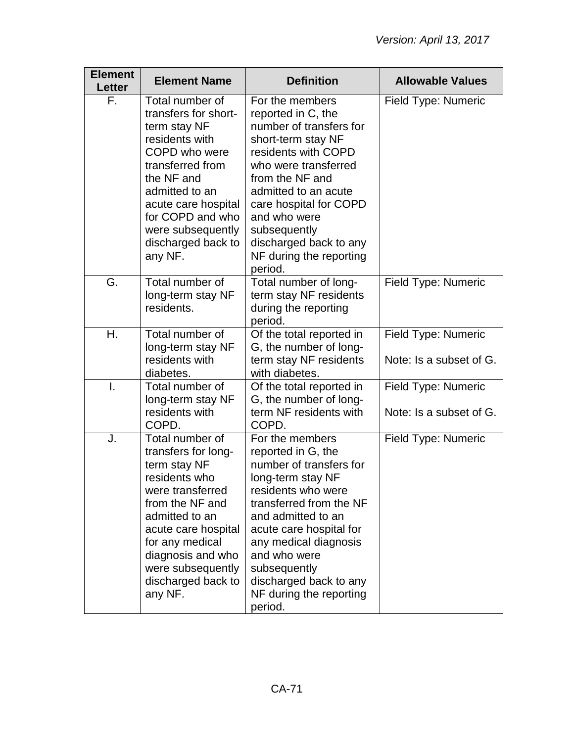| Element Letter | Element Name | Definition | Allowable Values |
|---|---|---|---|
| F. | Total number of transfers for short-term stay NF residents with COPD who were transferred from the NF and admitted to an acute care hospital for COPD and who were subsequently discharged back to any NF. | For the members reported in C, the number of transfers for short-term stay NF residents with COPD who were transferred from the NF and admitted to an acute care hospital for COPD and who were subsequently discharged back to any NF during the reporting period. | Field Type: Numeric |
| G. | Total number of long-term stay NF residents. | Total number of long-term stay NF residents during the reporting period. | Field Type: Numeric |
| H. | Total number of long-term stay NF residents with diabetes. | Of the total reported in G, the number of long-term stay NF residents with diabetes. | Field Type: Numeric<br><br>Note: Is a subset of G. |
| I. | Total number of long-term stay NF residents with COPD. | Of the total reported in G, the number of long-term NF residents with COPD. | Field Type: Numeric<br><br>Note: Is a subset of G. |
| J. | Total number of transfers for long-term stay NF residents who were transferred from the NF and admitted to an acute care hospital for any medical diagnosis and who were subsequently discharged back to any NF. | For the members reported in G, the number of transfers for long-term stay NF residents who were transferred from the NF and admitted to an acute care hospital for any medical diagnosis and who were subsequently discharged back to any NF during the reporting period. | Field Type: Numeric |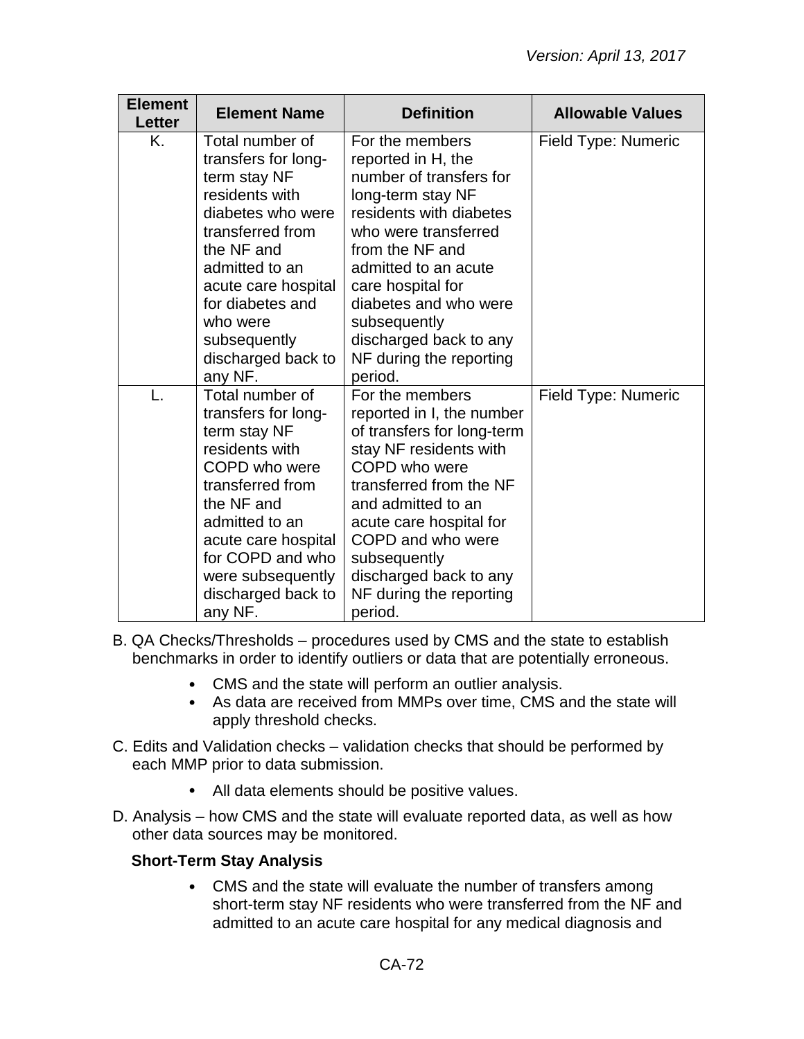| Element Letter | Element Name | Definition | Allowable Values |
|---|---|---|---|
| K. | Total number of transfers for long-term stay NF residents with diabetes who were transferred from the NF and admitted to an acute care hospital for diabetes and who were subsequently discharged back to any NF. | For the members reported in H, the number of transfers for long-term stay NF residents with diabetes who were transferred from the NF and admitted to an acute care hospital for diabetes and who were subsequently discharged back to any NF during the reporting period. | Field Type: Numeric |
| L. | Total number of transfers for long-term stay NF residents with COPD who were transferred from the NF and admitted to an acute care hospital for COPD and who were subsequently discharged back to any NF. | For the members reported in I, the number of transfers for long-term stay NF residents with COPD who were transferred from the NF and admitted to an acute care hospital for COPD and who were subsequently discharged back to any NF during the reporting period. | Field Type: Numeric |

B. QA Checks/Thresholds – procedures used by CMS and the state to establish benchmarks in order to identify outliers or data that are potentially erroneous.

- CMS and the state will perform an outlier analysis.
- As data are received from MMPs over time, CMS and the state will apply threshold checks.

C. Edits and Validation checks – validation checks that should be performed by each MMP prior to data submission.

- All data elements should be positive values.

D. Analysis – how CMS and the state will evaluate reported data, as well as how other data sources may be monitored.

**Short-Term Stay Analysis**

- CMS and the state will evaluate the number of transfers among short-term stay NF residents who were transferred from the NF and admitted to an acute care hospital for any medical diagnosis and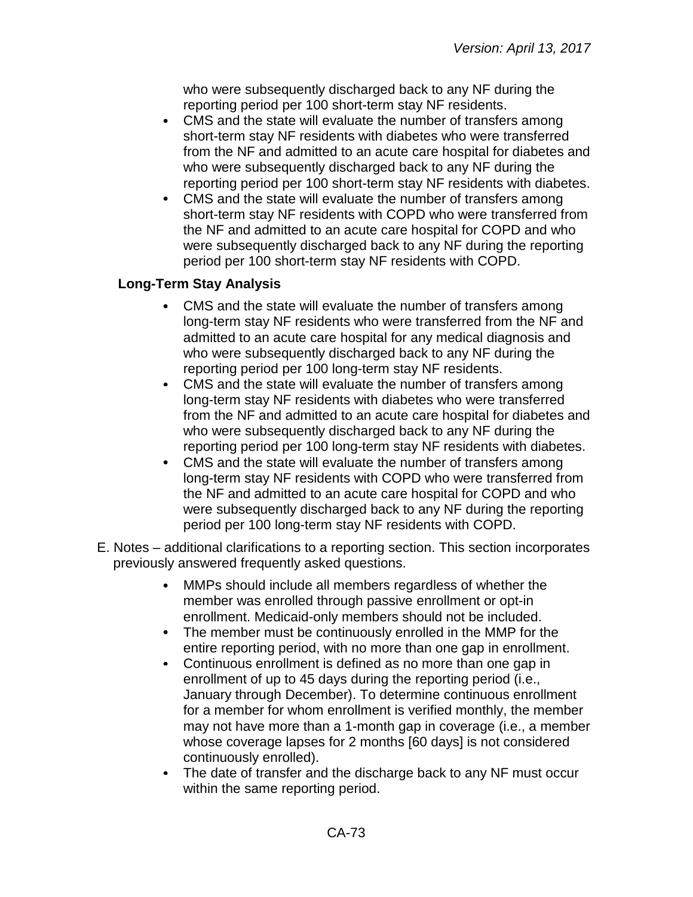who were subsequently discharged back to any NF during the reporting period per 100 short-term stay NF residents.

- CMS and the state will evaluate the number of transfers among short-term stay NF residents with diabetes who were transferred from the NF and admitted to an acute care hospital for diabetes and who were subsequently discharged back to any NF during the reporting period per 100 short-term stay NF residents with diabetes.
- CMS and the state will evaluate the number of transfers among short-term stay NF residents with COPD who were transferred from the NF and admitted to an acute care hospital for COPD and who were subsequently discharged back to any NF during the reporting period per 100 short-term stay NF residents with COPD.

**Long-Term Stay Analysis**

- CMS and the state will evaluate the number of transfers among long-term stay NF residents who were transferred from the NF and admitted to an acute care hospital for any medical diagnosis and who were subsequently discharged back to any NF during the reporting period per 100 long-term stay NF residents.
- CMS and the state will evaluate the number of transfers among long-term stay NF residents with diabetes who were transferred from the NF and admitted to an acute care hospital for diabetes and who were subsequently discharged back to any NF during the reporting period per 100 long-term stay NF residents with diabetes.
- CMS and the state will evaluate the number of transfers among long-term stay NF residents with COPD who were transferred from the NF and admitted to an acute care hospital for COPD and who were subsequently discharged back to any NF during the reporting period per 100 long-term stay NF residents with COPD.

E. Notes – additional clarifications to a reporting section. This section incorporates previously answered frequently asked questions.

- MMPs should include all members regardless of whether the member was enrolled through passive enrollment or opt-in enrollment. Medicaid-only members should not be included.
- The member must be continuously enrolled in the MMP for the entire reporting period, with no more than one gap in enrollment.
- Continuous enrollment is defined as no more than one gap in enrollment of up to 45 days during the reporting period (i.e., January through December). To determine continuous enrollment for a member for whom enrollment is verified monthly, the member may not have more than a 1-month gap in coverage (i.e., a member whose coverage lapses for 2 months [60 days] is not considered continuously enrolled).
- The date of transfer and the discharge back to any NF must occur within the same reporting period.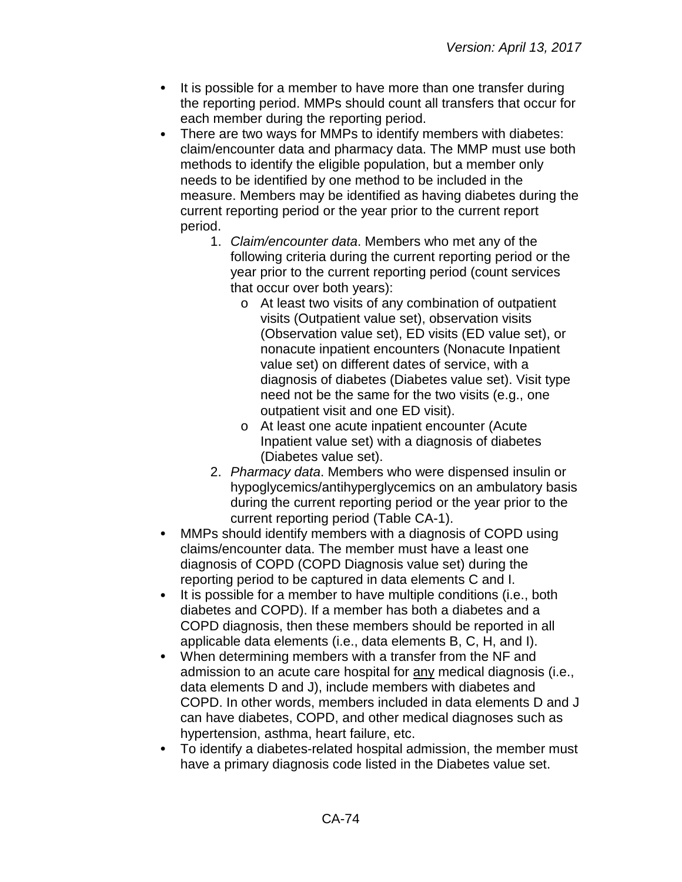- It is possible for a member to have more than one transfer during the reporting period. MMPs should count all transfers that occur for each member during the reporting period.
- There are two ways for MMPs to identify members with diabetes: claim/encounter data and pharmacy data. The MMP must use both methods to identify the eligible population, but a member only needs to be identified by one method to be included in the measure. Members may be identified as having diabetes during the current reporting period or the year prior to the current report period.
    1. *Claim/encounter data*. Members who met any of the following criteria during the current reporting period or the year prior to the current reporting period (count services that occur over both years):
        - At least two visits of any combination of outpatient visits (Outpatient value set), observation visits (Observation value set), ED visits (ED value set), or nonacute inpatient encounters (Nonacute Inpatient value set) on different dates of service, with a diagnosis of diabetes (Diabetes value set). Visit type need not be the same for the two visits (e.g., one outpatient visit and one ED visit).
        - At least one acute inpatient encounter (Acute Inpatient value set) with a diagnosis of diabetes (Diabetes value set).
    2. *Pharmacy data*. Members who were dispensed insulin or hypoglycemics/antihyperglycemics on an ambulatory basis during the current reporting period or the year prior to the current reporting period (Table CA-1).
- MMPs should identify members with a diagnosis of COPD using claims/encounter data. The member must have a least one diagnosis of COPD (COPD Diagnosis value set) during the reporting period to be captured in data elements C and I.
- It is possible for a member to have multiple conditions (i.e., both diabetes and COPD). If a member has both a diabetes and a COPD diagnosis, then these members should be reported in all applicable data elements (i.e., data elements B, C, H, and I).
- When determining members with a transfer from the NF and admission to an acute care hospital for <u>any</u> medical diagnosis (i.e., data elements D and J), include members with diabetes and COPD. In other words, members included in data elements D and J can have diabetes, COPD, and other medical diagnoses such as hypertension, asthma, heart failure, etc.
- To identify a diabetes-related hospital admission, the member must have a primary diagnosis code listed in the Diabetes value set.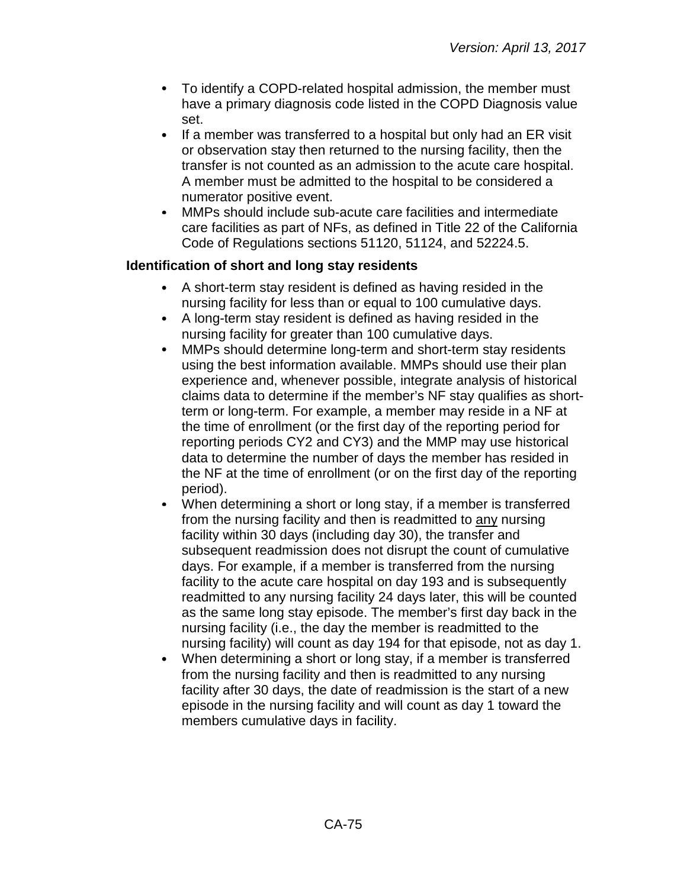- To identify a COPD-related hospital admission, the member must have a primary diagnosis code listed in the COPD Diagnosis value set.
- If a member was transferred to a hospital but only had an ER visit or observation stay then returned to the nursing facility, then the transfer is not counted as an admission to the acute care hospital. A member must be admitted to the hospital to be considered a numerator positive event.
- MMPs should include sub-acute care facilities and intermediate care facilities as part of NFs, as defined in Title 22 of the California Code of Regulations sections 51120, 51124, and 52224.5.

**Identification of short and long stay residents**

- A short-term stay resident is defined as having resided in the nursing facility for less than or equal to 100 cumulative days.
- A long-term stay resident is defined as having resided in the nursing facility for greater than 100 cumulative days.
- MMPs should determine long-term and short-term stay residents using the best information available. MMPs should use their plan experience and, whenever possible, integrate analysis of historical claims data to determine if the member's NF stay qualifies as short-term or long-term. For example, a member may reside in a NF at the time of enrollment (or the first day of the reporting period for reporting periods CY2 and CY3) and the MMP may use historical data to determine the number of days the member has resided in the NF at the time of enrollment (or on the first day of the reporting period).
- When determining a short or long stay, if a member is transferred from the nursing facility and then is readmitted to <u>any</u> nursing facility within 30 days (including day 30), the transfer and subsequent readmission does not disrupt the count of cumulative days. For example, if a member is transferred from the nursing facility to the acute care hospital on day 193 and is subsequently readmitted to any nursing facility 24 days later, this will be counted as the same long stay episode. The member's first day back in the nursing facility (i.e., the day the member is readmitted to the nursing facility) will count as day 194 for that episode, not as day 1.
- When determining a short or long stay, if a member is transferred from the nursing facility and then is readmitted to any nursing facility after 30 days, the date of readmission is the start of a new episode in the nursing facility and will count as day 1 toward the members cumulative days in facility.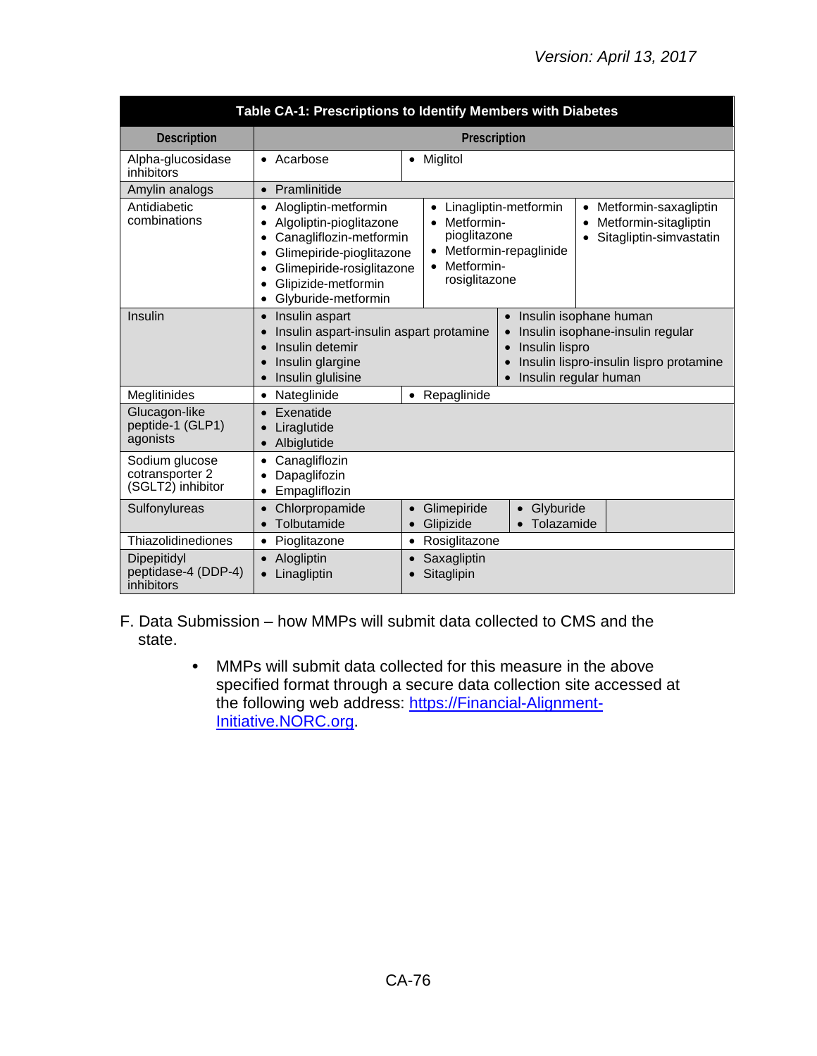**Table CA-1: Prescriptions to Identify Members with Diabetes**

| Description | Prescription |
|---|---|
| Alpha-glucosidase inhibitors | • Acarbose<br>• Miglitol |
| Amylin analogs | • Pramlinitide |
| Antidiabetic combinations | • Alogliptin-metformin<br>• Algoliptin-pioglitazone<br>• Canagliflozin-metformin<br>• Glimepiride-pioglitazone<br>• Glimepiride-rosiglitazone<br>• Glipizide-metformin<br>• Glyburide-metformin<br>• Linagliptin-metformin<br>• Metformin-pioglitazone<br>• Metformin-repaglinide<br>• Metformin-rosiglitazone<br>• Metformin-saxagliptin<br>• Metformin-sitagliptin<br>• Sitagliptin-simvastatin |
| Insulin | • Insulin aspart<br>• Insulin aspart-insulin aspart protamine<br>• Insulin detemir<br>• Insulin glargine<br>• Insulin glulisine<br>• Insulin isophane human<br>• Insulin isophane-insulin regular<br>• Insulin lispro<br>• Insulin lispro-insulin lispro protamine<br>• Insulin regular human |
| Meglitinides | • Nateglinide<br>• Repaglinide |
| Glucagon-like peptide-1 (GLP1) agonists | • Exenatide<br>• Liraglutide<br>• Albiglutide |
| Sodium glucose cotransporter 2 (SGLT2) inhibitor | • Canagliflozin<br>• Dapagliflozin<br>• Empagliflozin |
| Sulfonylureas | • Chlorpropamide<br>• Tolbutamide<br>• Glimepiride<br>• Glipizide<br>• Glyburide<br>• Tolazamide |
| Thiazolidinediones | • Pioglitazone<br>• Rosiglitazone |
| Dipepitidyl peptidase-4 (DDP-4) inhibitors | • Alogliptin<br>• Linagliptin<br>• Saxagliptin<br>• Sitaglipin |

F. Data Submission – how MMPs will submit data collected to CMS and the state.

- MMPs will submit data collected for this measure in the above specified format through a secure data collection site accessed at the following web address: [https://Financial-Alignment-Initiative.NORC.org](https://Financial-Alignment-Initiative.NORC.org).